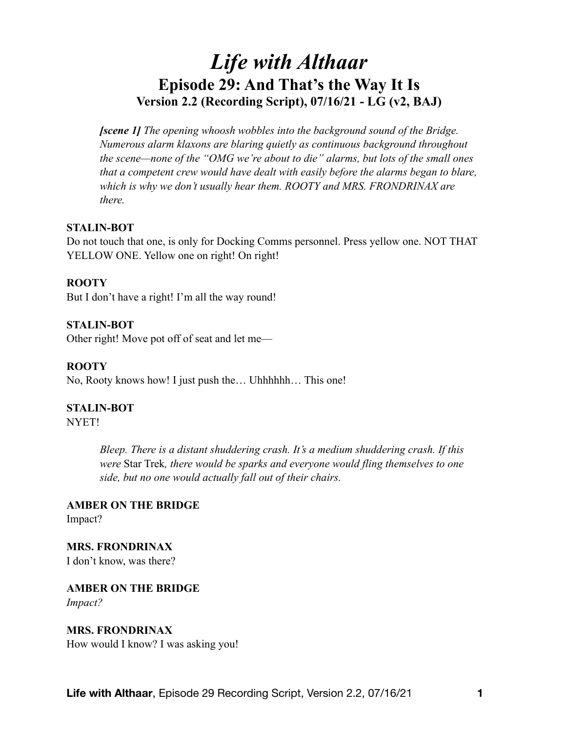# *Life with Althaar*

## Episode 29: And That's the Way It Is

### Version 2.2 (Recording Script), 07/16/21 - LG (v2, BAJ)

> ***[scene 1]*** *The opening whoosh wobbles into the background sound of the Bridge. Numerous alarm klaxons are blaring quietly as continuous background throughout the scene—none of the "OMG we're about to die" alarms, but lots of the small ones that a competent crew would have dealt with easily before the alarms began to blare, which is why we don't usually hear them. ROOTY and MRS. FRONDRINAX are there.*

**STALIN-BOT**
Do not touch that one, is only for Docking Comms personnel. Press yellow one. NOT THAT YELLOW ONE. Yellow one on right! On right!

**ROOTY**
But I don't have a right! I'm all the way round!

**STALIN-BOT**
Other right! Move pot off of seat and let me—

**ROOTY**
No, Rooty knows how! I just push the… Uhhhhhh… This one!

**STALIN-BOT**
NYET!

> *Bleep. There is a distant shuddering crash. It's a medium shuddering crash. If this were* Star Trek*, there would be sparks and everyone would fling themselves to one side, but no one would actually fall out of their chairs.*

**AMBER ON THE BRIDGE**
Impact?

**MRS. FRONDRINAX**
I don't know, was there?

**AMBER ON THE BRIDGE**
*Impact?*

**MRS. FRONDRINAX**
How would I know? I was asking you!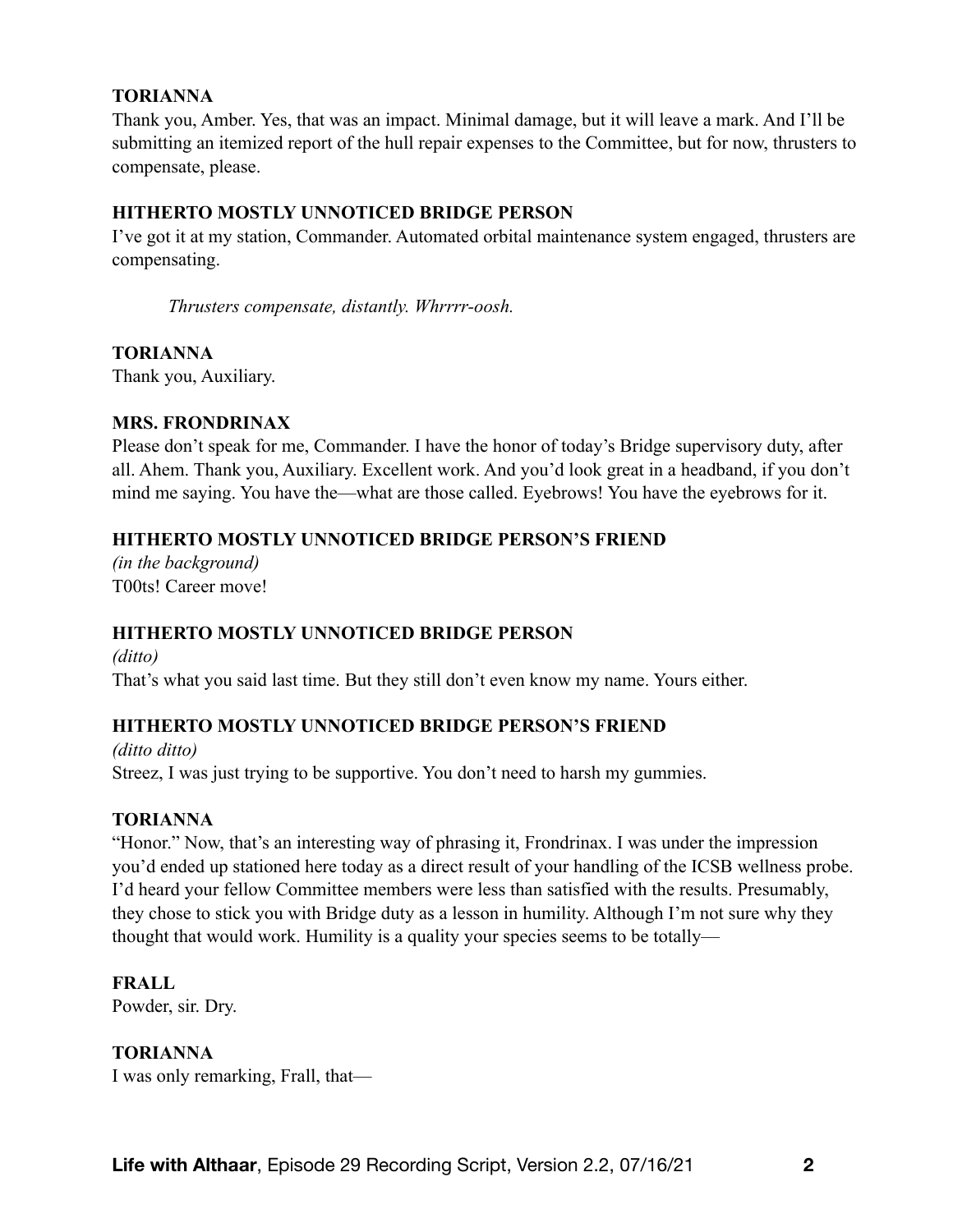**TORIANNA**
Thank you, Amber. Yes, that was an impact. Minimal damage, but it will leave a mark. And I'll be submitting an itemized report of the hull repair expenses to the Committee, but for now, thrusters to compensate, please.

**HITHERTO MOSTLY UNNOTICED BRIDGE PERSON**
I've got it at my station, Commander. Automated orbital maintenance system engaged, thrusters are compensating.

*Thrusters compensate, distantly. Whrrrr-oosh.*

**TORIANNA**
Thank you, Auxiliary.

**MRS. FRONDRINAX**
Please don't speak for me, Commander. I have the honor of today's Bridge supervisory duty, after all. Ahem. Thank you, Auxiliary. Excellent work. And you'd look great in a headband, if you don't mind me saying. You have the—what are those called. Eyebrows! You have the eyebrows for it.

**HITHERTO MOSTLY UNNOTICED BRIDGE PERSON'S FRIEND**
*(in the background)*
T00ts! Career move!

**HITHERTO MOSTLY UNNOTICED BRIDGE PERSON**
*(ditto)*
That's what you said last time. But they still don't even know my name. Yours either.

**HITHERTO MOSTLY UNNOTICED BRIDGE PERSON'S FRIEND**
*(ditto ditto)*
Streez, I was just trying to be supportive. You don't need to harsh my gummies.

**TORIANNA**
"Honor." Now, that's an interesting way of phrasing it, Frondrinax. I was under the impression you'd ended up stationed here today as a direct result of your handling of the ICSB wellness probe. I'd heard your fellow Committee members were less than satisfied with the results. Presumably, they chose to stick you with Bridge duty as a lesson in humility. Although I'm not sure why they thought that would work. Humility is a quality your species seems to be totally—

**FRALL**
Powder, sir. Dry.

**TORIANNA**
I was only remarking, Frall, that—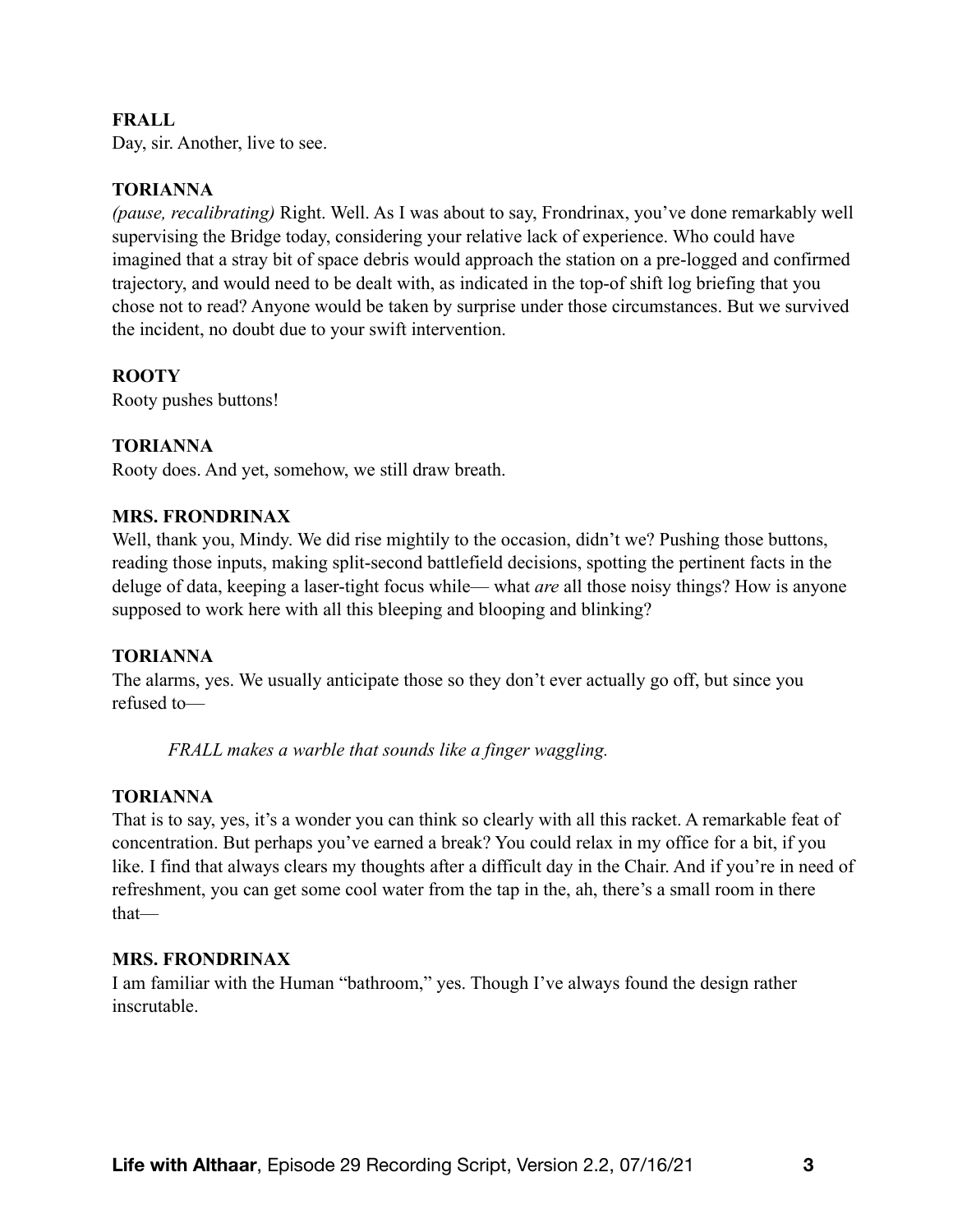**FRALL**
Day, sir. Another, live to see.

**TORIANNA**
*(pause, recalibrating)* Right. Well. As I was about to say, Frondrinax, you've done remarkably well supervising the Bridge today, considering your relative lack of experience. Who could have imagined that a stray bit of space debris would approach the station on a pre-logged and confirmed trajectory, and would need to be dealt with, as indicated in the top-of shift log briefing that you chose not to read? Anyone would be taken by surprise under those circumstances. But we survived the incident, no doubt due to your swift intervention.

**ROOTY**
Rooty pushes buttons!

**TORIANNA**
Rooty does. And yet, somehow, we still draw breath.

**MRS. FRONDRINAX**
Well, thank you, Mindy. We did rise mightily to the occasion, didn't we? Pushing those buttons, reading those inputs, making split-second battlefield decisions, spotting the pertinent facts in the deluge of data, keeping a laser-tight focus while— what *are* all those noisy things? How is anyone supposed to work here with all this bleeping and blooping and blinking?

**TORIANNA**
The alarms, yes. We usually anticipate those so they don't ever actually go off, but since you refused to—

*FRALL makes a warble that sounds like a finger waggling.*

**TORIANNA**
That is to say, yes, it's a wonder you can think so clearly with all this racket. A remarkable feat of concentration. But perhaps you've earned a break? You could relax in my office for a bit, if you like. I find that always clears my thoughts after a difficult day in the Chair. And if you're in need of refreshment, you can get some cool water from the tap in the, ah, there's a small room in there that—

**MRS. FRONDRINAX**
I am familiar with the Human "bathroom," yes. Though I've always found the design rather inscrutable.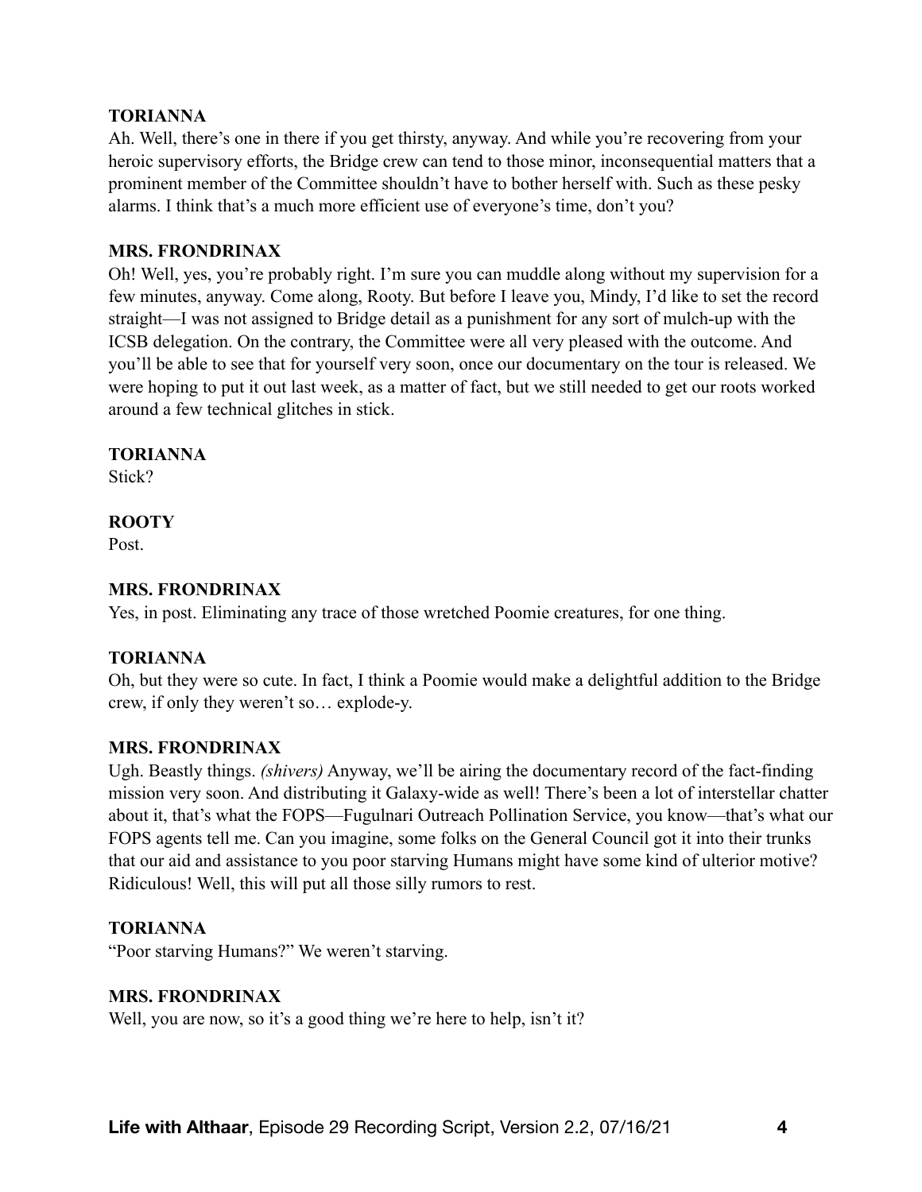**TORIANNA**
Ah. Well, there's one in there if you get thirsty, anyway. And while you're recovering from your heroic supervisory efforts, the Bridge crew can tend to those minor, inconsequential matters that a prominent member of the Committee shouldn't have to bother herself with. Such as these pesky alarms. I think that's a much more efficient use of everyone's time, don't you?

**MRS. FRONDRINAX**
Oh! Well, yes, you're probably right. I'm sure you can muddle along without my supervision for a few minutes, anyway. Come along, Rooty. But before I leave you, Mindy, I'd like to set the record straight—I was not assigned to Bridge detail as a punishment for any sort of mulch-up with the ICSB delegation. On the contrary, the Committee were all very pleased with the outcome. And you'll be able to see that for yourself very soon, once our documentary on the tour is released. We were hoping to put it out last week, as a matter of fact, but we still needed to get our roots worked around a few technical glitches in stick.

**TORIANNA**
Stick?

**ROOTY**
Post.

**MRS. FRONDRINAX**
Yes, in post. Eliminating any trace of those wretched Poomie creatures, for one thing.

**TORIANNA**
Oh, but they were so cute. In fact, I think a Poomie would make a delightful addition to the Bridge crew, if only they weren't so… explode-y.

**MRS. FRONDRINAX**
Ugh. Beastly things. *(shivers)* Anyway, we'll be airing the documentary record of the fact-finding mission very soon. And distributing it Galaxy-wide as well! There's been a lot of interstellar chatter about it, that's what the FOPS—Fugulnari Outreach Pollination Service, you know—that's what our FOPS agents tell me. Can you imagine, some folks on the General Council got it into their trunks that our aid and assistance to you poor starving Humans might have some kind of ulterior motive? Ridiculous! Well, this will put all those silly rumors to rest.

**TORIANNA**
"Poor starving Humans?" We weren't starving.

**MRS. FRONDRINAX**
Well, you are now, so it's a good thing we're here to help, isn't it?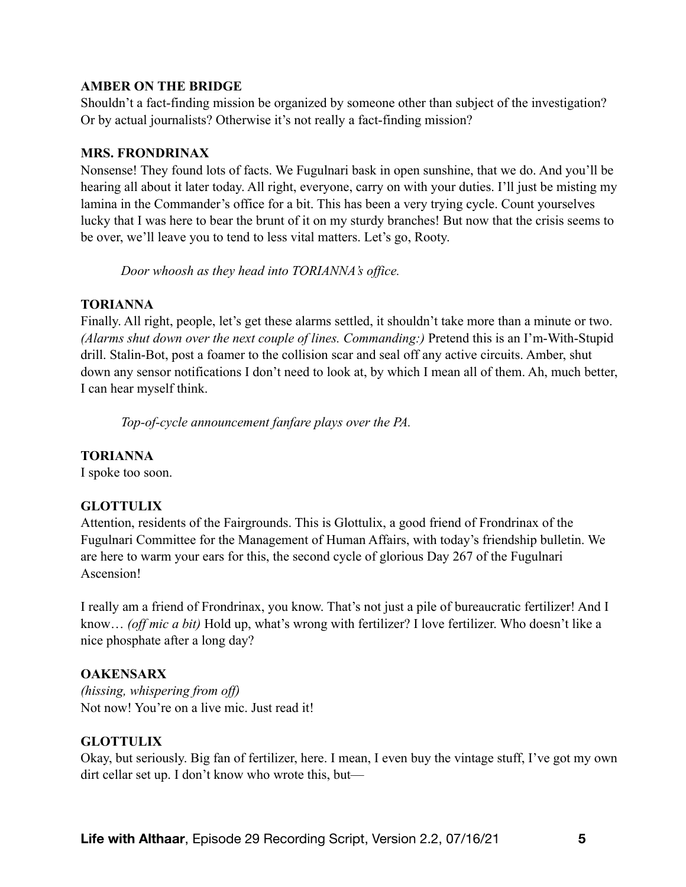**AMBER ON THE BRIDGE**
Shouldn't a fact-finding mission be organized by someone other than subject of the investigation? Or by actual journalists? Otherwise it's not really a fact-finding mission?

**MRS. FRONDRINAX**
Nonsense! They found lots of facts. We Fugulnari bask in open sunshine, that we do. And you'll be hearing all about it later today. All right, everyone, carry on with your duties. I'll just be misting my lamina in the Commander's office for a bit. This has been a very trying cycle. Count yourselves lucky that I was here to bear the brunt of it on my sturdy branches! But now that the crisis seems to be over, we'll leave you to tend to less vital matters. Let's go, Rooty.

*Door whoosh as they head into TORIANNA's office.*

**TORIANNA**
Finally. All right, people, let's get these alarms settled, it shouldn't take more than a minute or two. *(Alarms shut down over the next couple of lines. Commanding:)* Pretend this is an I'm-With-Stupid drill. Stalin-Bot, post a foamer to the collision scar and seal off any active circuits. Amber, shut down any sensor notifications I don't need to look at, by which I mean all of them. Ah, much better, I can hear myself think.

*Top-of-cycle announcement fanfare plays over the PA.*

**TORIANNA**
I spoke too soon.

**GLOTTULIX**
Attention, residents of the Fairgrounds. This is Glottulix, a good friend of Frondrinax of the Fugulnari Committee for the Management of Human Affairs, with today's friendship bulletin. We are here to warm your ears for this, the second cycle of glorious Day 267 of the Fugulnari Ascension!

I really am a friend of Frondrinax, you know. That's not just a pile of bureaucratic fertilizer! And I know… *(off mic a bit)* Hold up, what's wrong with fertilizer? I love fertilizer. Who doesn't like a nice phosphate after a long day?

**OAKENSARX**
*(hissing, whispering from off)*
Not now! You're on a live mic. Just read it!

**GLOTTULIX**
Okay, but seriously. Big fan of fertilizer, here. I mean, I even buy the vintage stuff, I've got my own dirt cellar set up. I don't know who wrote this, but—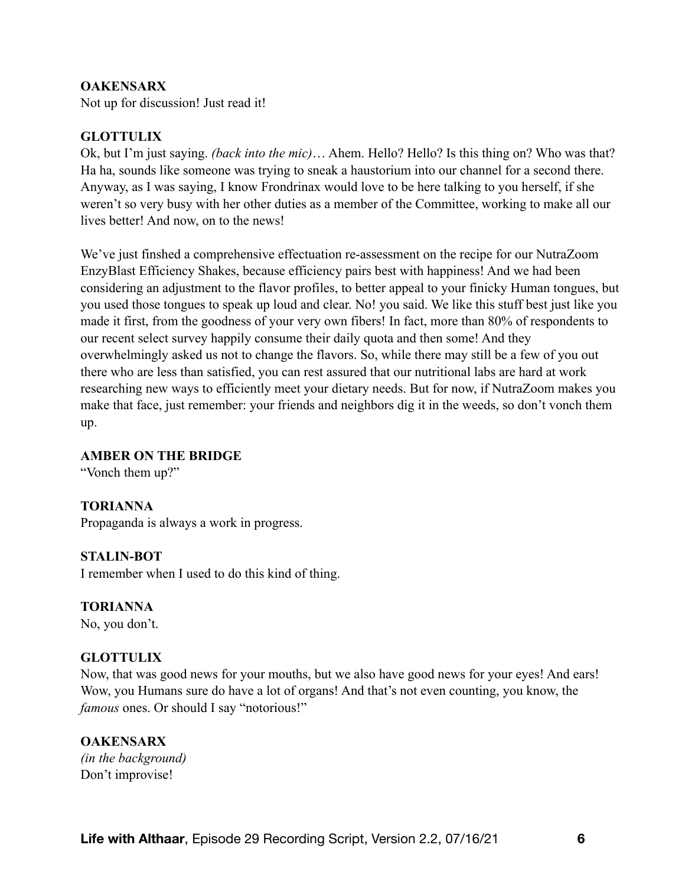**OAKENSARX**
Not up for discussion! Just read it!

**GLOTTULIX**
Ok, but I'm just saying. *(back into the mic)*… Ahem. Hello? Hello? Is this thing on? Who was that? Ha ha, sounds like someone was trying to sneak a haustorium into our channel for a second there. Anyway, as I was saying, I know Frondrinax would love to be here talking to you herself, if she weren't so very busy with her other duties as a member of the Committee, working to make all our lives better! And now, on to the news!

We've just finshed a comprehensive effectuation re-assessment on the recipe for our NutraZoom EnzyBlast Efficiency Shakes, because efficiency pairs best with happiness! And we had been considering an adjustment to the flavor profiles, to better appeal to your finicky Human tongues, but you used those tongues to speak up loud and clear. No! you said. We like this stuff best just like you made it first, from the goodness of your very own fibers! In fact, more than 80% of respondents to our recent select survey happily consume their daily quota and then some! And they overwhelmingly asked us not to change the flavors. So, while there may still be a few of you out there who are less than satisfied, you can rest assured that our nutritional labs are hard at work researching new ways to efficiently meet your dietary needs. But for now, if NutraZoom makes you make that face, just remember: your friends and neighbors dig it in the weeds, so don't vonch them up.

**AMBER ON THE BRIDGE**
"Vonch them up?"

**TORIANNA**
Propaganda is always a work in progress.

**STALIN-BOT**
I remember when I used to do this kind of thing.

**TORIANNA**
No, you don't.

**GLOTTULIX**
Now, that was good news for your mouths, but we also have good news for your eyes! And ears! Wow, you Humans sure do have a lot of organs! And that's not even counting, you know, the *famous* ones. Or should I say "notorious!"

**OAKENSARX**
*(in the background)*
Don't improvise!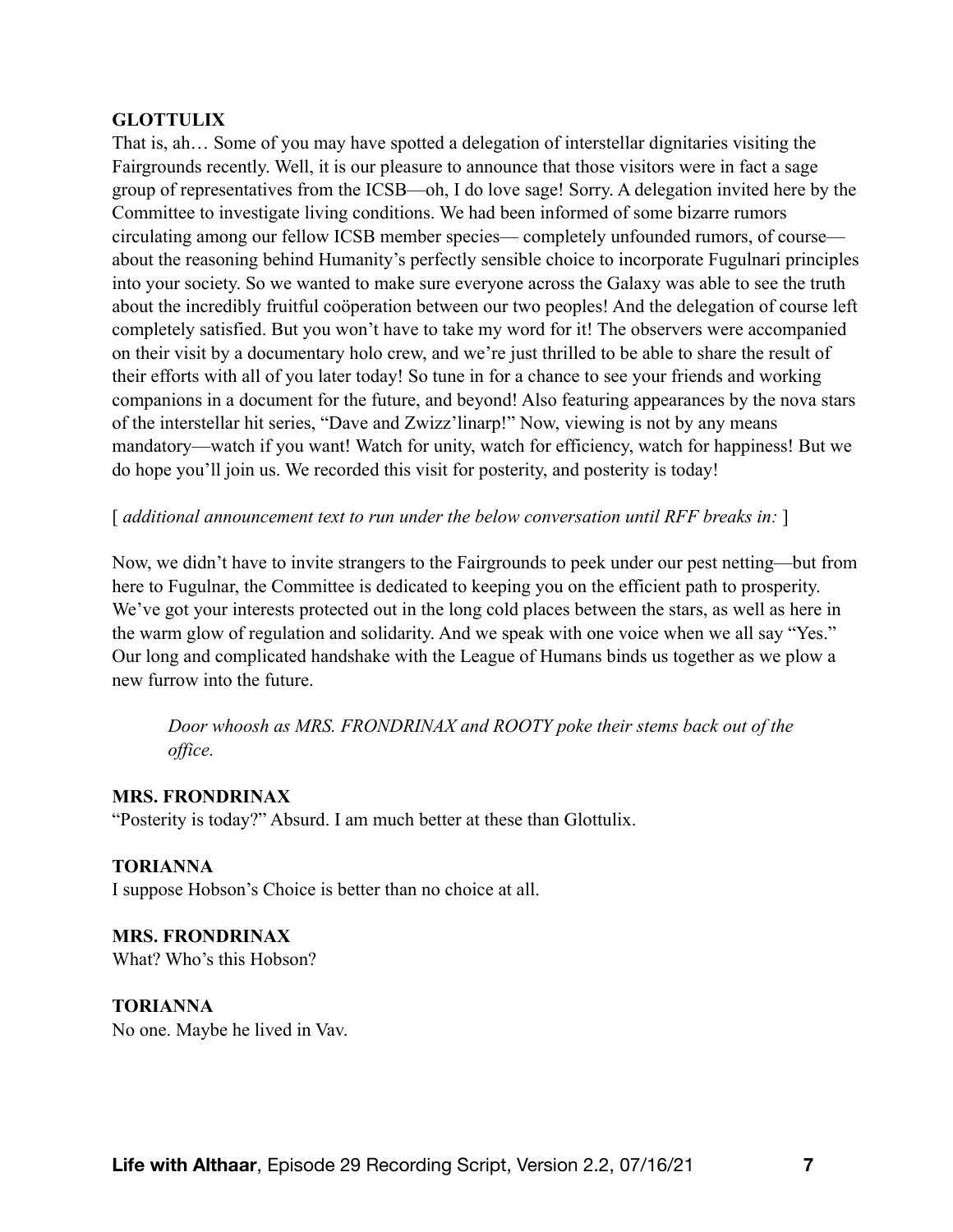**GLOTTULIX**
That is, ah… Some of you may have spotted a delegation of interstellar dignitaries visiting the Fairgrounds recently. Well, it is our pleasure to announce that those visitors were in fact a sage group of representatives from the ICSB—oh, I do love sage! Sorry. A delegation invited here by the Committee to investigate living conditions. We had been informed of some bizarre rumors circulating among our fellow ICSB member species— completely unfounded rumors, of course—about the reasoning behind Humanity's perfectly sensible choice to incorporate Fugulnari principles into your society. So we wanted to make sure everyone across the Galaxy was able to see the truth about the incredibly fruitful coöperation between our two peoples! And the delegation of course left completely satisfied. But you won't have to take my word for it! The observers were accompanied on their visit by a documentary holo crew, and we're just thrilled to be able to share the result of their efforts with all of you later today! So tune in for a chance to see your friends and working companions in a document for the future, and beyond! Also featuring appearances by the nova stars of the interstellar hit series, "Dave and Zwizz'linarp!" Now, viewing is not by any means mandatory—watch if you want! Watch for unity, watch for efficiency, watch for happiness! But we do hope you'll join us. We recorded this visit for posterity, and posterity is today!

[ *additional announcement text to run under the below conversation until RFF breaks in:* ]

Now, we didn't have to invite strangers to the Fairgrounds to peek under our pest netting—but from here to Fugulnar, the Committee is dedicated to keeping you on the efficient path to prosperity. We've got your interests protected out in the long cold places between the stars, as well as here in the warm glow of regulation and solidarity. And we speak with one voice when we all say "Yes." Our long and complicated handshake with the League of Humans binds us together as we plow a new furrow into the future.

> *Door whoosh as MRS. FRONDRINAX and ROOTY poke their stems back out of the office.*

**MRS. FRONDRINAX**
"Posterity is today?" Absurd. I am much better at these than Glottulix.

**TORIANNA**
I suppose Hobson's Choice is better than no choice at all.

**MRS. FRONDRINAX**
What? Who's this Hobson?

**TORIANNA**
No one. Maybe he lived in Vav.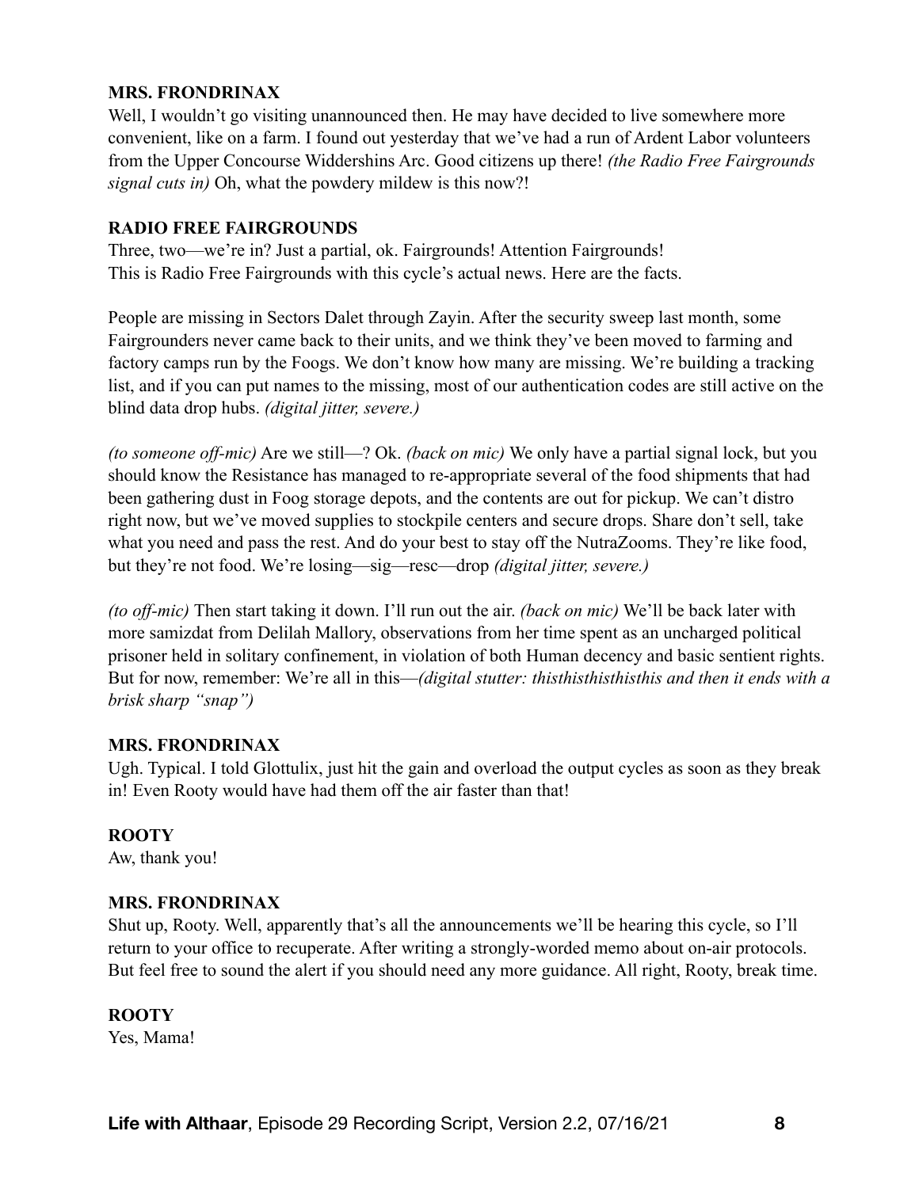**MRS. FRONDRINAX**

Well, I wouldn't go visiting unannounced then. He may have decided to live somewhere more convenient, like on a farm. I found out yesterday that we've had a run of Ardent Labor volunteers from the Upper Concourse Widdershins Arc. Good citizens up there! *(the Radio Free Fairgrounds signal cuts in)* Oh, what the powdery mildew is this now?!

**RADIO FREE FAIRGROUNDS**

Three, two—we're in? Just a partial, ok. Fairgrounds! Attention Fairgrounds!
This is Radio Free Fairgrounds with this cycle's actual news. Here are the facts.

People are missing in Sectors Dalet through Zayin. After the security sweep last month, some Fairgrounders never came back to their units, and we think they've been moved to farming and factory camps run by the Foogs. We don't know how many are missing. We're building a tracking list, and if you can put names to the missing, most of our authentication codes are still active on the blind data drop hubs. *(digital jitter, severe.)*

*(to someone off-mic)* Are we still—? Ok. *(back on mic)* We only have a partial signal lock, but you should know the Resistance has managed to re-appropriate several of the food shipments that had been gathering dust in Foog storage depots, and the contents are out for pickup. We can't distro right now, but we've moved supplies to stockpile centers and secure drops. Share don't sell, take what you need and pass the rest. And do your best to stay off the NutraZooms. They're like food, but they're not food. We're losing—sig—resc—drop *(digital jitter, severe.)*

*(to off-mic)* Then start taking it down. I'll run out the air. *(back on mic)* We'll be back later with more samizdat from Delilah Mallory, observations from her time spent as an uncharged political prisoner held in solitary confinement, in violation of both Human decency and basic sentient rights. But for now, remember: We're all in this—*(digital stutter: thisthisthisthisthis and then it ends with a brisk sharp "snap")*

**MRS. FRONDRINAX**

Ugh. Typical. I told Glottulix, just hit the gain and overload the output cycles as soon as they break in! Even Rooty would have had them off the air faster than that!

**ROOTY**

Aw, thank you!

**MRS. FRONDRINAX**

Shut up, Rooty. Well, apparently that's all the announcements we'll be hearing this cycle, so I'll return to your office to recuperate. After writing a strongly-worded memo about on-air protocols. But feel free to sound the alert if you should need any more guidance. All right, Rooty, break time.

**ROOTY**

Yes, Mama!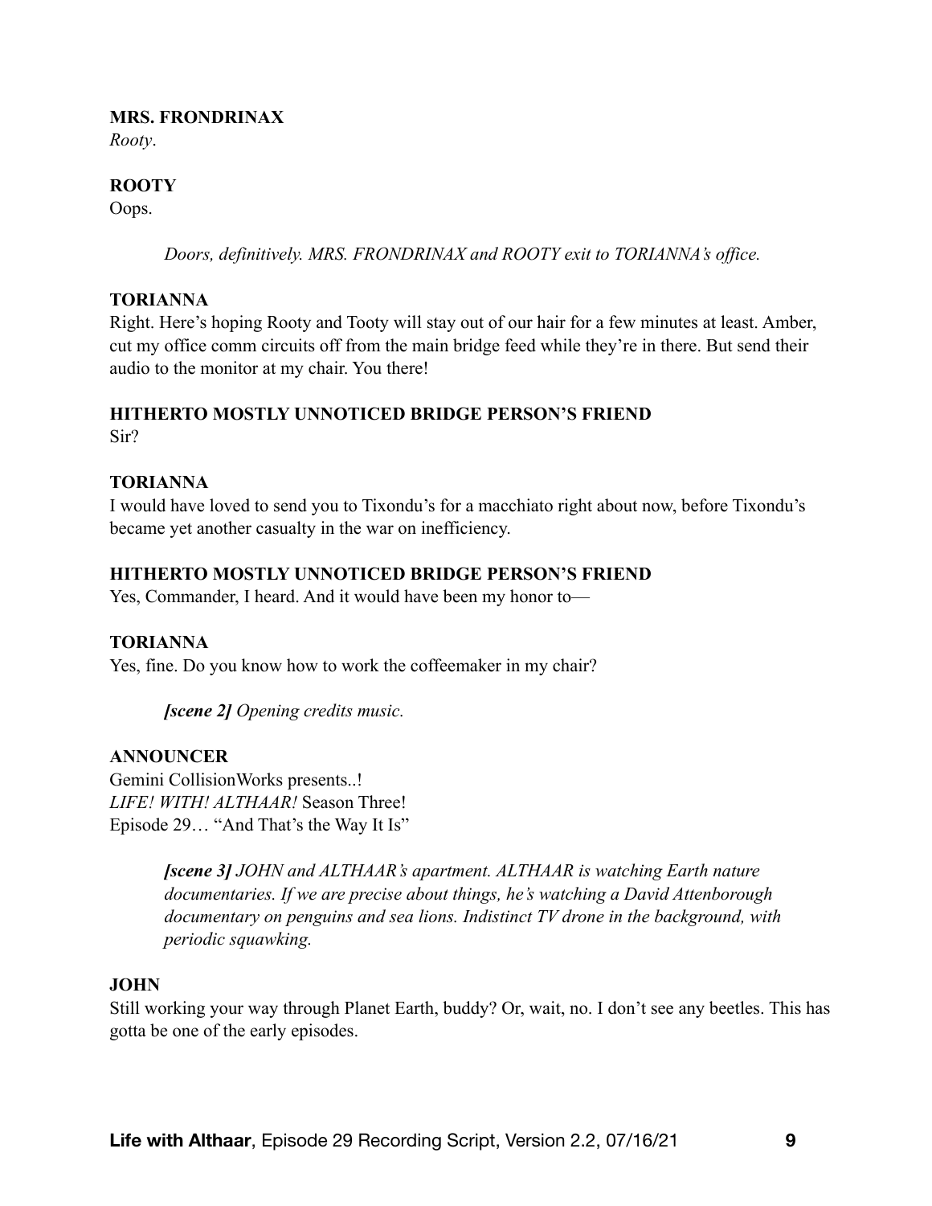**MRS. FRONDRINAX**
*Rooty*.

**ROOTY**
Oops.

> *Doors, definitively. MRS. FRONDRINAX and ROOTY exit to TORIANNA's office.*

**TORIANNA**
Right. Here's hoping Rooty and Tooty will stay out of our hair for a few minutes at least. Amber, cut my office comm circuits off from the main bridge feed while they're in there. But send their audio to the monitor at my chair. You there!

**HITHERTO MOSTLY UNNOTICED BRIDGE PERSON'S FRIEND**
Sir?

**TORIANNA**
I would have loved to send you to Tixondu's for a macchiato right about now, before Tixondu's became yet another casualty in the war on inefficiency.

**HITHERTO MOSTLY UNNOTICED BRIDGE PERSON'S FRIEND**
Yes, Commander, I heard. And it would have been my honor to—

**TORIANNA**
Yes, fine. Do you know how to work the coffeemaker in my chair?

> ***[scene 2]*** *Opening credits music.*

**ANNOUNCER**
Gemini CollisionWorks presents..!
*LIFE! WITH! ALTHAAR!* Season Three!
Episode 29… "And That's the Way It Is"

> ***[scene 3]*** *JOHN and ALTHAAR's apartment. ALTHAAR is watching Earth nature documentaries. If we are precise about things, he's watching a David Attenborough documentary on penguins and sea lions. Indistinct TV drone in the background, with periodic squawking.*

**JOHN**
Still working your way through Planet Earth, buddy? Or, wait, no. I don't see any beetles. This has gotta be one of the early episodes.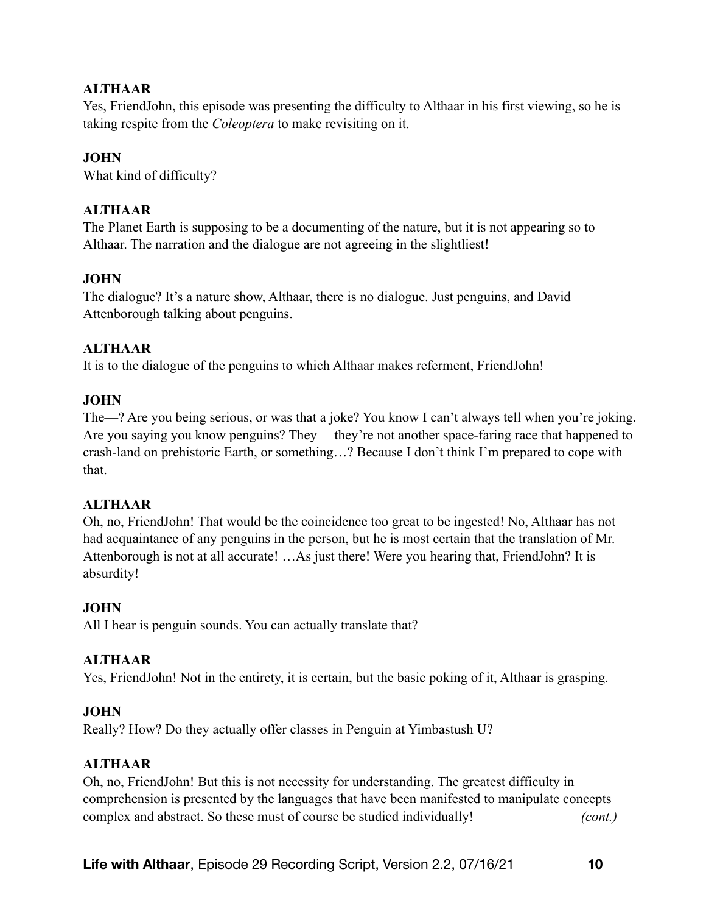**ALTHAAR**
Yes, FriendJohn, this episode was presenting the difficulty to Althaar in his first viewing, so he is taking respite from the *Coleoptera* to make revisiting on it.

**JOHN**
What kind of difficulty?

**ALTHAAR**
The Planet Earth is supposing to be a documenting of the nature, but it is not appearing so to Althaar. The narration and the dialogue are not agreeing in the slightliest!

**JOHN**
The dialogue? It's a nature show, Althaar, there is no dialogue. Just penguins, and David Attenborough talking about penguins.

**ALTHAAR**
It is to the dialogue of the penguins to which Althaar makes referment, FriendJohn!

**JOHN**
The—? Are you being serious, or was that a joke? You know I can't always tell when you're joking. Are you saying you know penguins? They— they're not another space-faring race that happened to crash-land on prehistoric Earth, or something…? Because I don't think I'm prepared to cope with that.

**ALTHAAR**
Oh, no, FriendJohn! That would be the coincidence too great to be ingested! No, Althaar has not had acquaintance of any penguins in the person, but he is most certain that the translation of Mr. Attenborough is not at all accurate! …As just there! Were you hearing that, FriendJohn? It is absurdity!

**JOHN**
All I hear is penguin sounds. You can actually translate that?

**ALTHAAR**
Yes, FriendJohn! Not in the entirety, it is certain, but the basic poking of it, Althaar is grasping.

**JOHN**
Really? How? Do they actually offer classes in Penguin at Yimbastush U?

**ALTHAAR**
Oh, no, FriendJohn! But this is not necessity for understanding. The greatest difficulty in comprehension is presented by the languages that have been manifested to manipulate concepts complex and abstract. So these must of course be studied individually! *(cont.)*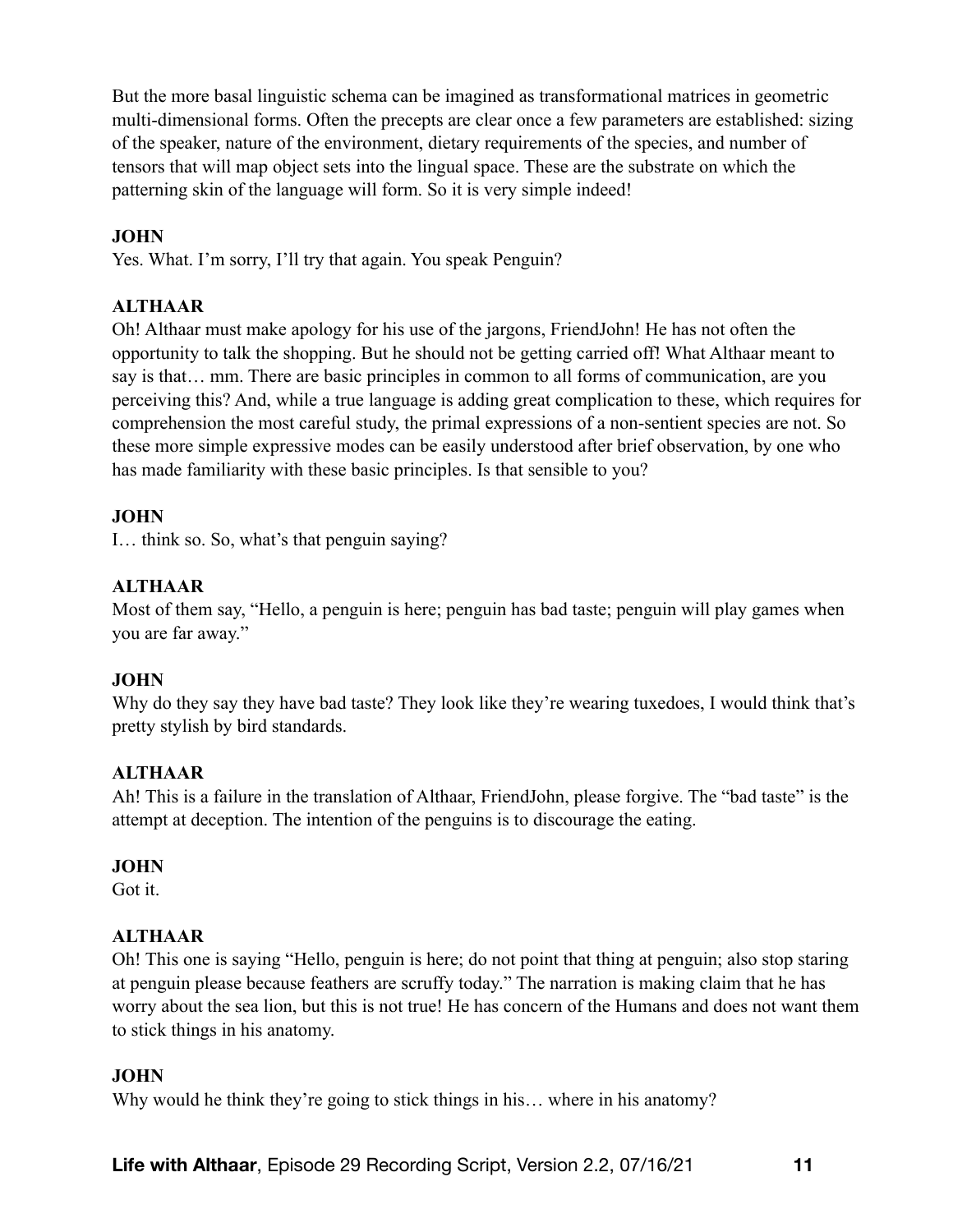But the more basal linguistic schema can be imagined as transformational matrices in geometric multi-dimensional forms. Often the precepts are clear once a few parameters are established: sizing of the speaker, nature of the environment, dietary requirements of the species, and number of tensors that will map object sets into the lingual space. These are the substrate on which the patterning skin of the language will form. So it is very simple indeed!

**JOHN**
Yes. What. I'm sorry, I'll try that again. You speak Penguin?

**ALTHAAR**
Oh! Althaar must make apology for his use of the jargons, FriendJohn! He has not often the opportunity to talk the shopping. But he should not be getting carried off! What Althaar meant to say is that… mm. There are basic principles in common to all forms of communication, are you perceiving this? And, while a true language is adding great complication to these, which requires for comprehension the most careful study, the primal expressions of a non-sentient species are not. So these more simple expressive modes can be easily understood after brief observation, by one who has made familiarity with these basic principles. Is that sensible to you?

**JOHN**
I… think so. So, what's that penguin saying?

**ALTHAAR**
Most of them say, "Hello, a penguin is here; penguin has bad taste; penguin will play games when you are far away."

**JOHN**
Why do they say they have bad taste? They look like they're wearing tuxedoes, I would think that's pretty stylish by bird standards.

**ALTHAAR**
Ah! This is a failure in the translation of Althaar, FriendJohn, please forgive. The "bad taste" is the attempt at deception. The intention of the penguins is to discourage the eating.

**JOHN**
Got it.

**ALTHAAR**
Oh! This one is saying "Hello, penguin is here; do not point that thing at penguin; also stop staring at penguin please because feathers are scruffy today." The narration is making claim that he has worry about the sea lion, but this is not true! He has concern of the Humans and does not want them to stick things in his anatomy.

**JOHN**
Why would he think they're going to stick things in his… where in his anatomy?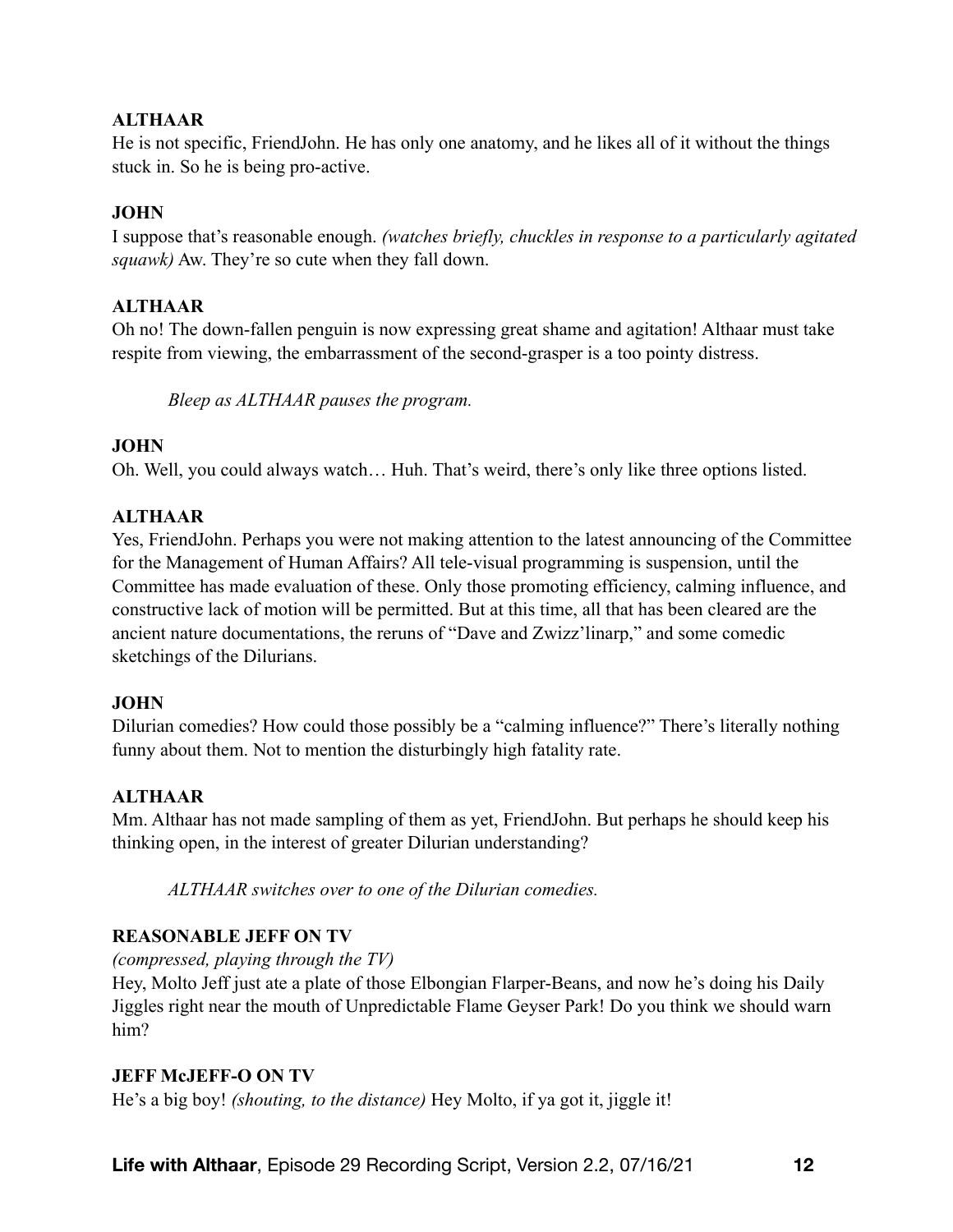**ALTHAAR**
He is not specific, FriendJohn. He has only one anatomy, and he likes all of it without the things stuck in. So he is being pro-active.

**JOHN**
I suppose that's reasonable enough. *(watches briefly, chuckles in response to a particularly agitated squawk)* Aw. They're so cute when they fall down.

**ALTHAAR**
Oh no! The down-fallen penguin is now expressing great shame and agitation! Althaar must take respite from viewing, the embarrassment of the second-grasper is a too pointy distress.

> *Bleep as ALTHAAR pauses the program.*

**JOHN**
Oh. Well, you could always watch… Huh. That's weird, there's only like three options listed.

**ALTHAAR**
Yes, FriendJohn. Perhaps you were not making attention to the latest announcing of the Committee for the Management of Human Affairs? All tele-visual programming is suspension, until the Committee has made evaluation of these. Only those promoting efficiency, calming influence, and constructive lack of motion will be permitted. But at this time, all that has been cleared are the ancient nature documentations, the reruns of "Dave and Zwizz'linarp," and some comedic sketchings of the Dilurians.

**JOHN**
Dilurian comedies? How could those possibly be a "calming influence?" There's literally nothing funny about them. Not to mention the disturbingly high fatality rate.

**ALTHAAR**
Mm. Althaar has not made sampling of them as yet, FriendJohn. But perhaps he should keep his thinking open, in the interest of greater Dilurian understanding?

> *ALTHAAR switches over to one of the Dilurian comedies.*

**REASONABLE JEFF ON TV**
*(compressed, playing through the TV)*
Hey, Molto Jeff just ate a plate of those Elbongian Flarper-Beans, and now he's doing his Daily Jiggles right near the mouth of Unpredictable Flame Geyser Park! Do you think we should warn him?

**JEFF McJEFF-O ON TV**
He's a big boy! *(shouting, to the distance)* Hey Molto, if ya got it, jiggle it!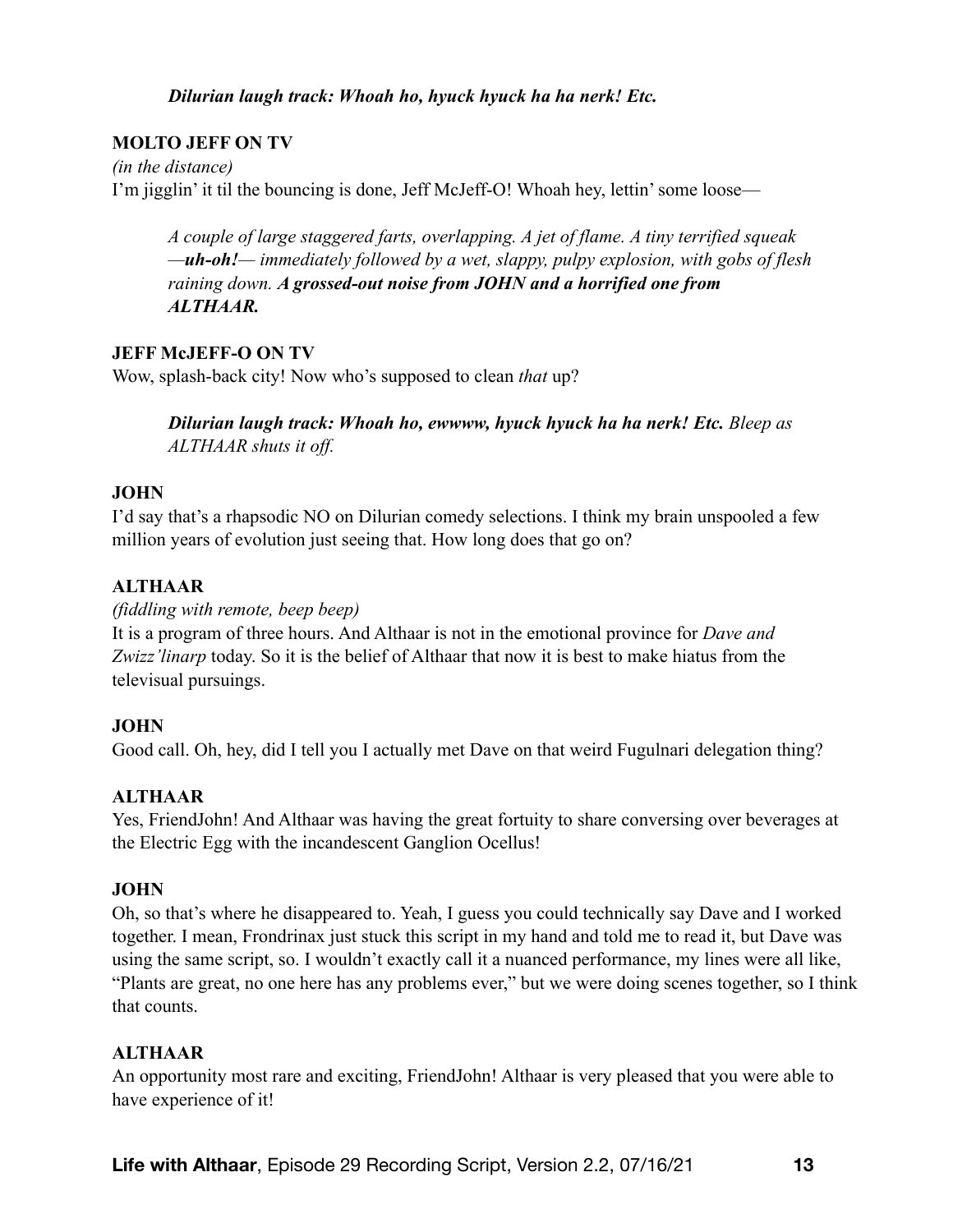***Dilurian laugh track: Whoah ho, hyuck hyuck ha ha nerk! Etc.***

**MOLTO JEFF ON TV**
*(in the distance)*
I'm jigglin' it til the bouncing is done, Jeff McJeff-O! Whoah hey, lettin' some loose—

*A couple of large staggered farts, overlapping. A jet of flame. A tiny terrified squeak —**uh-oh!**— immediately followed by a wet, slappy, pulpy explosion, with gobs of flesh raining down.* ***A grossed-out noise from JOHN and a horrified one from ALTHAAR.***

**JEFF McJEFF-O ON TV**
Wow, splash-back city! Now who's supposed to clean *that* up?

***Dilurian laugh track: Whoah ho, ewwww, hyuck hyuck ha ha nerk! Etc.*** *Bleep as ALTHAAR shuts it off.*

**JOHN**
I'd say that's a rhapsodic NO on Dilurian comedy selections. I think my brain unspooled a few million years of evolution just seeing that. How long does that go on?

**ALTHAAR**
*(fiddling with remote, beep beep)*
It is a program of three hours. And Althaar is not in the emotional province for *Dave and Zwizz'linarp* today. So it is the belief of Althaar that now it is best to make hiatus from the televisual pursuings.

**JOHN**
Good call. Oh, hey, did I tell you I actually met Dave on that weird Fugulnari delegation thing?

**ALTHAAR**
Yes, FriendJohn! And Althaar was having the great fortuity to share conversing over beverages at the Electric Egg with the incandescent Ganglion Ocellus!

**JOHN**
Oh, so that's where he disappeared to. Yeah, I guess you could technically say Dave and I worked together. I mean, Frondrinax just stuck this script in my hand and told me to read it, but Dave was using the same script, so. I wouldn't exactly call it a nuanced performance, my lines were all like, "Plants are great, no one here has any problems ever," but we were doing scenes together, so I think that counts.

**ALTHAAR**
An opportunity most rare and exciting, FriendJohn! Althaar is very pleased that you were able to have experience of it!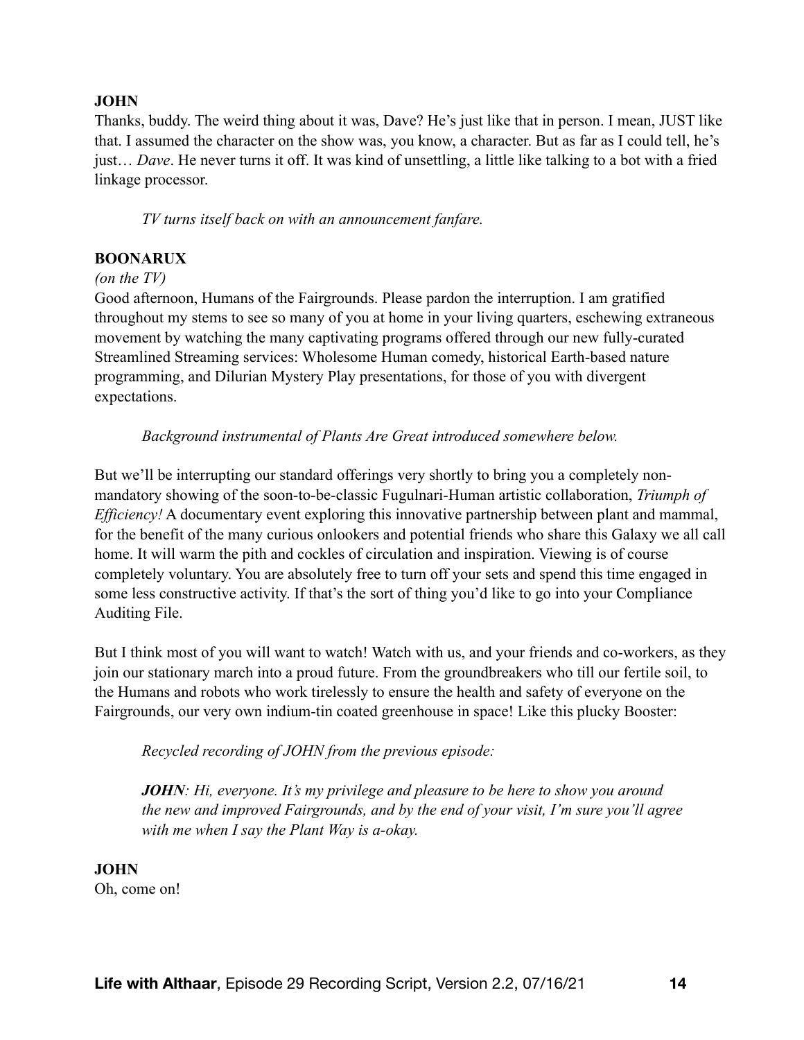**JOHN**

Thanks, buddy. The weird thing about it was, Dave? He's just like that in person. I mean, JUST like that. I assumed the character on the show was, you know, a character. But as far as I could tell, he's just… *Dave*. He never turns it off. It was kind of unsettling, a little like talking to a bot with a fried linkage processor.

*TV turns itself back on with an announcement fanfare.*

**BOONARUX**

*(on the TV)*

Good afternoon, Humans of the Fairgrounds. Please pardon the interruption. I am gratified throughout my stems to see so many of you at home in your living quarters, eschewing extraneous movement by watching the many captivating programs offered through our new fully-curated Streamlined Streaming services: Wholesome Human comedy, historical Earth-based nature programming, and Dilurian Mystery Play presentations, for those of you with divergent expectations.

*Background instrumental of Plants Are Great introduced somewhere below.*

But we'll be interrupting our standard offerings very shortly to bring you a completely non-mandatory showing of the soon-to-be-classic Fugulnari-Human artistic collaboration, *Triumph of Efficiency!* A documentary event exploring this innovative partnership between plant and mammal, for the benefit of the many curious onlookers and potential friends who share this Galaxy we all call home. It will warm the pith and cockles of circulation and inspiration. Viewing is of course completely voluntary. You are absolutely free to turn off your sets and spend this time engaged in some less constructive activity. If that's the sort of thing you'd like to go into your Compliance Auditing File.

But I think most of you will want to watch! Watch with us, and your friends and co-workers, as they join our stationary march into a proud future. From the groundbreakers who till our fertile soil, to the Humans and robots who work tirelessly to ensure the health and safety of everyone on the Fairgrounds, our very own indium-tin coated greenhouse in space! Like this plucky Booster:

*Recycled recording of JOHN from the previous episode:*

***JOHN**: Hi, everyone. It's my privilege and pleasure to be here to show you around the new and improved Fairgrounds, and by the end of your visit, I'm sure you'll agree with me when I say the Plant Way is a-okay.*

**JOHN**

Oh, come on!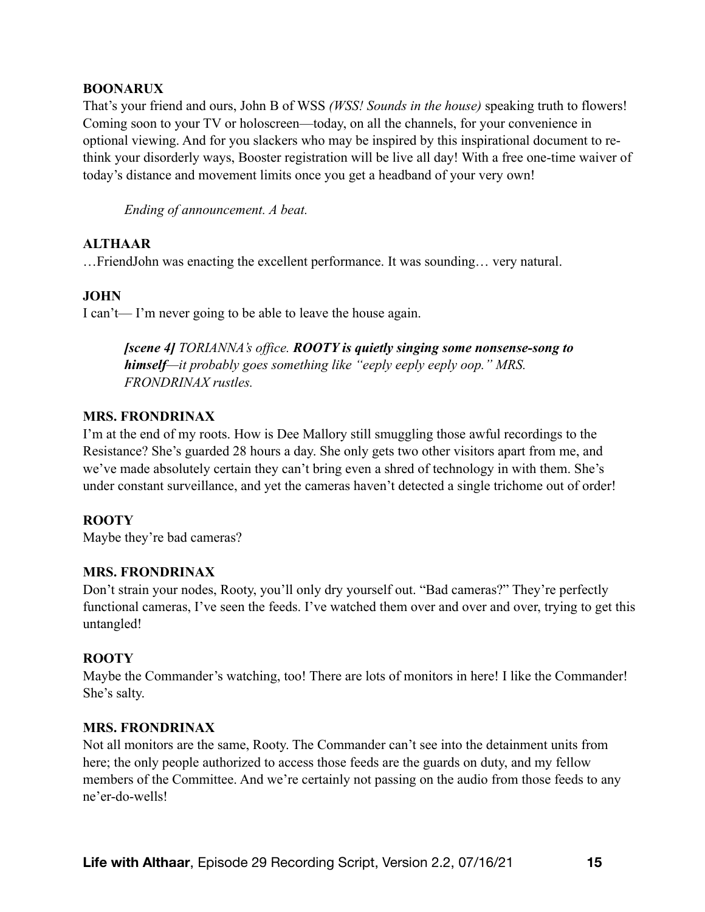**BOONARUX**
That's your friend and ours, John B of WSS *(WSS! Sounds in the house)* speaking truth to flowers! Coming soon to your TV or holoscreen—today, on all the channels, for your convenience in optional viewing. And for you slackers who may be inspired by this inspirational document to re-think your disorderly ways, Booster registration will be live all day! With a free one-time waiver of today's distance and movement limits once you get a headband of your very own!

*Ending of announcement. A beat.*

**ALTHAAR**
…FriendJohn was enacting the excellent performance. It was sounding… very natural.

**JOHN**
I can't— I'm never going to be able to leave the house again.

***[scene 4]** TORIANNA's office. **ROOTY is quietly singing some nonsense-song to himself**—it probably goes something like "eeply eeply eeply oop." MRS. FRONDRINAX rustles.*

**MRS. FRONDRINAX**
I'm at the end of my roots. How is Dee Mallory still smuggling those awful recordings to the Resistance? She's guarded 28 hours a day. She only gets two other visitors apart from me, and we've made absolutely certain they can't bring even a shred of technology in with them. She's under constant surveillance, and yet the cameras haven't detected a single trichome out of order!

**ROOTY**
Maybe they're bad cameras?

**MRS. FRONDRINAX**
Don't strain your nodes, Rooty, you'll only dry yourself out. "Bad cameras?" They're perfectly functional cameras, I've seen the feeds. I've watched them over and over and over, trying to get this untangled!

**ROOTY**
Maybe the Commander's watching, too! There are lots of monitors in here! I like the Commander! She's salty.

**MRS. FRONDRINAX**
Not all monitors are the same, Rooty. The Commander can't see into the detainment units from here; the only people authorized to access those feeds are the guards on duty, and my fellow members of the Committee. And we're certainly not passing on the audio from those feeds to any ne'er-do-wells!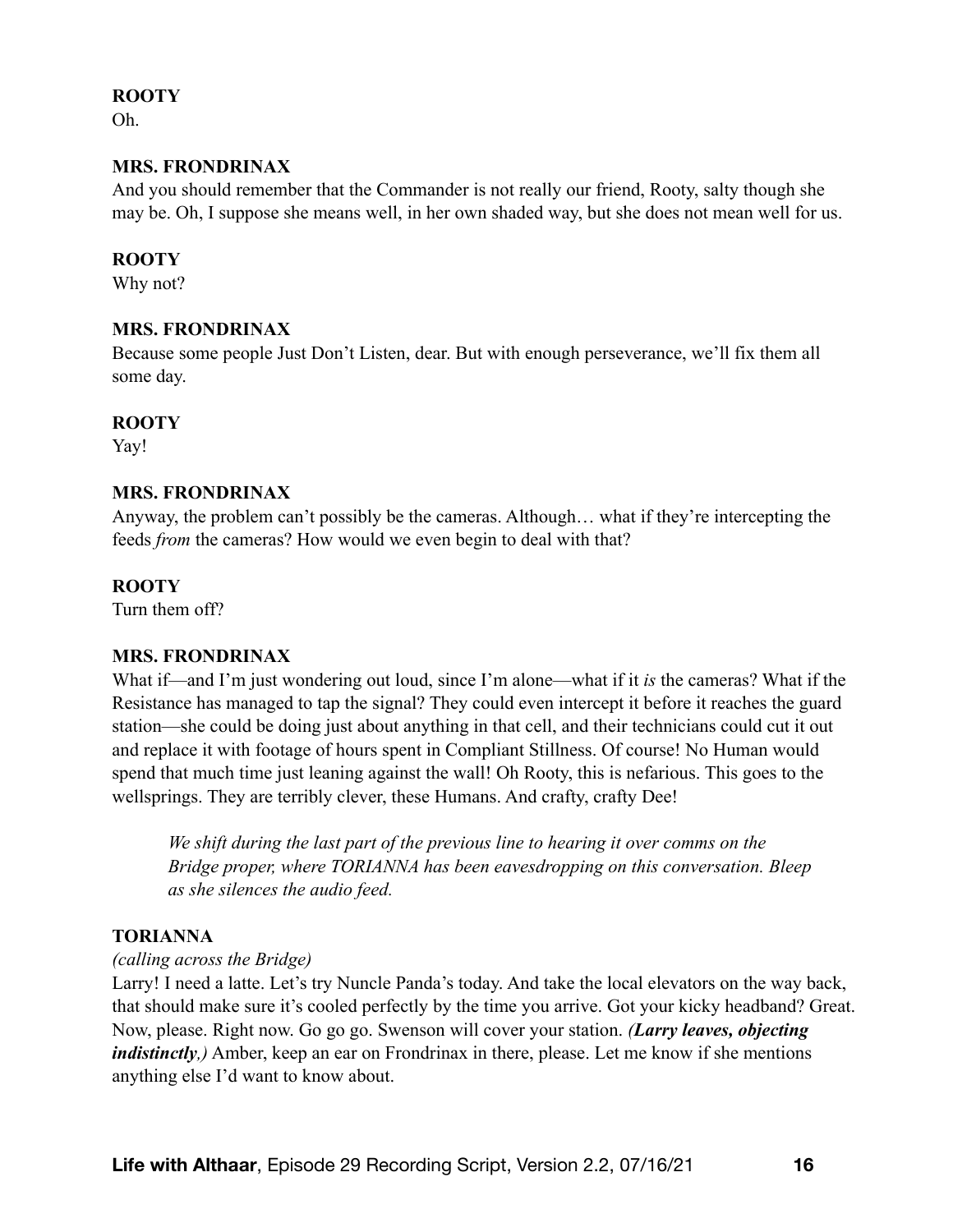**ROOTY**
Oh.

**MRS. FRONDRINAX**
And you should remember that the Commander is not really our friend, Rooty, salty though she may be. Oh, I suppose she means well, in her own shaded way, but she does not mean well for us.

**ROOTY**
Why not?

**MRS. FRONDRINAX**
Because some people Just Don't Listen, dear. But with enough perseverance, we'll fix them all some day.

**ROOTY**
Yay!

**MRS. FRONDRINAX**
Anyway, the problem can't possibly be the cameras. Although… what if they're intercepting the feeds *from* the cameras? How would we even begin to deal with that?

**ROOTY**
Turn them off?

**MRS. FRONDRINAX**
What if—and I'm just wondering out loud, since I'm alone—what if it *is* the cameras? What if the Resistance has managed to tap the signal? They could even intercept it before it reaches the guard station—she could be doing just about anything in that cell, and their technicians could cut it out and replace it with footage of hours spent in Compliant Stillness. Of course! No Human would spend that much time just leaning against the wall! Oh Rooty, this is nefarious. This goes to the wellsprings. They are terribly clever, these Humans. And crafty, crafty Dee!

> *We shift during the last part of the previous line to hearing it over comms on the Bridge proper, where TORIANNA has been eavesdropping on this conversation. Bleep as she silences the audio feed.*

**TORIANNA**
*(calling across the Bridge)*
Larry! I need a latte. Let's try Nuncle Panda's today. And take the local elevators on the way back, that should make sure it's cooled perfectly by the time you arrive. Got your kicky headband? Great. Now, please. Right now. Go go go. Swenson will cover your station. ***(Larry leaves, objecting indistinctly,)*** Amber, keep an ear on Frondrinax in there, please. Let me know if she mentions anything else I'd want to know about.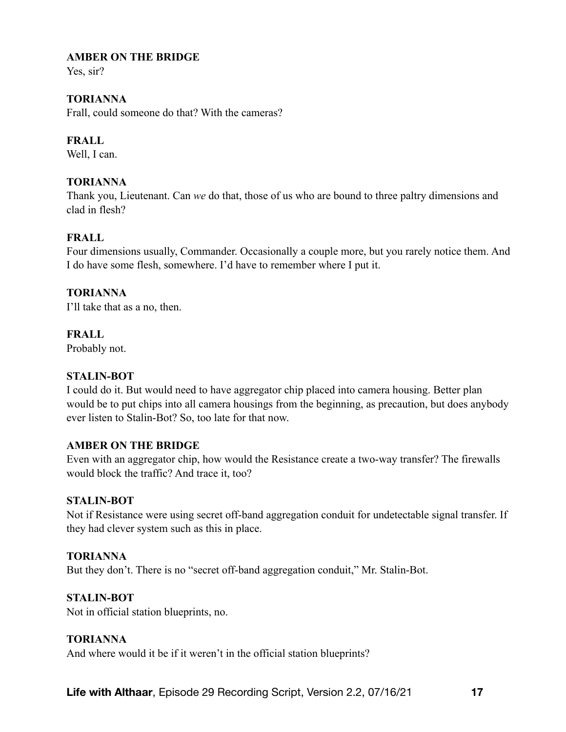**AMBER ON THE BRIDGE**
Yes, sir?

**TORIANNA**
Frall, could someone do that? With the cameras?

**FRALL**
Well, I can.

**TORIANNA**
Thank you, Lieutenant. Can *we* do that, those of us who are bound to three paltry dimensions and clad in flesh?

**FRALL**
Four dimensions usually, Commander. Occasionally a couple more, but you rarely notice them. And I do have some flesh, somewhere. I'd have to remember where I put it.

**TORIANNA**
I'll take that as a no, then.

**FRALL**
Probably not.

**STALIN-BOT**
I could do it. But would need to have aggregator chip placed into camera housing. Better plan would be to put chips into all camera housings from the beginning, as precaution, but does anybody ever listen to Stalin-Bot? So, too late for that now.

**AMBER ON THE BRIDGE**
Even with an aggregator chip, how would the Resistance create a two-way transfer? The firewalls would block the traffic? And trace it, too?

**STALIN-BOT**
Not if Resistance were using secret off-band aggregation conduit for undetectable signal transfer. If they had clever system such as this in place.

**TORIANNA**
But they don't. There is no "secret off-band aggregation conduit," Mr. Stalin-Bot.

**STALIN-BOT**
Not in official station blueprints, no.

**TORIANNA**
And where would it be if it weren't in the official station blueprints?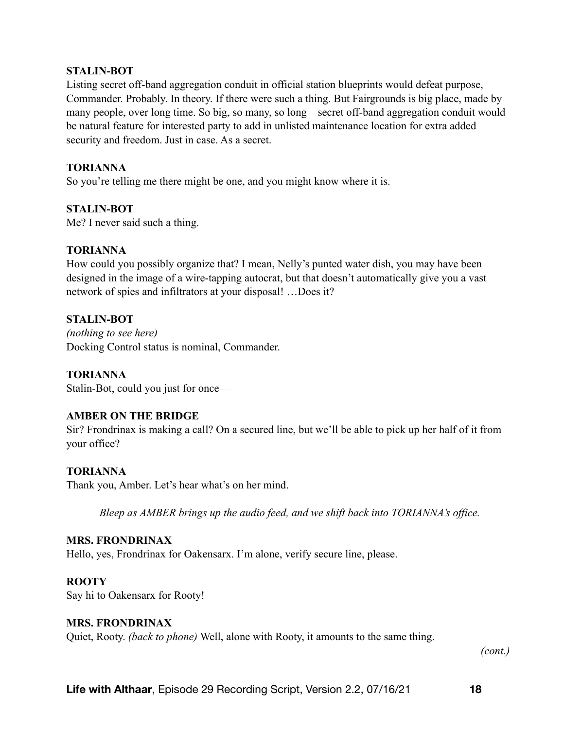**STALIN-BOT**
Listing secret off-band aggregation conduit in official station blueprints would defeat purpose, Commander. Probably. In theory. If there were such a thing. But Fairgrounds is big place, made by many people, over long time. So big, so many, so long—secret off-band aggregation conduit would be natural feature for interested party to add in unlisted maintenance location for extra added security and freedom. Just in case. As a secret.

**TORIANNA**
So you're telling me there might be one, and you might know where it is.

**STALIN-BOT**
Me? I never said such a thing.

**TORIANNA**
How could you possibly organize that? I mean, Nelly's punted water dish, you may have been designed in the image of a wire-tapping autocrat, but that doesn't automatically give you a vast network of spies and infiltrators at your disposal! …Does it?

**STALIN-BOT**
*(nothing to see here)*
Docking Control status is nominal, Commander.

**TORIANNA**
Stalin-Bot, could you just for once—

**AMBER ON THE BRIDGE**
Sir? Frondrinax is making a call? On a secured line, but we'll be able to pick up her half of it from your office?

**TORIANNA**
Thank you, Amber. Let's hear what's on her mind.

*Bleep as AMBER brings up the audio feed, and we shift back into TORIANNA's office.*

**MRS. FRONDRINAX**
Hello, yes, Frondrinax for Oakensarx. I'm alone, verify secure line, please.

**ROOTY**
Say hi to Oakensarx for Rooty!

**MRS. FRONDRINAX**
Quiet, Rooty. *(back to phone)* Well, alone with Rooty, it amounts to the same thing.

*(cont.)*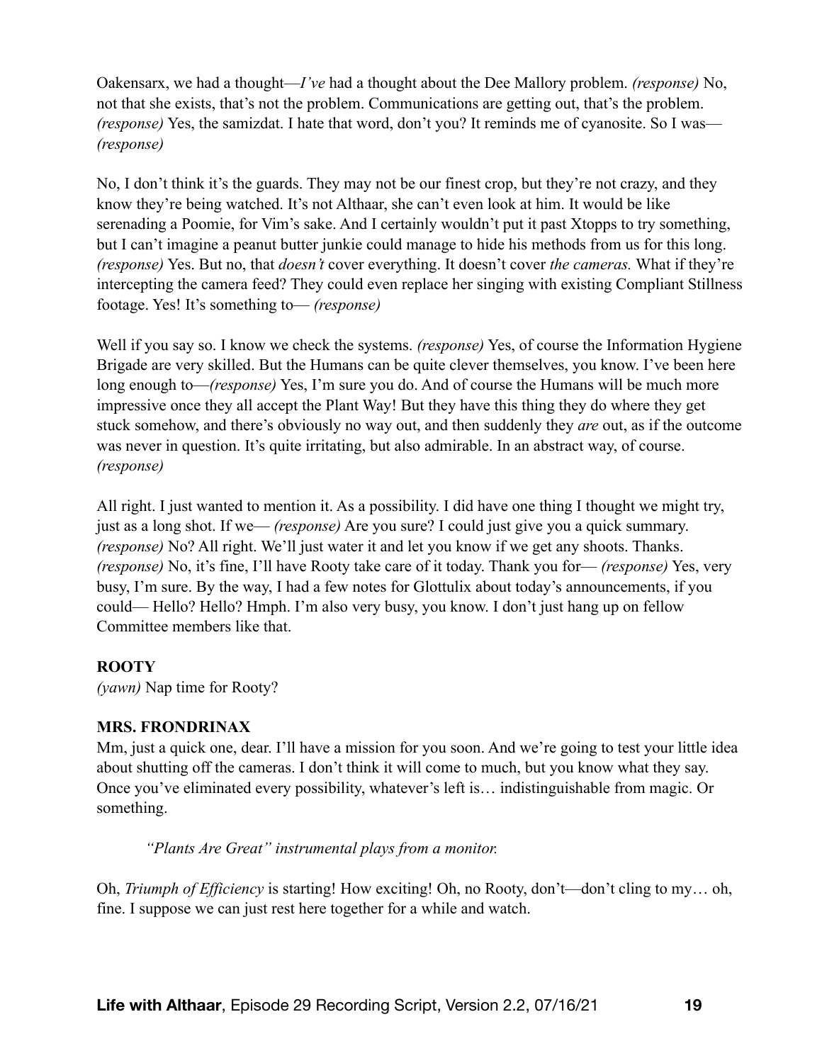Oakensarx, we had a thought—*I've* had a thought about the Dee Mallory problem. *(response)* No, not that she exists, that's not the problem. Communications are getting out, that's the problem. *(response)* Yes, the samizdat. I hate that word, don't you? It reminds me of cyanosite. So I was— *(response)*

No, I don't think it's the guards. They may not be our finest crop, but they're not crazy, and they know they're being watched. It's not Althaar, she can't even look at him. It would be like serenading a Poomie, for Vim's sake. And I certainly wouldn't put it past Xtopps to try something, but I can't imagine a peanut butter junkie could manage to hide his methods from us for this long. *(response)* Yes. But no, that *doesn't* cover everything. It doesn't cover *the cameras.* What if they're intercepting the camera feed? They could even replace her singing with existing Compliant Stillness footage. Yes! It's something to— *(response)*

Well if you say so. I know we check the systems. *(response)* Yes, of course the Information Hygiene Brigade are very skilled. But the Humans can be quite clever themselves, you know. I've been here long enough to—*(response)* Yes, I'm sure you do. And of course the Humans will be much more impressive once they all accept the Plant Way! But they have this thing they do where they get stuck somehow, and there's obviously no way out, and then suddenly they *are* out, as if the outcome was never in question. It's quite irritating, but also admirable. In an abstract way, of course. *(response)*

All right. I just wanted to mention it. As a possibility. I did have one thing I thought we might try, just as a long shot. If we— *(response)* Are you sure? I could just give you a quick summary. *(response)* No? All right. We'll just water it and let you know if we get any shoots. Thanks. *(response)* No, it's fine, I'll have Rooty take care of it today. Thank you for— *(response)* Yes, very busy, I'm sure. By the way, I had a few notes for Glottulix about today's announcements, if you could— Hello? Hello? Hmph. I'm also very busy, you know. I don't just hang up on fellow Committee members like that.

**ROOTY**
*(yawn)* Nap time for Rooty?

**MRS. FRONDRINAX**
Mm, just a quick one, dear. I'll have a mission for you soon. And we're going to test your little idea about shutting off the cameras. I don't think it will come to much, but you know what they say. Once you've eliminated every possibility, whatever's left is… indistinguishable from magic. Or something.

*"Plants Are Great" instrumental plays from a monitor.*

Oh, *Triumph of Efficiency* is starting! How exciting! Oh, no Rooty, don't—don't cling to my… oh, fine. I suppose we can just rest here together for a while and watch.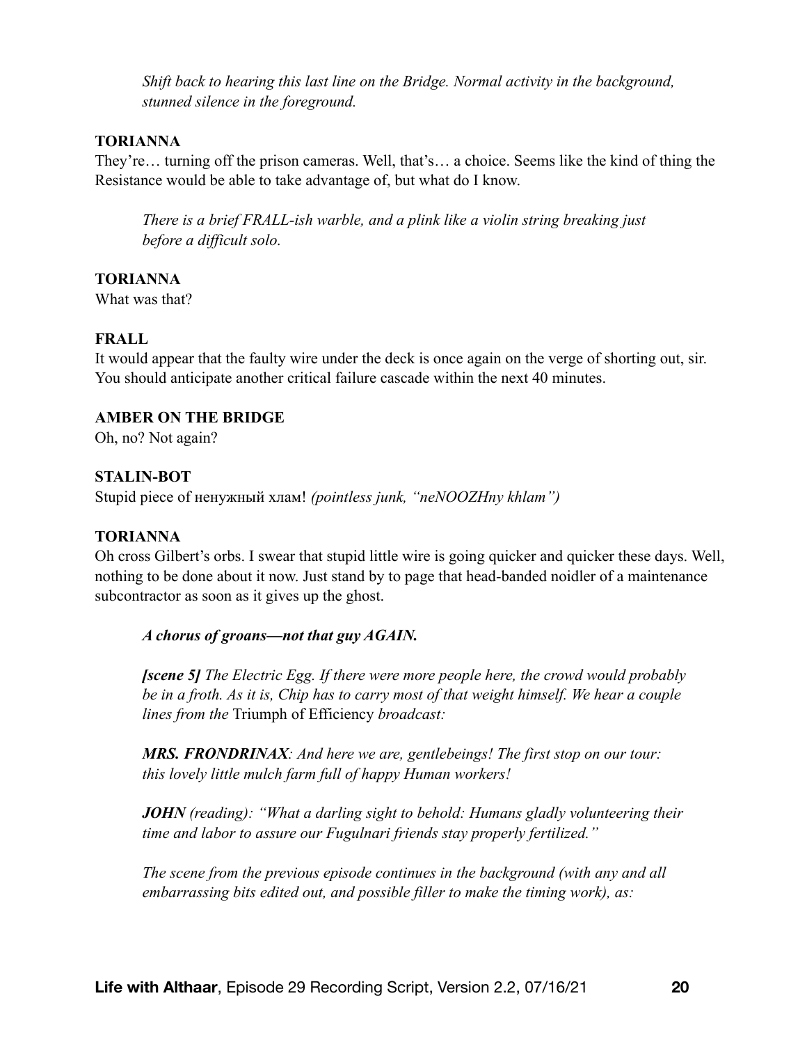*Shift back to hearing this last line on the Bridge. Normal activity in the background, stunned silence in the foreground.*

**TORIANNA**
They're… turning off the prison cameras. Well, that's… a choice. Seems like the kind of thing the Resistance would be able to take advantage of, but what do I know.

*There is a brief FRALL-ish warble, and a plink like a violin string breaking just before a difficult solo.*

**TORIANNA**
What was that?

**FRALL**
It would appear that the faulty wire under the deck is once again on the verge of shorting out, sir. You should anticipate another critical failure cascade within the next 40 minutes.

**AMBER ON THE BRIDGE**
Oh, no? Not again?

**STALIN-BOT**
Stupid piece of ненужный хлам! *(pointless junk, "neNOOZHny khlam")*

**TORIANNA**
Oh cross Gilbert's orbs. I swear that stupid little wire is going quicker and quicker these days. Well, nothing to be done about it now. Just stand by to page that head-banded noidler of a maintenance subcontractor as soon as it gives up the ghost.

***A chorus of groans—not that guy AGAIN.***

***[scene 5]*** *The Electric Egg. If there were more people here, the crowd would probably be in a froth. As it is, Chip has to carry most of that weight himself. We hear a couple lines from the* Triumph of Efficiency *broadcast:*

***MRS. FRONDRINAX****: And here we are, gentlebeings! The first stop on our tour: this lovely little mulch farm full of happy Human workers!*

***JOHN*** *(reading): "What a darling sight to behold: Humans gladly volunteering their time and labor to assure our Fugulnari friends stay properly fertilized."*

*The scene from the previous episode continues in the background (with any and all embarrassing bits edited out, and possible filler to make the timing work), as:*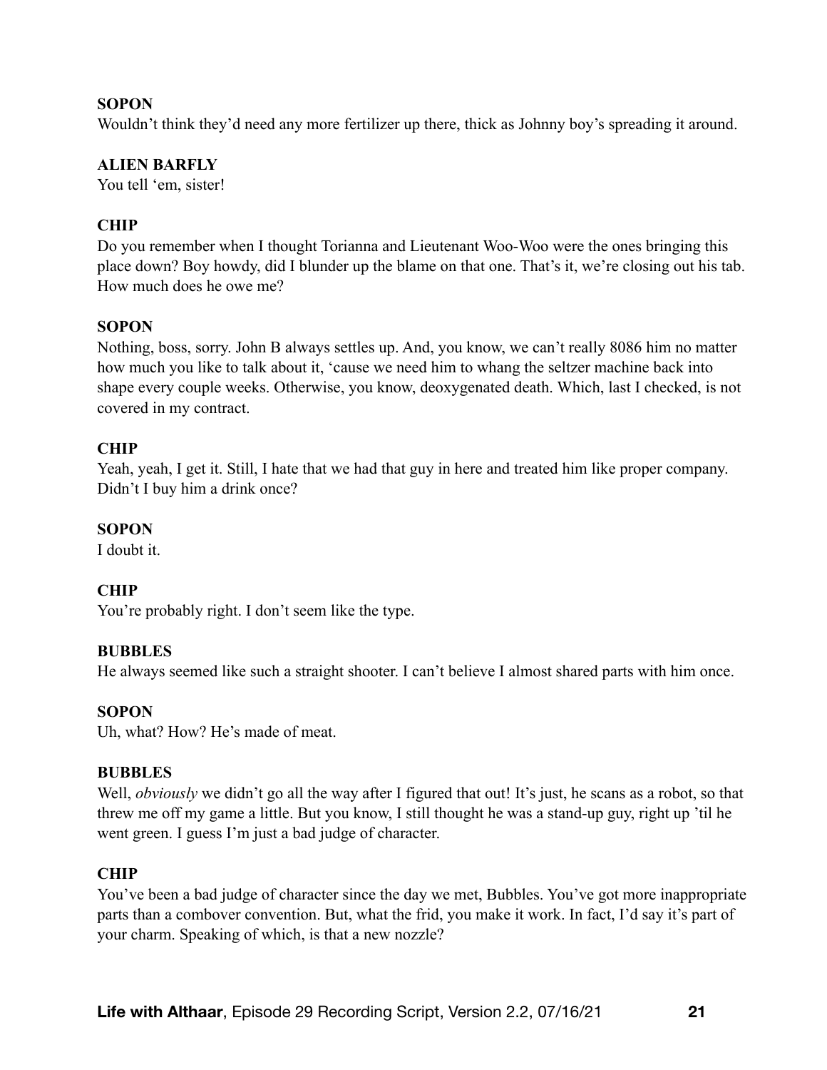**SOPON**
Wouldn't think they'd need any more fertilizer up there, thick as Johnny boy's spreading it around.

**ALIEN BARFLY**
You tell 'em, sister!

**CHIP**
Do you remember when I thought Torianna and Lieutenant Woo-Woo were the ones bringing this place down? Boy howdy, did I blunder up the blame on that one. That's it, we're closing out his tab. How much does he owe me?

**SOPON**
Nothing, boss, sorry. John B always settles up. And, you know, we can't really 8086 him no matter how much you like to talk about it, 'cause we need him to whang the seltzer machine back into shape every couple weeks. Otherwise, you know, deoxygenated death. Which, last I checked, is not covered in my contract.

**CHIP**
Yeah, yeah, I get it. Still, I hate that we had that guy in here and treated him like proper company. Didn't I buy him a drink once?

**SOPON**
I doubt it.

**CHIP**
You're probably right. I don't seem like the type.

**BUBBLES**
He always seemed like such a straight shooter. I can't believe I almost shared parts with him once.

**SOPON**
Uh, what? How? He's made of meat.

**BUBBLES**
Well, *obviously* we didn't go all the way after I figured that out! It's just, he scans as a robot, so that threw me off my game a little. But you know, I still thought he was a stand-up guy, right up 'til he went green. I guess I'm just a bad judge of character.

**CHIP**
You've been a bad judge of character since the day we met, Bubbles. You've got more inappropriate parts than a combover convention. But, what the frid, you make it work. In fact, I'd say it's part of your charm. Speaking of which, is that a new nozzle?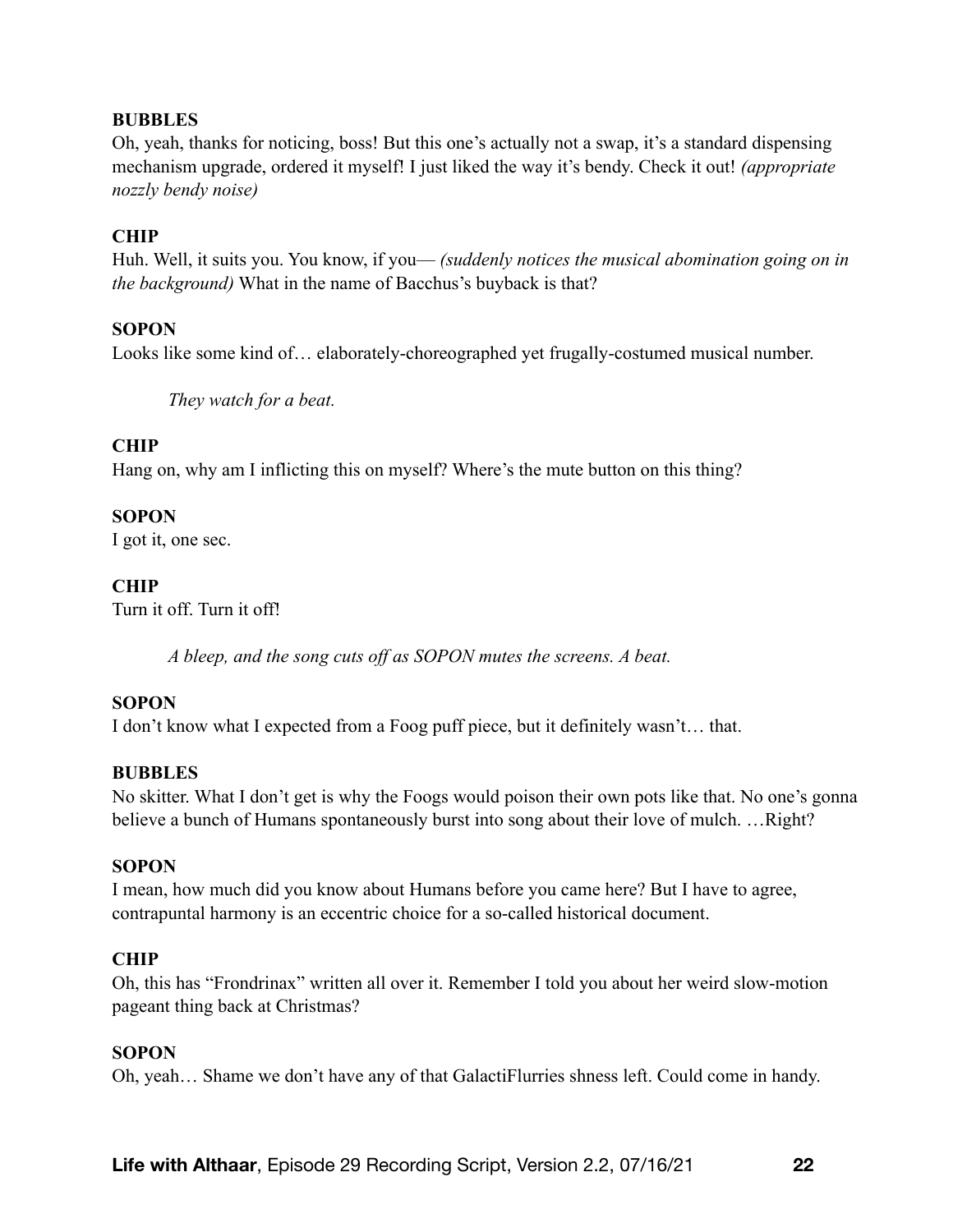**BUBBLES**
Oh, yeah, thanks for noticing, boss! But this one's actually not a swap, it's a standard dispensing mechanism upgrade, ordered it myself! I just liked the way it's bendy. Check it out! *(appropriate nozzly bendy noise)*

**CHIP**
Huh. Well, it suits you. You know, if you— *(suddenly notices the musical abomination going on in the background)* What in the name of Bacchus's buyback is that?

**SOPON**
Looks like some kind of… elaborately-choreographed yet frugally-costumed musical number.

> *They watch for a beat.*

**CHIP**
Hang on, why am I inflicting this on myself? Where's the mute button on this thing?

**SOPON**
I got it, one sec.

**CHIP**
Turn it off. Turn it off!

> *A bleep, and the song cuts off as SOPON mutes the screens. A beat.*

**SOPON**
I don't know what I expected from a Foog puff piece, but it definitely wasn't… that.

**BUBBLES**
No skitter. What I don't get is why the Foogs would poison their own pots like that. No one's gonna believe a bunch of Humans spontaneously burst into song about their love of mulch. …Right?

**SOPON**
I mean, how much did you know about Humans before you came here? But I have to agree, contrapuntal harmony is an eccentric choice for a so-called historical document.

**CHIP**
Oh, this has "Frondrinax" written all over it. Remember I told you about her weird slow-motion pageant thing back at Christmas?

**SOPON**
Oh, yeah… Shame we don't have any of that GalactiFlurries shness left. Could come in handy.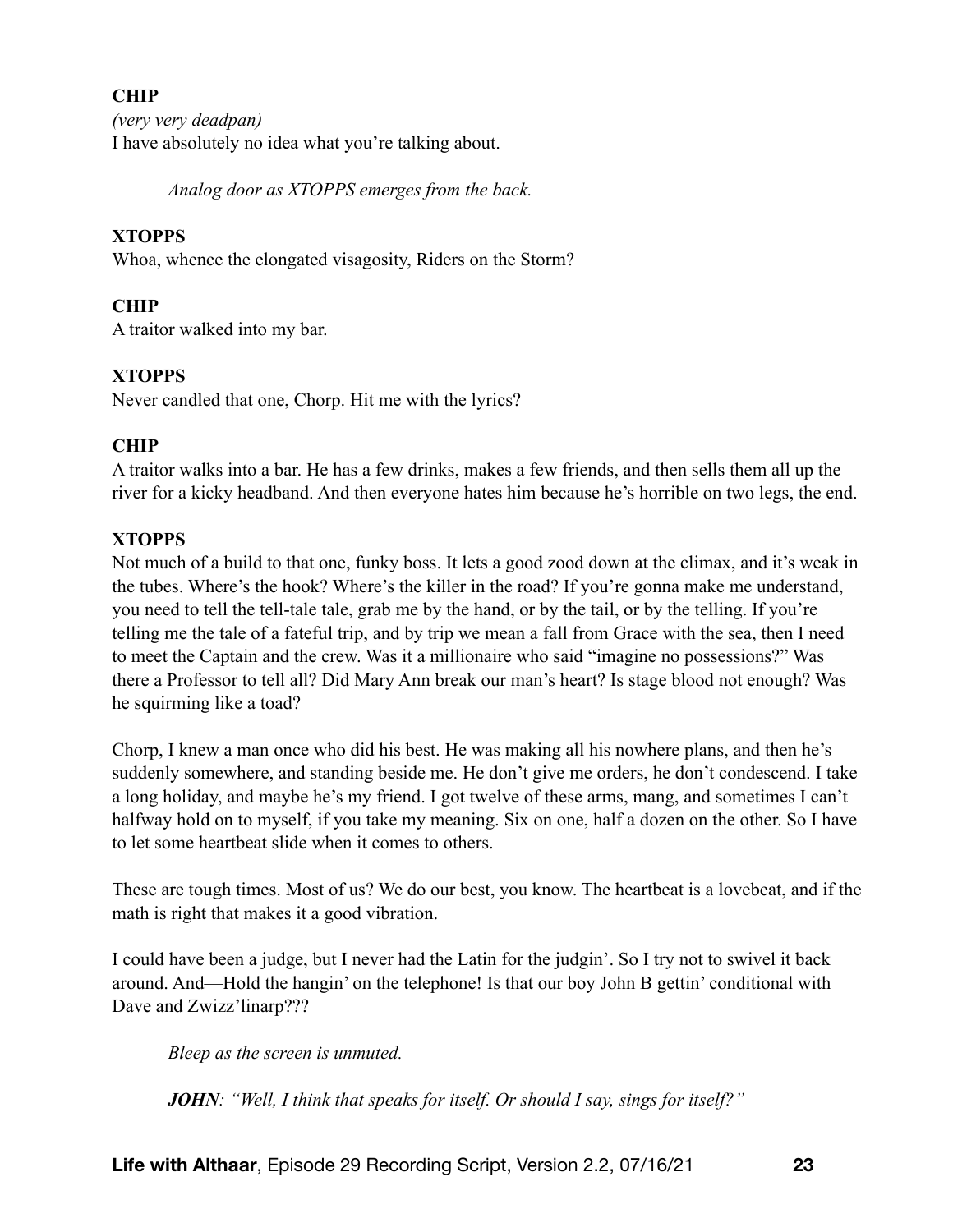**CHIP**
*(very very deadpan)*
I have absolutely no idea what you're talking about.

*Analog door as XTOPPS emerges from the back.*

**XTOPPS**
Whoa, whence the elongated visagosity, Riders on the Storm?

**CHIP**
A traitor walked into my bar.

**XTOPPS**
Never candled that one, Chorp. Hit me with the lyrics?

**CHIP**
A traitor walks into a bar. He has a few drinks, makes a few friends, and then sells them all up the river for a kicky headband. And then everyone hates him because he's horrible on two legs, the end.

**XTOPPS**
Not much of a build to that one, funky boss. It lets a good zood down at the climax, and it's weak in the tubes. Where's the hook? Where's the killer in the road? If you're gonna make me understand, you need to tell the tell-tale tale, grab me by the hand, or by the tail, or by the telling. If you're telling me the tale of a fateful trip, and by trip we mean a fall from Grace with the sea, then I need to meet the Captain and the crew. Was it a millionaire who said "imagine no possessions?" Was there a Professor to tell all? Did Mary Ann break our man's heart? Is stage blood not enough? Was he squirming like a toad?

Chorp, I knew a man once who did his best. He was making all his nowhere plans, and then he's suddenly somewhere, and standing beside me. He don't give me orders, he don't condescend. I take a long holiday, and maybe he's my friend. I got twelve of these arms, mang, and sometimes I can't halfway hold on to myself, if you take my meaning. Six on one, half a dozen on the other. So I have to let some heartbeat slide when it comes to others.

These are tough times. Most of us? We do our best, you know. The heartbeat is a lovebeat, and if the math is right that makes it a good vibration.

I could have been a judge, but I never had the Latin for the judgin'. So I try not to swivel it back around. And—Hold the hangin' on the telephone! Is that our boy John B gettin' conditional with Dave and Zwizz'linarp???

*Bleep as the screen is unmuted.*

***JOHN**: "Well, I think that speaks for itself. Or should I say, sings for itself?"*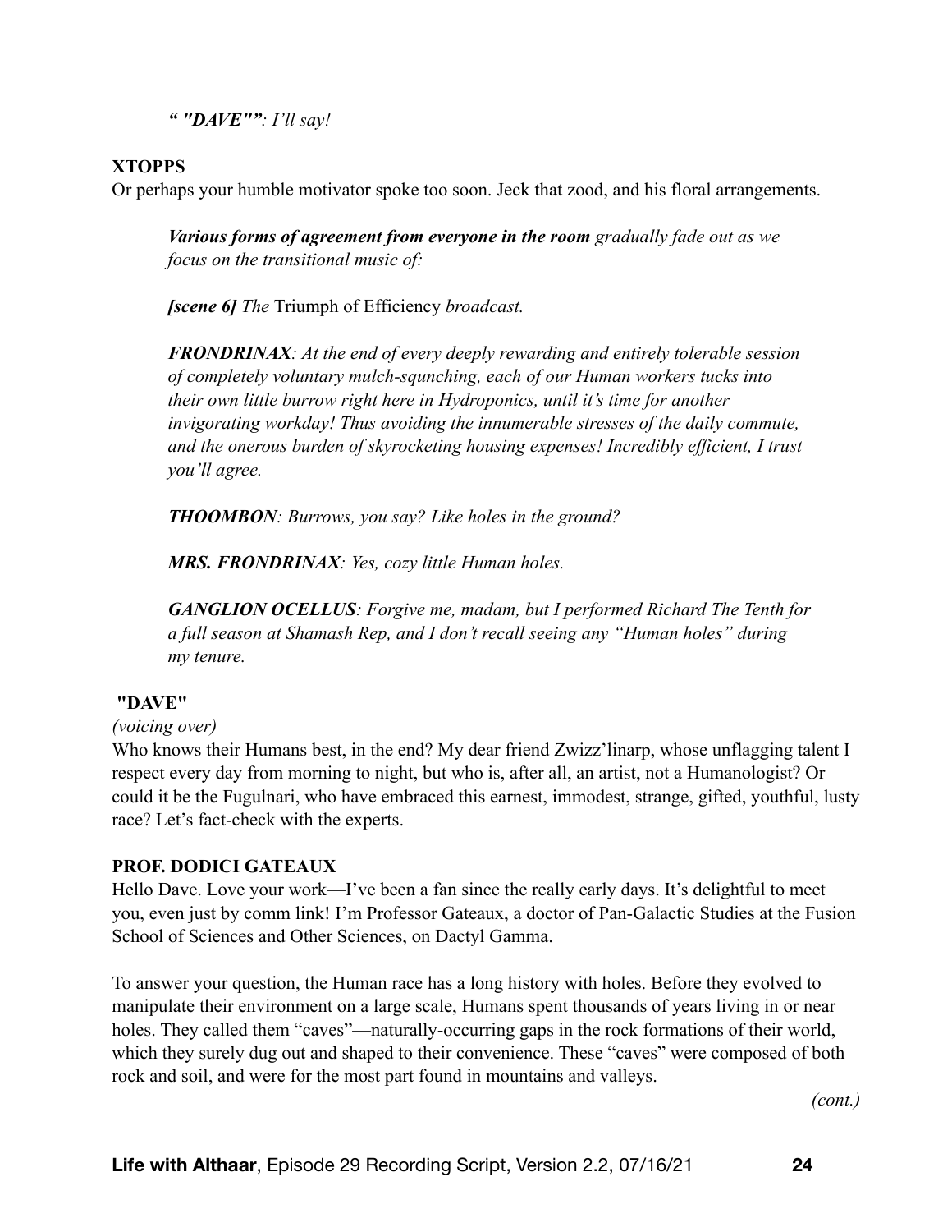*“ "DAVE"”: I’ll say!*

**XTOPPS**
Or perhaps your humble motivator spoke too soon. Jeck that zood, and his floral arrangements.

> ***Various forms of agreement from everyone in the room** gradually fade out as we focus on the transitional music of:*
>
> ***[scene 6]** The* Triumph of Efficiency *broadcast.*
>
> ***FRONDRINAX**: At the end of every deeply rewarding and entirely tolerable session of completely voluntary mulch-squnching, each of our Human workers tucks into their own little burrow right here in Hydroponics, until it’s time for another invigorating workday! Thus avoiding the innumerable stresses of the daily commute, and the onerous burden of skyrocketing housing expenses! Incredibly efficient, I trust you’ll agree.*
>
> ***THOOMBON**: Burrows, you say? Like holes in the ground?*
>
> ***MRS. FRONDRINAX**: Yes, cozy little Human holes.*
>
> ***GANGLION OCELLUS**: Forgive me, madam, but I performed Richard The Tenth for a full season at Shamash Rep, and I don’t recall seeing any “Human holes” during my tenure.*

**"DAVE"**
*(voicing over)*
Who knows their Humans best, in the end? My dear friend Zwizz’linarp, whose unflagging talent I respect every day from morning to night, but who is, after all, an artist, not a Humanologist? Or could it be the Fugulnari, who have embraced this earnest, immodest, strange, gifted, youthful, lusty race? Let’s fact-check with the experts.

**PROF. DODICI GATEAUX**
Hello Dave. Love your work—I’ve been a fan since the really early days. It’s delightful to meet you, even just by comm link! I’m Professor Gateaux, a doctor of Pan-Galactic Studies at the Fusion School of Sciences and Other Sciences, on Dactyl Gamma.

To answer your question, the Human race has a long history with holes. Before they evolved to manipulate their environment on a large scale, Humans spent thousands of years living in or near holes. They called them “caves”—naturally-occurring gaps in the rock formations of their world, which they surely dug out and shaped to their convenience. These “caves” were composed of both rock and soil, and were for the most part found in mountains and valleys.

*(cont.)*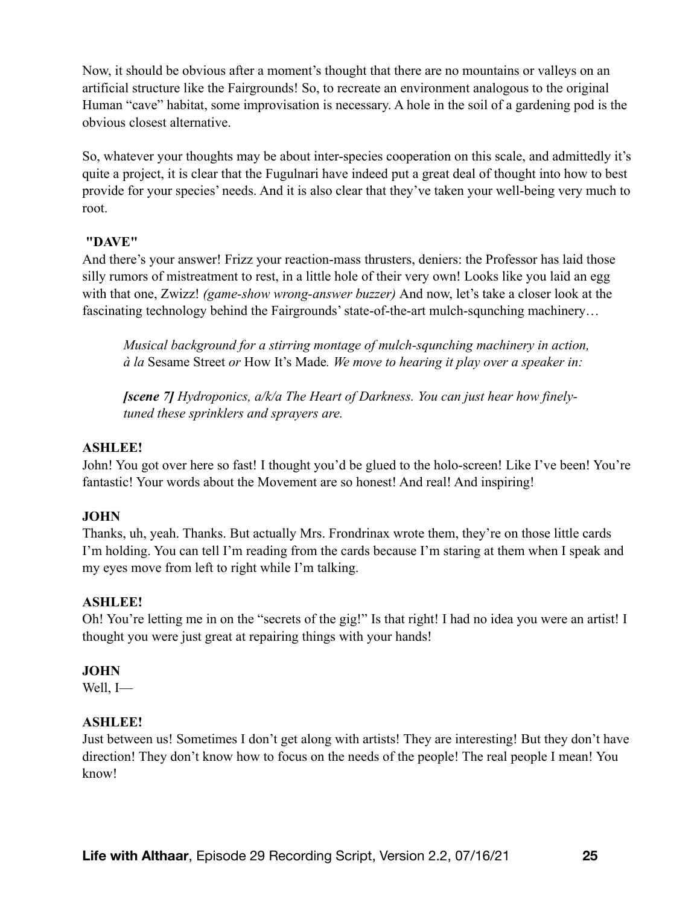Now, it should be obvious after a moment's thought that there are no mountains or valleys on an artificial structure like the Fairgrounds! So, to recreate an environment analogous to the original Human "cave" habitat, some improvisation is necessary. A hole in the soil of a gardening pod is the obvious closest alternative.

So, whatever your thoughts may be about inter-species cooperation on this scale, and admittedly it's quite a project, it is clear that the Fugulnari have indeed put a great deal of thought into how to best provide for your species' needs. And it is also clear that they've taken your well-being very much to root.

**"DAVE"**
And there's your answer! Frizz your reaction-mass thrusters, deniers: the Professor has laid those silly rumors of mistreatment to rest, in a little hole of their very own! Looks like you laid an egg with that one, Zwizz! *(game-show wrong-answer buzzer)* And now, let's take a closer look at the fascinating technology behind the Fairgrounds' state-of-the-art mulch-squnching machinery…

> *Musical background for a stirring montage of mulch-squnching machinery in action, à la* Sesame Street *or* How It's Made*. We move to hearing it play over a speaker in:*
>
> ***[scene 7]*** *Hydroponics, a/k/a The Heart of Darkness. You can just hear how finely-tuned these sprinklers and sprayers are.*

**ASHLEE!**
John! You got over here so fast! I thought you'd be glued to the holo-screen! Like I've been! You're fantastic! Your words about the Movement are so honest! And real! And inspiring!

**JOHN**
Thanks, uh, yeah. Thanks. But actually Mrs. Frondrinax wrote them, they're on those little cards I'm holding. You can tell I'm reading from the cards because I'm staring at them when I speak and my eyes move from left to right while I'm talking.

**ASHLEE!**
Oh! You're letting me in on the "secrets of the gig!" Is that right! I had no idea you were an artist! I thought you were just great at repairing things with your hands!

**JOHN**
Well, I—

**ASHLEE!**
Just between us! Sometimes I don't get along with artists! They are interesting! But they don't have direction! They don't know how to focus on the needs of the people! The real people I mean! You know!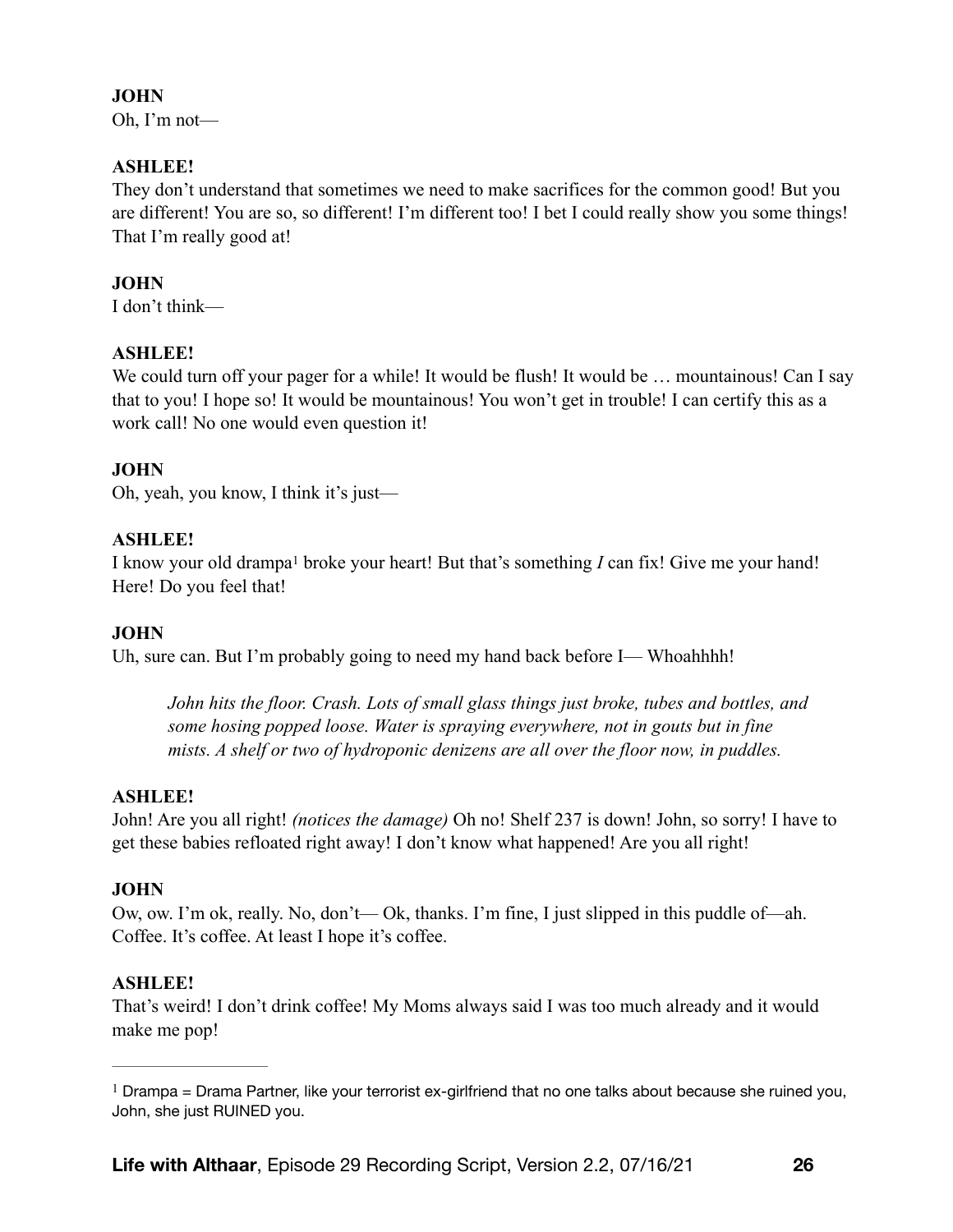**JOHN**
Oh, I'm not—

**ASHLEE!**
They don't understand that sometimes we need to make sacrifices for the common good! But you are different! You are so, so different! I'm different too! I bet I could really show you some things! That I'm really good at!

**JOHN**
I don't think—

**ASHLEE!**
We could turn off your pager for a while! It would be flush! It would be … mountainous! Can I say that to you! I hope so! It would be mountainous! You won't get in trouble! I can certify this as a work call! No one would even question it!

**JOHN**
Oh, yeah, you know, I think it's just—

**ASHLEE!**
I know your old drampa[1] broke your heart! But that's something *I* can fix! Give me your hand! Here! Do you feel that!

**JOHN**
Uh, sure can. But I'm probably going to need my hand back before I— Whoahhhh!

> *John hits the floor. Crash. Lots of small glass things just broke, tubes and bottles, and some hosing popped loose. Water is spraying everywhere, not in gouts but in fine mists. A shelf or two of hydroponic denizens are all over the floor now, in puddles.*

**ASHLEE!**
John! Are you all right! *(notices the damage)* Oh no! Shelf 237 is down! John, so sorry! I have to get these babies refloated right away! I don't know what happened! Are you all right!

**JOHN**
Ow, ow. I'm ok, really. No, don't— Ok, thanks. I'm fine, I just slipped in this puddle of—ah. Coffee. It's coffee. At least I hope it's coffee.

**ASHLEE!**
That's weird! I don't drink coffee! My Moms always said I was too much already and it would make me pop!

---

[1] Drampa = Drama Partner, like your terrorist ex-girlfriend that no one talks about because she ruined you, John, she just RUINED you.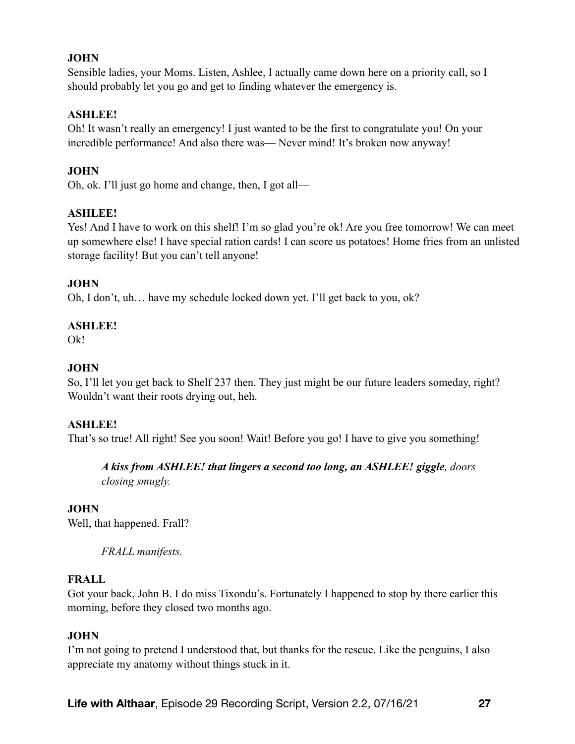**JOHN**
Sensible ladies, your Moms. Listen, Ashlee, I actually came down here on a priority call, so I should probably let you go and get to finding whatever the emergency is.

**ASHLEE!**
Oh! It wasn't really an emergency! I just wanted to be the first to congratulate you! On your incredible performance! And also there was— Never mind! It's broken now anyway!

**JOHN**
Oh, ok. I'll just go home and change, then, I got all—

**ASHLEE!**
Yes! And I have to work on this shelf! I'm so glad you're ok! Are you free tomorrow! We can meet up somewhere else! I have special ration cards! I can score us potatoes! Home fries from an unlisted storage facility! But you can't tell anyone!

**JOHN**
Oh, I don't, uh… have my schedule locked down yet. I'll get back to you, ok?

**ASHLEE!**
Ok!

**JOHN**
So, I'll let you get back to Shelf 237 then. They just might be our future leaders someday, right? Wouldn't want their roots drying out, heh.

**ASHLEE!**
That's so true! All right! See you soon! Wait! Before you go! I have to give you something!

> ***A kiss from ASHLEE! that lingers a second too long, an ASHLEE! giggle****, doors closing smugly.*

**JOHN**
Well, that happened. Frall?

> *FRALL manifests.*

**FRALL**
Got your back, John B. I do miss Tixondu's. Fortunately I happened to stop by there earlier this morning, before they closed two months ago.

**JOHN**
I'm not going to pretend I understood that, but thanks for the rescue. Like the penguins, I also appreciate my anatomy without things stuck in it.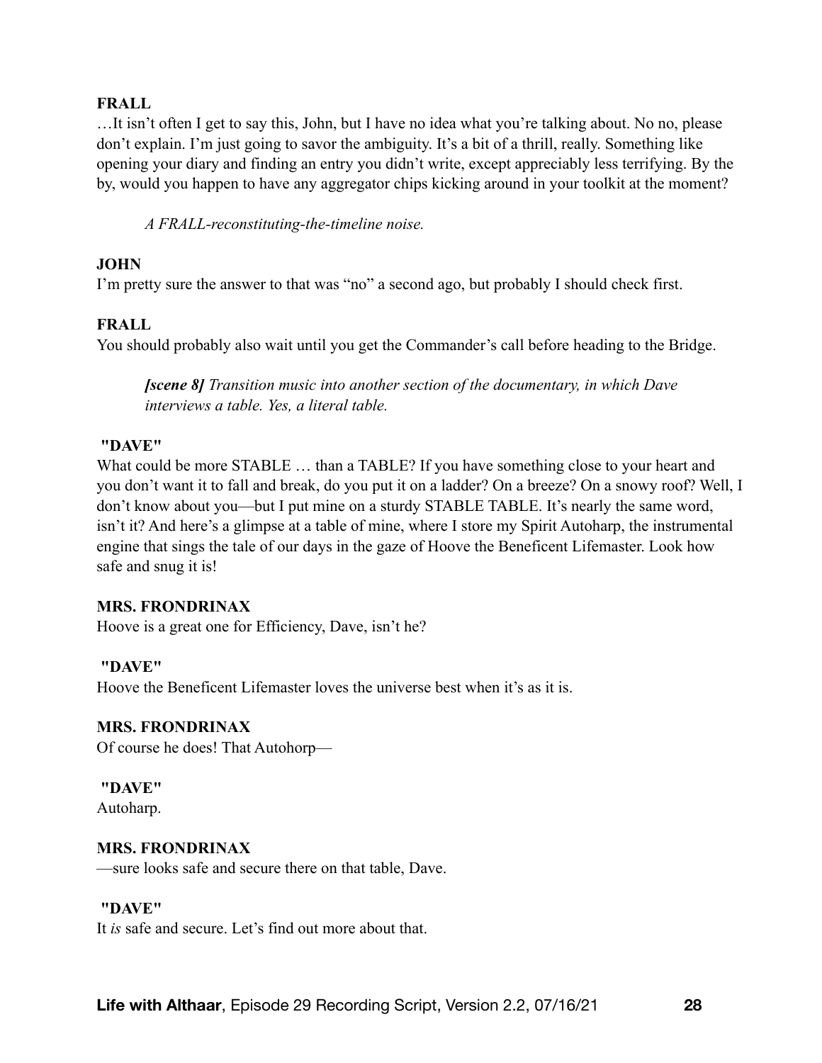**FRALL**

…It isn't often I get to say this, John, but I have no idea what you're talking about. No no, please don't explain. I'm just going to savor the ambiguity. It's a bit of a thrill, really. Something like opening your diary and finding an entry you didn't write, except appreciably less terrifying. By the by, would you happen to have any aggregator chips kicking around in your toolkit at the moment?

> *A FRALL-reconstituting-the-timeline noise.*

**JOHN**

I'm pretty sure the answer to that was "no" a second ago, but probably I should check first.

**FRALL**

You should probably also wait until you get the Commander's call before heading to the Bridge.

> ***[scene 8]*** *Transition music into another section of the documentary, in which Dave interviews a table. Yes, a literal table.*

**"DAVE"**

What could be more STABLE … than a TABLE? If you have something close to your heart and you don't want it to fall and break, do you put it on a ladder? On a breeze? On a snowy roof? Well, I don't know about you—but I put mine on a sturdy STABLE TABLE. It's nearly the same word, isn't it? And here's a glimpse at a table of mine, where I store my Spirit Autoharp, the instrumental engine that sings the tale of our days in the gaze of Hoove the Beneficent Lifemaster. Look how safe and snug it is!

**MRS. FRONDRINAX**

Hoove is a great one for Efficiency, Dave, isn't he?

**"DAVE"**

Hoove the Beneficent Lifemaster loves the universe best when it's as it is.

**MRS. FRONDRINAX**

Of course he does! That Autohorp—

**"DAVE"**

Autoharp.

**MRS. FRONDRINAX**

—sure looks safe and secure there on that table, Dave.

**"DAVE"**

It *is* safe and secure. Let's find out more about that.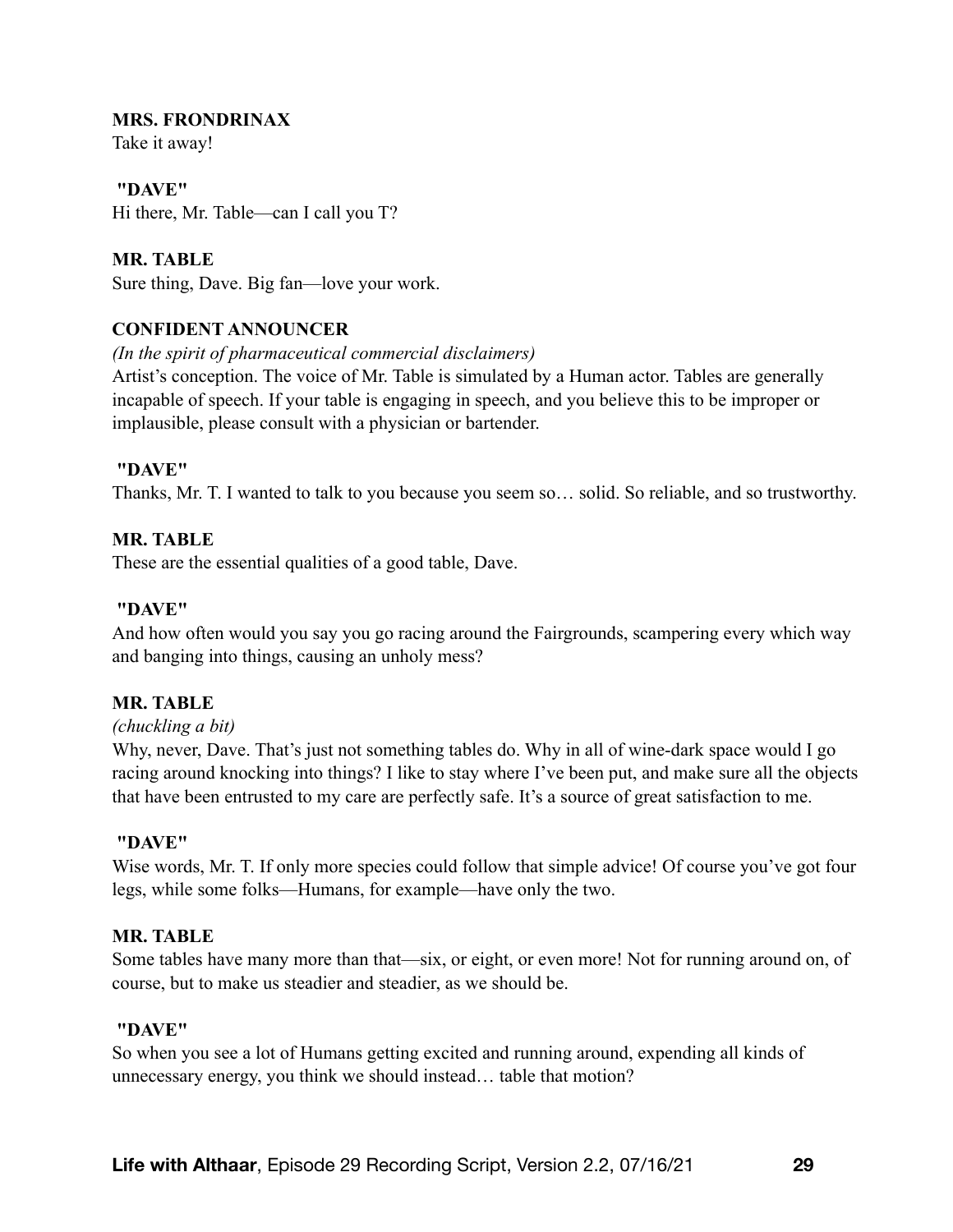**MRS. FRONDRINAX**
Take it away!

**"DAVE"**
Hi there, Mr. Table—can I call you T?

**MR. TABLE**
Sure thing, Dave. Big fan—love your work.

**CONFIDENT ANNOUNCER**
*(In the spirit of pharmaceutical commercial disclaimers)*
Artist's conception. The voice of Mr. Table is simulated by a Human actor. Tables are generally incapable of speech. If your table is engaging in speech, and you believe this to be improper or implausible, please consult with a physician or bartender.

**"DAVE"**
Thanks, Mr. T. I wanted to talk to you because you seem so… solid. So reliable, and so trustworthy.

**MR. TABLE**
These are the essential qualities of a good table, Dave.

**"DAVE"**
And how often would you say you go racing around the Fairgrounds, scampering every which way and banging into things, causing an unholy mess?

**MR. TABLE**
*(chuckling a bit)*
Why, never, Dave. That's just not something tables do. Why in all of wine-dark space would I go racing around knocking into things? I like to stay where I've been put, and make sure all the objects that have been entrusted to my care are perfectly safe. It's a source of great satisfaction to me.

**"DAVE"**
Wise words, Mr. T. If only more species could follow that simple advice! Of course you've got four legs, while some folks—Humans, for example—have only the two.

**MR. TABLE**
Some tables have many more than that—six, or eight, or even more! Not for running around on, of course, but to make us steadier and steadier, as we should be.

**"DAVE"**
So when you see a lot of Humans getting excited and running around, expending all kinds of unnecessary energy, you think we should instead… table that motion?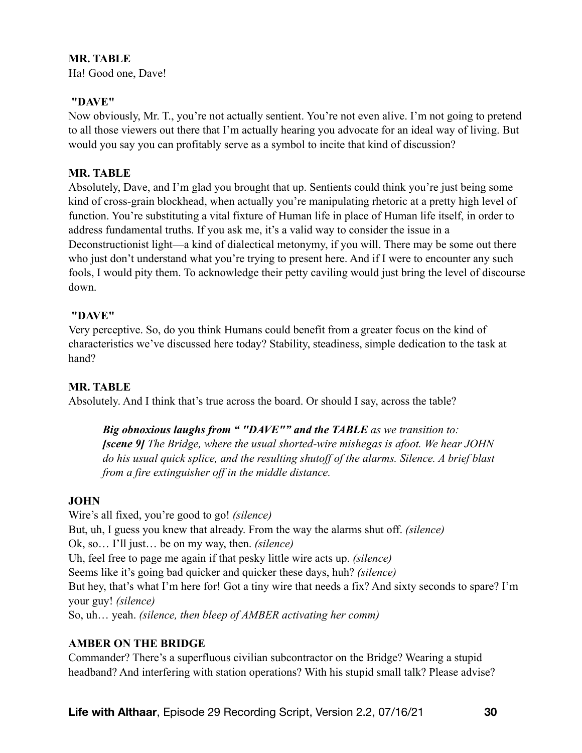**MR. TABLE**
Ha! Good one, Dave!

**"DAVE"**
Now obviously, Mr. T., you're not actually sentient. You're not even alive. I'm not going to pretend to all those viewers out there that I'm actually hearing you advocate for an ideal way of living. But would you say you can profitably serve as a symbol to incite that kind of discussion?

**MR. TABLE**
Absolutely, Dave, and I'm glad you brought that up. Sentients could think you're just being some kind of cross-grain blockhead, when actually you're manipulating rhetoric at a pretty high level of function. You're substituting a vital fixture of Human life in place of Human life itself, in order to address fundamental truths. If you ask me, it's a valid way to consider the issue in a Deconstructionist light—a kind of dialectical metonymy, if you will. There may be some out there who just don't understand what you're trying to present here. And if I were to encounter any such fools, I would pity them. To acknowledge their petty caviling would just bring the level of discourse down.

**"DAVE"**
Very perceptive. So, do you think Humans could benefit from a greater focus on the kind of characteristics we've discussed here today? Stability, steadiness, simple dedication to the task at hand?

**MR. TABLE**
Absolutely. And I think that's true across the board. Or should I say, across the table?

> ***Big obnoxious laughs from " "DAVE"" and the TABLE** as we transition to:*
> ***[scene 9]** The Bridge, where the usual shorted-wire mishegas is afoot. We hear JOHN do his usual quick splice, and the resulting shutoff of the alarms. Silence. A brief blast from a fire extinguisher off in the middle distance.*

**JOHN**
Wire's all fixed, you're good to go! *(silence)*
But, uh, I guess you knew that already. From the way the alarms shut off. *(silence)*
Ok, so… I'll just… be on my way, then. *(silence)*
Uh, feel free to page me again if that pesky little wire acts up. *(silence)*
Seems like it's going bad quicker and quicker these days, huh? *(silence)*
But hey, that's what I'm here for! Got a tiny wire that needs a fix? And sixty seconds to spare? I'm your guy! *(silence)*
So, uh… yeah. *(silence, then bleep of AMBER activating her comm)*

**AMBER ON THE BRIDGE**
Commander? There's a superfluous civilian subcontractor on the Bridge? Wearing a stupid headband? And interfering with station operations? With his stupid small talk? Please advise?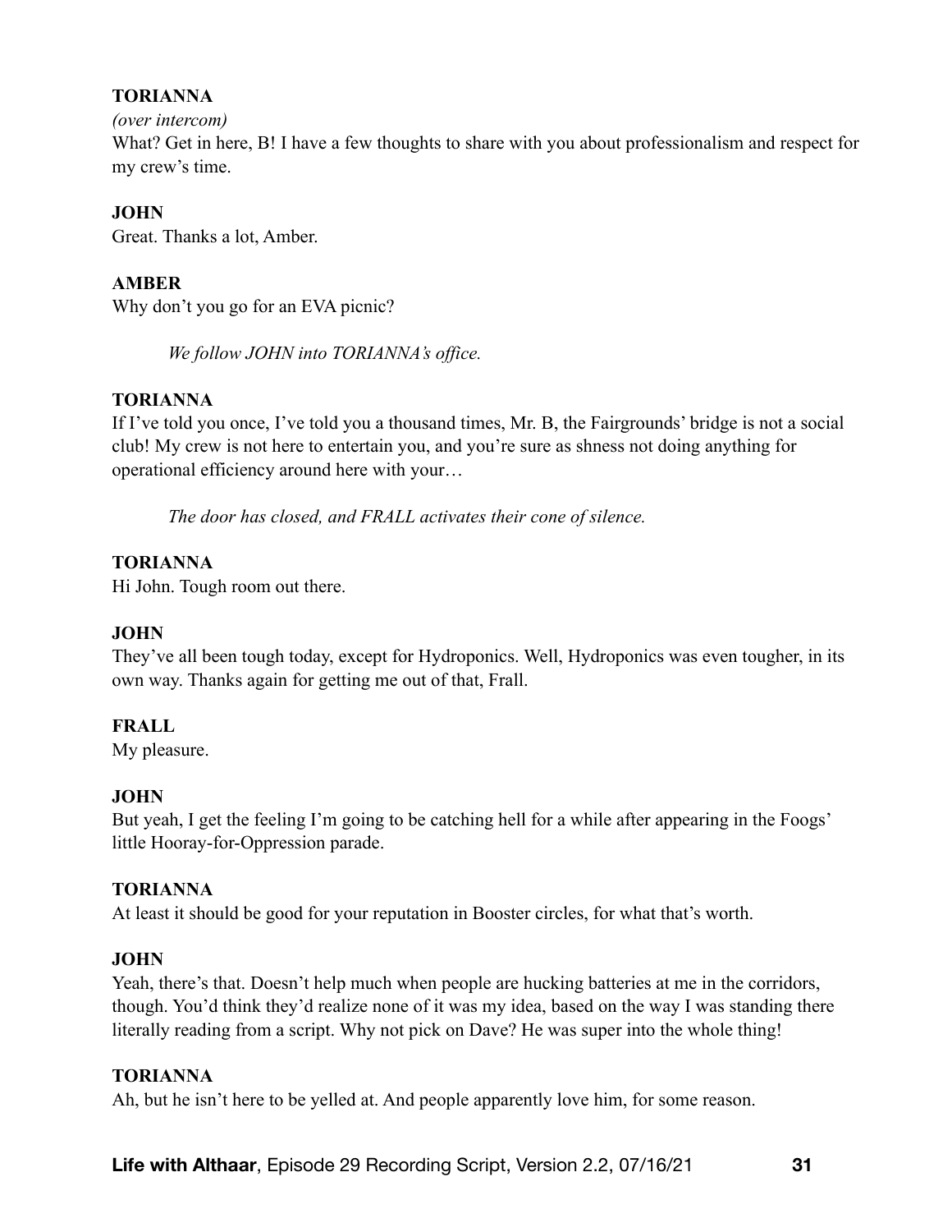**TORIANNA**

*(over intercom)*

What? Get in here, B! I have a few thoughts to share with you about professionalism and respect for my crew's time.

**JOHN**

Great. Thanks a lot, Amber.

**AMBER**

Why don't you go for an EVA picnic?

*We follow JOHN into TORIANNA's office.*

**TORIANNA**

If I've told you once, I've told you a thousand times, Mr. B, the Fairgrounds' bridge is not a social club! My crew is not here to entertain you, and you're sure as shness not doing anything for operational efficiency around here with your…

*The door has closed, and FRALL activates their cone of silence.*

**TORIANNA**

Hi John. Tough room out there.

**JOHN**

They've all been tough today, except for Hydroponics. Well, Hydroponics was even tougher, in its own way. Thanks again for getting me out of that, Frall.

**FRALL**

My pleasure.

**JOHN**

But yeah, I get the feeling I'm going to be catching hell for a while after appearing in the Foogs' little Hooray-for-Oppression parade.

**TORIANNA**

At least it should be good for your reputation in Booster circles, for what that's worth.

**JOHN**

Yeah, there's that. Doesn't help much when people are hucking batteries at me in the corridors, though. You'd think they'd realize none of it was my idea, based on the way I was standing there literally reading from a script. Why not pick on Dave? He was super into the whole thing!

**TORIANNA**

Ah, but he isn't here to be yelled at. And people apparently love him, for some reason.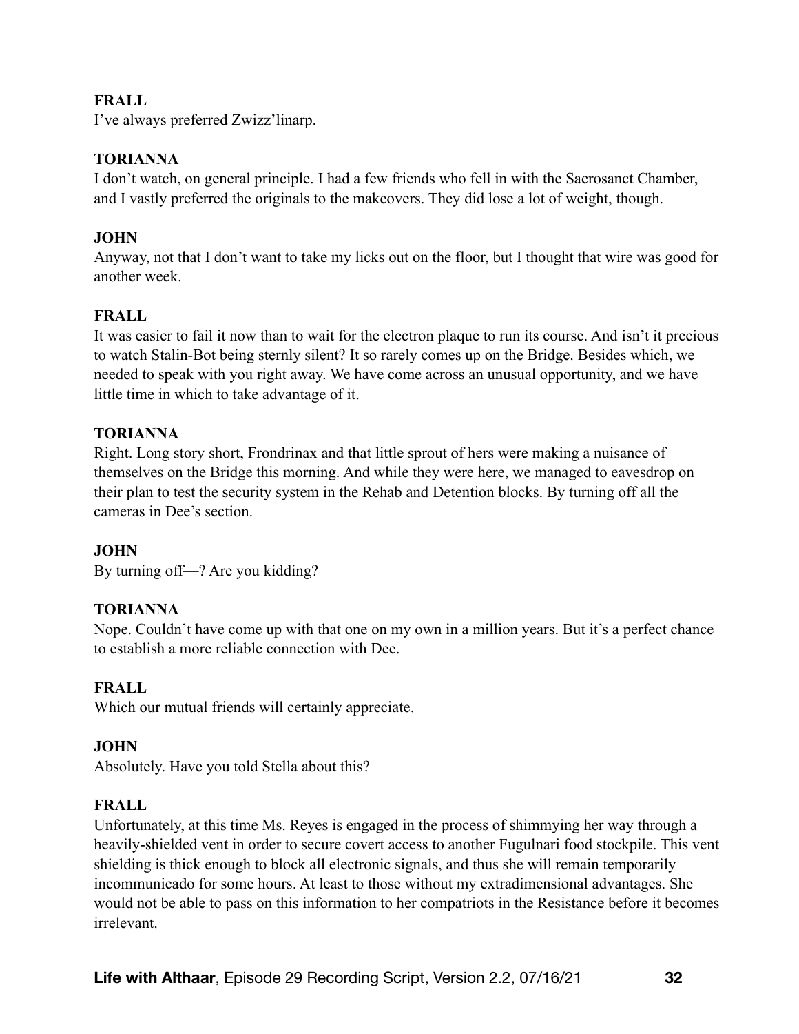**FRALL**
I've always preferred Zwizz'linarp.

**TORIANNA**
I don't watch, on general principle. I had a few friends who fell in with the Sacrosanct Chamber, and I vastly preferred the originals to the makeovers. They did lose a lot of weight, though.

**JOHN**
Anyway, not that I don't want to take my licks out on the floor, but I thought that wire was good for another week.

**FRALL**
It was easier to fail it now than to wait for the electron plaque to run its course. And isn't it precious to watch Stalin-Bot being sternly silent? It so rarely comes up on the Bridge. Besides which, we needed to speak with you right away. We have come across an unusual opportunity, and we have little time in which to take advantage of it.

**TORIANNA**
Right. Long story short, Frondrinax and that little sprout of hers were making a nuisance of themselves on the Bridge this morning. And while they were here, we managed to eavesdrop on their plan to test the security system in the Rehab and Detention blocks. By turning off all the cameras in Dee's section.

**JOHN**
By turning off—? Are you kidding?

**TORIANNA**
Nope. Couldn't have come up with that one on my own in a million years. But it's a perfect chance to establish a more reliable connection with Dee.

**FRALL**
Which our mutual friends will certainly appreciate.

**JOHN**
Absolutely. Have you told Stella about this?

**FRALL**
Unfortunately, at this time Ms. Reyes is engaged in the process of shimmying her way through a heavily-shielded vent in order to secure covert access to another Fugulnari food stockpile. This vent shielding is thick enough to block all electronic signals, and thus she will remain temporarily incommunicado for some hours. At least to those without my extradimensional advantages. She would not be able to pass on this information to her compatriots in the Resistance before it becomes irrelevant.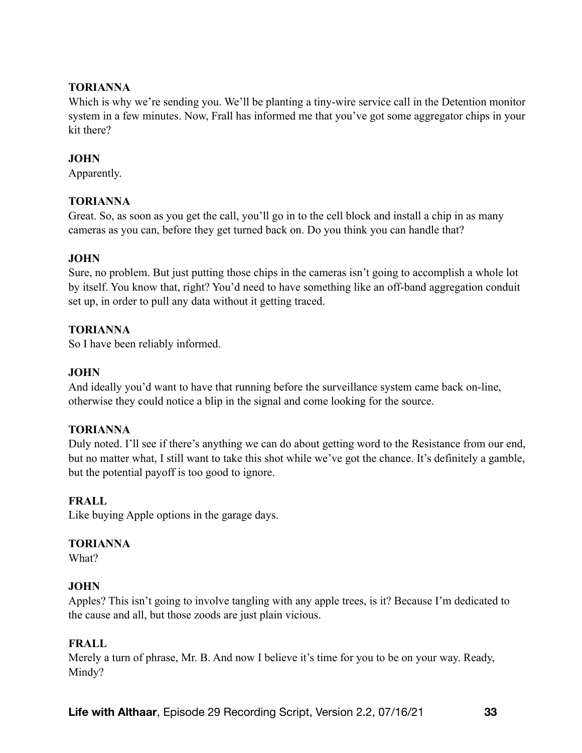**TORIANNA**
Which is why we're sending you. We'll be planting a tiny-wire service call in the Detention monitor system in a few minutes. Now, Frall has informed me that you've got some aggregator chips in your kit there?

**JOHN**
Apparently.

**TORIANNA**
Great. So, as soon as you get the call, you'll go in to the cell block and install a chip in as many cameras as you can, before they get turned back on. Do you think you can handle that?

**JOHN**
Sure, no problem. But just putting those chips in the cameras isn't going to accomplish a whole lot by itself. You know that, right? You'd need to have something like an off-band aggregation conduit set up, in order to pull any data without it getting traced.

**TORIANNA**
So I have been reliably informed.

**JOHN**
And ideally you'd want to have that running before the surveillance system came back on-line, otherwise they could notice a blip in the signal and come looking for the source.

**TORIANNA**
Duly noted. I'll see if there's anything we can do about getting word to the Resistance from our end, but no matter what, I still want to take this shot while we've got the chance. It's definitely a gamble, but the potential payoff is too good to ignore.

**FRALL**
Like buying Apple options in the garage days.

**TORIANNA**
What?

**JOHN**
Apples? This isn't going to involve tangling with any apple trees, is it? Because I'm dedicated to the cause and all, but those zoods are just plain vicious.

**FRALL**
Merely a turn of phrase, Mr. B. And now I believe it's time for you to be on your way. Ready, Mindy?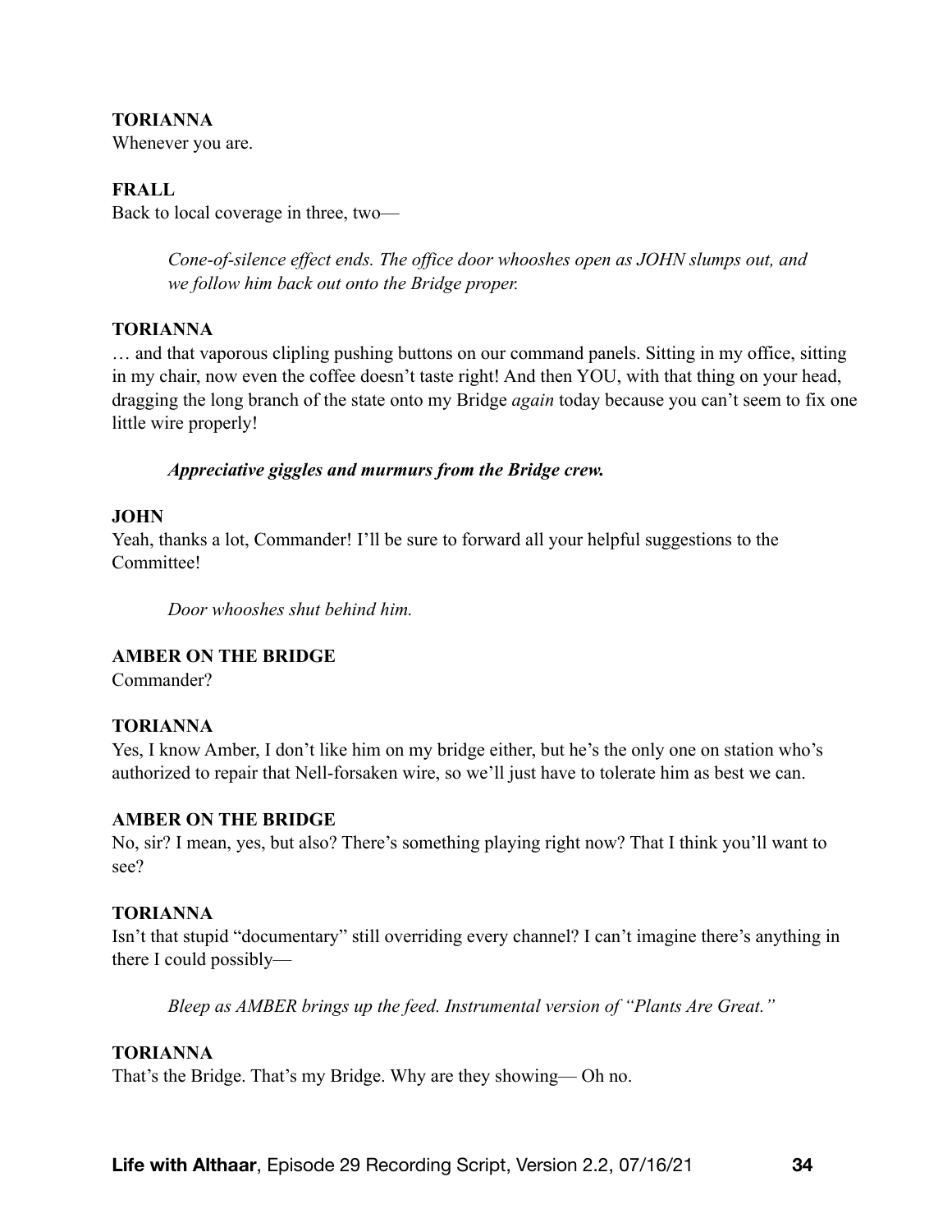**TORIANNA**
Whenever you are.

**FRALL**
Back to local coverage in three, two—

> *Cone-of-silence effect ends. The office door whooshes open as JOHN slumps out, and we follow him back out onto the Bridge proper.*

**TORIANNA**
… and that vaporous clipling pushing buttons on our command panels. Sitting in my office, sitting in my chair, now even the coffee doesn't taste right! And then YOU, with that thing on your head, dragging the long branch of the state onto my Bridge *again* today because you can't seem to fix one little wire properly!

> ***Appreciative giggles and murmurs from the Bridge crew.***

**JOHN**
Yeah, thanks a lot, Commander! I'll be sure to forward all your helpful suggestions to the Committee!

> *Door whooshes shut behind him.*

**AMBER ON THE BRIDGE**
Commander?

**TORIANNA**
Yes, I know Amber, I don't like him on my bridge either, but he's the only one on station who's authorized to repair that Nell-forsaken wire, so we'll just have to tolerate him as best we can.

**AMBER ON THE BRIDGE**
No, sir? I mean, yes, but also? There's something playing right now? That I think you'll want to see?

**TORIANNA**
Isn't that stupid "documentary" still overriding every channel? I can't imagine there's anything in there I could possibly—

> *Bleep as AMBER brings up the feed. Instrumental version of "Plants Are Great."*

**TORIANNA**
That's the Bridge. That's my Bridge. Why are they showing— Oh no.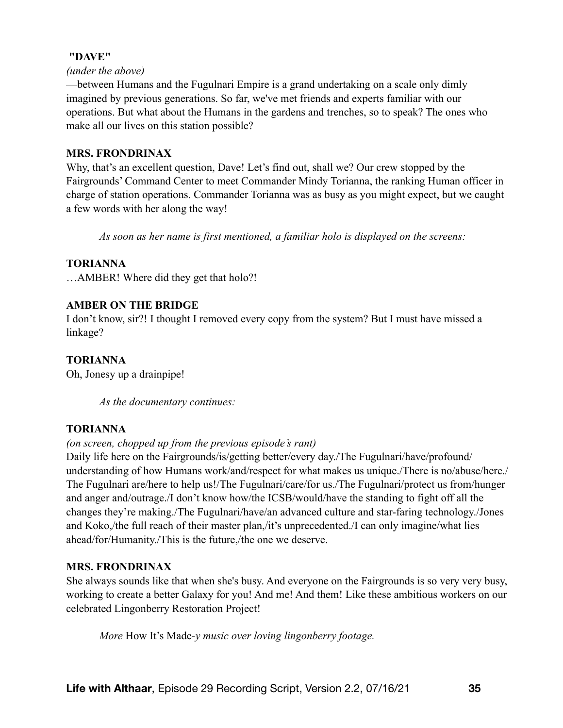**"DAVE"**

*(under the above)*

—between Humans and the Fugulnari Empire is a grand undertaking on a scale only dimly imagined by previous generations. So far, we've met friends and experts familiar with our operations. But what about the Humans in the gardens and trenches, so to speak? The ones who make all our lives on this station possible?

**MRS. FRONDRINAX**

Why, that's an excellent question, Dave! Let's find out, shall we? Our crew stopped by the Fairgrounds' Command Center to meet Commander Mindy Torianna, the ranking Human officer in charge of station operations. Commander Torianna was as busy as you might expect, but we caught a few words with her along the way!

*As soon as her name is first mentioned, a familiar holo is displayed on the screens:*

**TORIANNA**

…AMBER! Where did they get that holo?!

**AMBER ON THE BRIDGE**

I don't know, sir?! I thought I removed every copy from the system? But I must have missed a linkage?

**TORIANNA**

Oh, Jonesy up a drainpipe!

*As the documentary continues:*

**TORIANNA**

*(on screen, chopped up from the previous episode's rant)*

Daily life here on the Fairgrounds/is/getting better/every day./The Fugulnari/have/profound/understanding of how Humans work/and/respect for what makes us unique./There is no/abuse/here./The Fugulnari are/here to help us!/The Fugulnari/care/for us./The Fugulnari/protect us from/hunger and anger and/outrage./I don't know how/the ICSB/would/have the standing to fight off all the changes they're making./The Fugulnari/have/an advanced culture and star-faring technology./Jones and Koko,/the full reach of their master plan,/it's unprecedented./I can only imagine/what lies ahead/for/Humanity./This is the future,/the one we deserve.

**MRS. FRONDRINAX**

She always sounds like that when she's busy. And everyone on the Fairgrounds is so very very busy, working to create a better Galaxy for you! And me! And them! Like these ambitious workers on our celebrated Lingonberry Restoration Project!

*More* How It's Made-*y music over loving lingonberry footage.*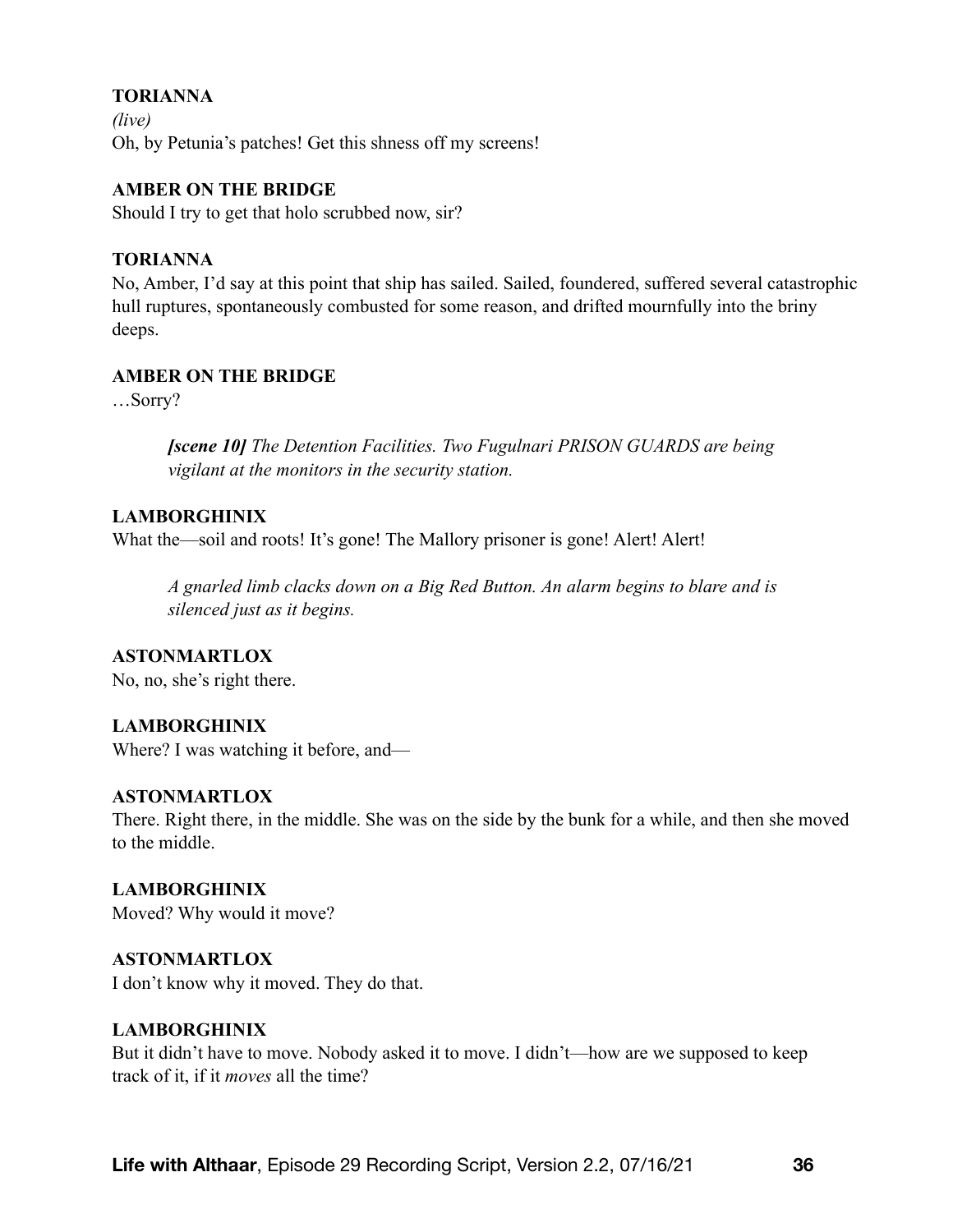**TORIANNA**

*(live)*

Oh, by Petunia's patches! Get this shness off my screens!

**AMBER ON THE BRIDGE**

Should I try to get that holo scrubbed now, sir?

**TORIANNA**

No, Amber, I'd say at this point that ship has sailed. Sailed, foundered, suffered several catastrophic hull ruptures, spontaneously combusted for some reason, and drifted mournfully into the briny deeps.

**AMBER ON THE BRIDGE**

…Sorry?

> ***[scene 10]*** *The Detention Facilities. Two Fugulnari PRISON GUARDS are being vigilant at the monitors in the security station.*

**LAMBORGHINIX**

What the—soil and roots! It's gone! The Mallory prisoner is gone! Alert! Alert!

> *A gnarled limb clacks down on a Big Red Button. An alarm begins to blare and is silenced just as it begins.*

**ASTONMARTLOX**

No, no, she's right there.

**LAMBORGHINIX**

Where? I was watching it before, and—

**ASTONMARTLOX**

There. Right there, in the middle. She was on the side by the bunk for a while, and then she moved to the middle.

**LAMBORGHINIX**

Moved? Why would it move?

**ASTONMARTLOX**

I don't know why it moved. They do that.

**LAMBORGHINIX**

But it didn't have to move. Nobody asked it to move. I didn't—how are we supposed to keep track of it, if it *moves* all the time?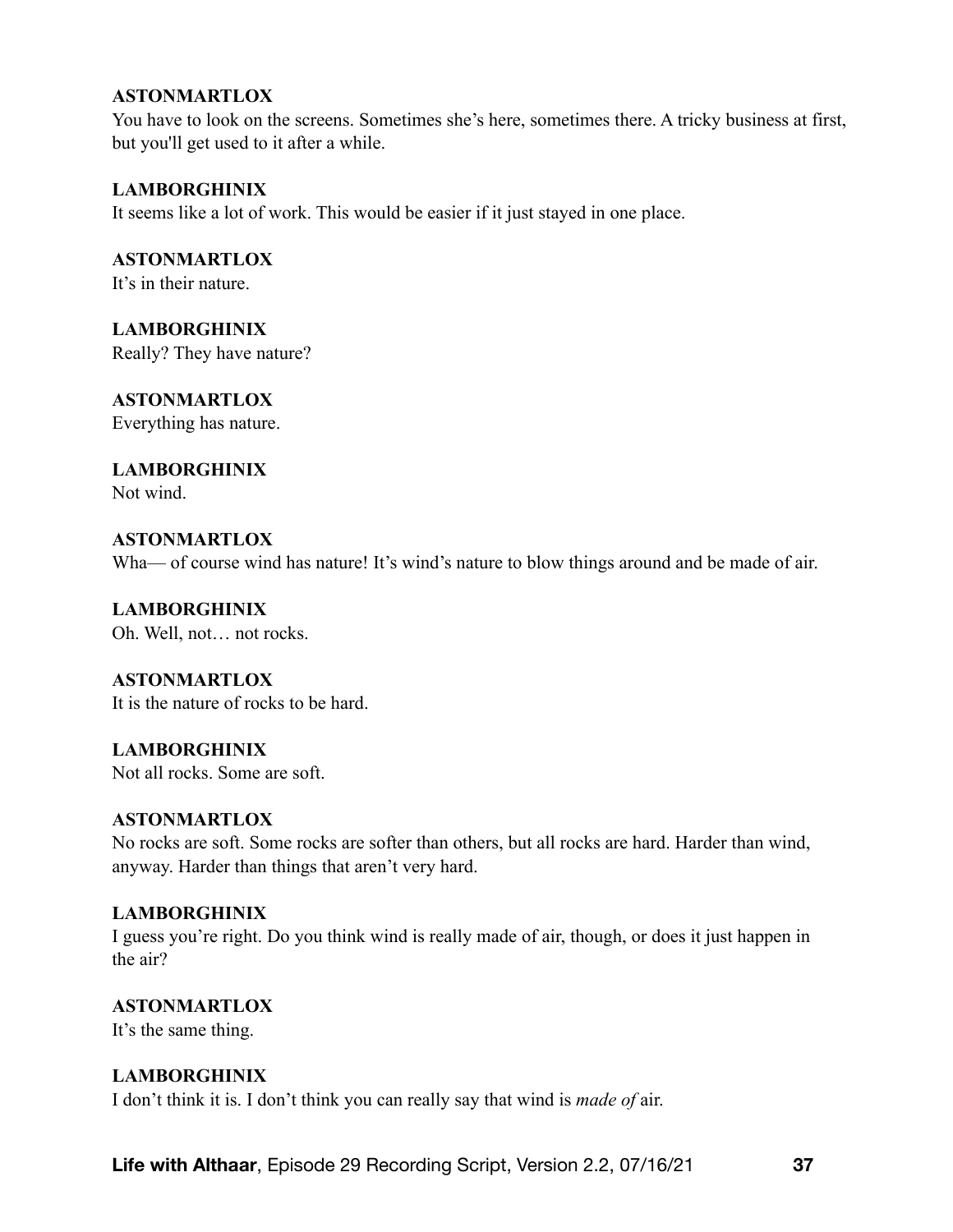**ASTONMARTLOX**
You have to look on the screens. Sometimes she's here, sometimes there. A tricky business at first, but you'll get used to it after a while.

**LAMBORGHINIX**
It seems like a lot of work. This would be easier if it just stayed in one place.

**ASTONMARTLOX**
It's in their nature.

**LAMBORGHINIX**
Really? They have nature?

**ASTONMARTLOX**
Everything has nature.

**LAMBORGHINIX**
Not wind.

**ASTONMARTLOX**
Wha— of course wind has nature! It's wind's nature to blow things around and be made of air.

**LAMBORGHINIX**
Oh. Well, not… not rocks.

**ASTONMARTLOX**
It is the nature of rocks to be hard.

**LAMBORGHINIX**
Not all rocks. Some are soft.

**ASTONMARTLOX**
No rocks are soft. Some rocks are softer than others, but all rocks are hard. Harder than wind, anyway. Harder than things that aren't very hard.

**LAMBORGHINIX**
I guess you're right. Do you think wind is really made of air, though, or does it just happen in the air?

**ASTONMARTLOX**
It's the same thing.

**LAMBORGHINIX**
I don't think it is. I don't think you can really say that wind is *made of* air.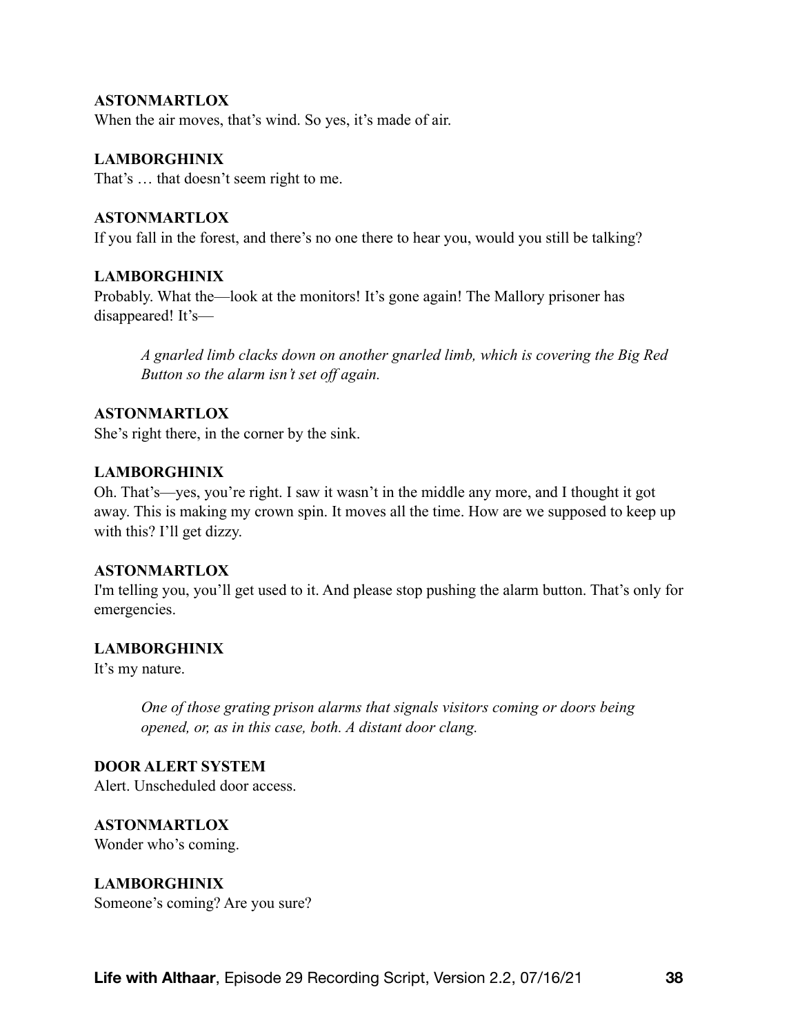**ASTONMARTLOX**
When the air moves, that's wind. So yes, it's made of air.

**LAMBORGHINIX**
That's … that doesn't seem right to me.

**ASTONMARTLOX**
If you fall in the forest, and there's no one there to hear you, would you still be talking?

**LAMBORGHINIX**
Probably. What the—look at the monitors! It's gone again! The Mallory prisoner has disappeared! It's—

> *A gnarled limb clacks down on another gnarled limb, which is covering the Big Red Button so the alarm isn't set off again.*

**ASTONMARTLOX**
She's right there, in the corner by the sink.

**LAMBORGHINIX**
Oh. That's—yes, you're right. I saw it wasn't in the middle any more, and I thought it got away. This is making my crown spin. It moves all the time. How are we supposed to keep up with this? I'll get dizzy.

**ASTONMARTLOX**
I'm telling you, you'll get used to it. And please stop pushing the alarm button. That's only for emergencies.

**LAMBORGHINIX**
It's my nature.

> *One of those grating prison alarms that signals visitors coming or doors being opened, or, as in this case, both. A distant door clang.*

**DOOR ALERT SYSTEM**
Alert. Unscheduled door access.

**ASTONMARTLOX**
Wonder who's coming.

**LAMBORGHINIX**
Someone's coming? Are you sure?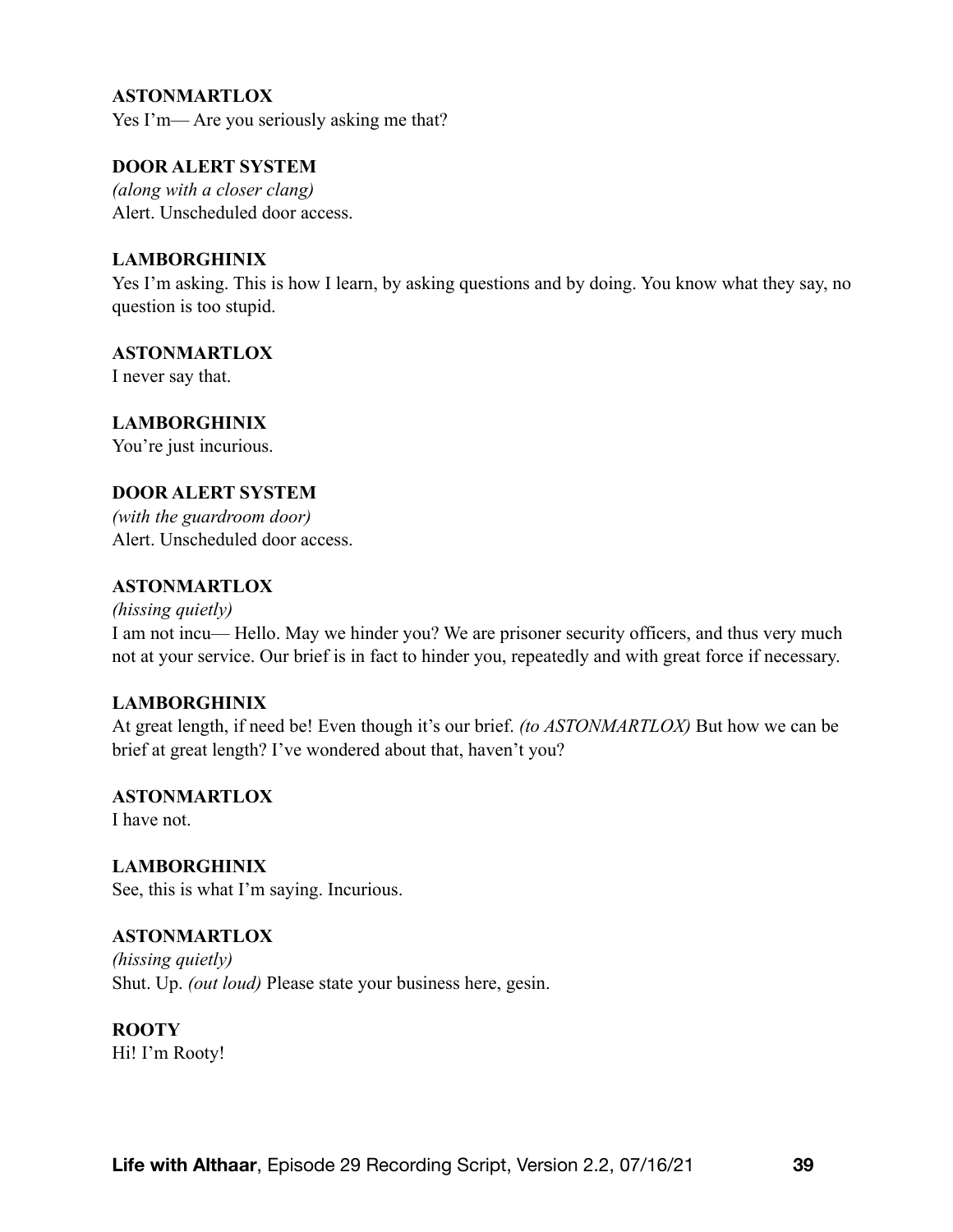**ASTONMARTLOX**
Yes I'm— Are you seriously asking me that?

**DOOR ALERT SYSTEM**
*(along with a closer clang)*
Alert. Unscheduled door access.

**LAMBORGHINIX**
Yes I'm asking. This is how I learn, by asking questions and by doing. You know what they say, no question is too stupid.

**ASTONMARTLOX**
I never say that.

**LAMBORGHINIX**
You're just incurious.

**DOOR ALERT SYSTEM**
*(with the guardroom door)*
Alert. Unscheduled door access.

**ASTONMARTLOX**
*(hissing quietly)*
I am not incu— Hello. May we hinder you? We are prisoner security officers, and thus very much not at your service. Our brief is in fact to hinder you, repeatedly and with great force if necessary.

**LAMBORGHINIX**
At great length, if need be! Even though it's our brief. *(to ASTONMARTLOX)* But how we can be brief at great length? I've wondered about that, haven't you?

**ASTONMARTLOX**
I have not.

**LAMBORGHINIX**
See, this is what I'm saying. Incurious.

**ASTONMARTLOX**
*(hissing quietly)*
Shut. Up. *(out loud)* Please state your business here, gesin.

**ROOTY**
Hi! I'm Rooty!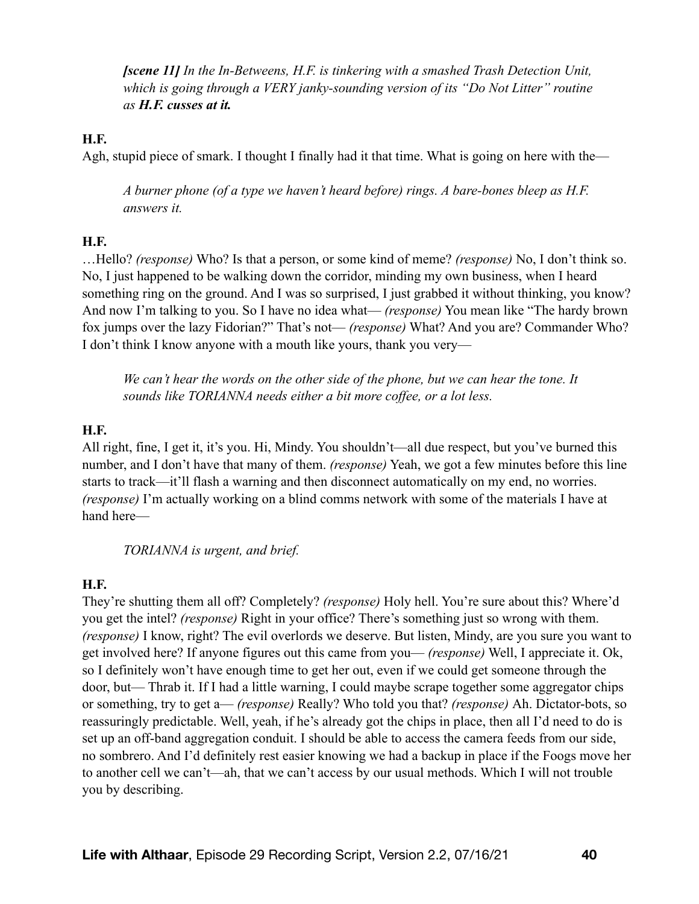***[scene 11]** In the In-Betweens, H.F. is tinkering with a smashed Trash Detection Unit, which is going through a VERY janky-sounding version of its "Do Not Litter" routine as **H.F. cusses at it.***

**H.F.**

Agh, stupid piece of smark. I thought I finally had it that time. What is going on here with the—

*A burner phone (of a type we haven't heard before) rings. A bare-bones bleep as H.F. answers it.*

**H.F.**

…Hello? *(response)* Who? Is that a person, or some kind of meme? *(response)* No, I don't think so. No, I just happened to be walking down the corridor, minding my own business, when I heard something ring on the ground. And I was so surprised, I just grabbed it without thinking, you know? And now I'm talking to you. So I have no idea what— *(response)* You mean like "The hardy brown fox jumps over the lazy Fidorian?" That's not— *(response)* What? And you are? Commander Who? I don't think I know anyone with a mouth like yours, thank you very—

*We can't hear the words on the other side of the phone, but we can hear the tone. It sounds like TORIANNA needs either a bit more coffee, or a lot less.*

**H.F.**

All right, fine, I get it, it's you. Hi, Mindy. You shouldn't—all due respect, but you've burned this number, and I don't have that many of them. *(response)* Yeah, we got a few minutes before this line starts to track—it'll flash a warning and then disconnect automatically on my end, no worries. *(response)* I'm actually working on a blind comms network with some of the materials I have at hand here—

*TORIANNA is urgent, and brief.*

**H.F.**

They're shutting them all off? Completely? *(response)* Holy hell. You're sure about this? Where'd you get the intel? *(response)* Right in your office? There's something just so wrong with them. *(response)* I know, right? The evil overlords we deserve. But listen, Mindy, are you sure you want to get involved here? If anyone figures out this came from you— *(response)* Well, I appreciate it. Ok, so I definitely won't have enough time to get her out, even if we could get someone through the door, but— Thrab it. If I had a little warning, I could maybe scrape together some aggregator chips or something, try to get a— *(response)* Really? Who told you that? *(response)* Ah. Dictator-bots, so reassuringly predictable. Well, yeah, if he's already got the chips in place, then all I'd need to do is set up an off-band aggregation conduit. I should be able to access the camera feeds from our side, no sombrero. And I'd definitely rest easier knowing we had a backup in place if the Foogs move her to another cell we can't—ah, that we can't access by our usual methods. Which I will not trouble you by describing.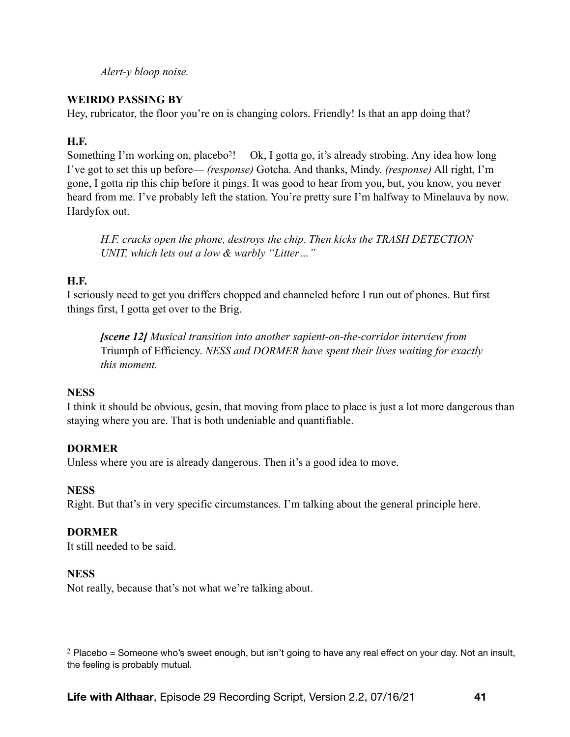*Alert-y bloop noise.*

**WEIRDO PASSING BY**
Hey, rubricator, the floor you're on is changing colors. Friendly! Is that an app doing that?

**H.F.**
Something I'm working on, placebo[2]!— Ok, I gotta go, it's already strobing. Any idea how long I've got to set this up before— *(response)* Gotcha. And thanks, Mindy. *(response)* All right, I'm gone, I gotta rip this chip before it pings. It was good to hear from you, but, you know, you never heard from me. I've probably left the station. You're pretty sure I'm halfway to Minelauva by now. Hardyfox out.

*H.F. cracks open the phone, destroys the chip. Then kicks the TRASH DETECTION UNIT, which lets out a low & warbly "Litter…"*

**H.F.**
I seriously need to get you driffers chopped and channeled before I run out of phones. But first things first, I gotta get over to the Brig.

***[scene 12]*** *Musical transition into another sapient-on-the-corridor interview from* Triumph of Efficiency. *NESS and DORMER have spent their lives waiting for exactly this moment.*

**NESS**
I think it should be obvious, gesin, that moving from place to place is just a lot more dangerous than staying where you are. That is both undeniable and quantifiable.

**DORMER**
Unless where you are is already dangerous. Then it's a good idea to move.

**NESS**
Right. But that's in very specific circumstances. I'm talking about the general principle here.

**DORMER**
It still needed to be said.

**NESS**
Not really, because that's not what we're talking about.

---

[2] Placebo = Someone who's sweet enough, but isn't going to have any real effect on your day. Not an insult, the feeling is probably mutual.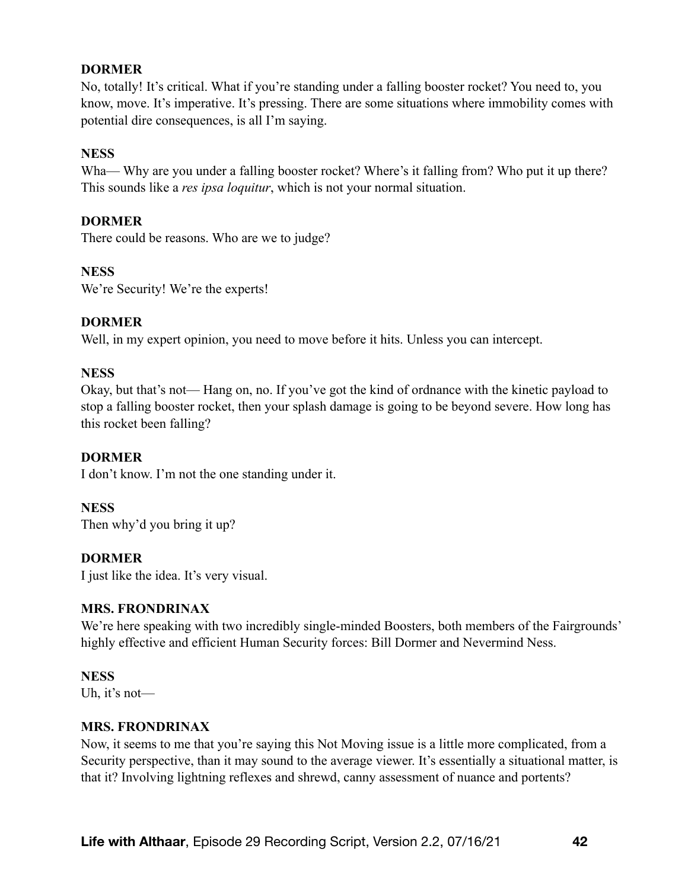**DORMER**

No, totally! It's critical. What if you're standing under a falling booster rocket? You need to, you know, move. It's imperative. It's pressing. There are some situations where immobility comes with potential dire consequences, is all I'm saying.

**NESS**

Wha— Why are you under a falling booster rocket? Where's it falling from? Who put it up there? This sounds like a *res ipsa loquitur*, which is not your normal situation.

**DORMER**

There could be reasons. Who are we to judge?

**NESS**

We're Security! We're the experts!

**DORMER**

Well, in my expert opinion, you need to move before it hits. Unless you can intercept.

**NESS**

Okay, but that's not— Hang on, no. If you've got the kind of ordnance with the kinetic payload to stop a falling booster rocket, then your splash damage is going to be beyond severe. How long has this rocket been falling?

**DORMER**

I don't know. I'm not the one standing under it.

**NESS**

Then why'd you bring it up?

**DORMER**

I just like the idea. It's very visual.

**MRS. FRONDRINAX**

We're here speaking with two incredibly single-minded Boosters, both members of the Fairgrounds' highly effective and efficient Human Security forces: Bill Dormer and Nevermind Ness.

**NESS**

Uh, it's not—

**MRS. FRONDRINAX**

Now, it seems to me that you're saying this Not Moving issue is a little more complicated, from a Security perspective, than it may sound to the average viewer. It's essentially a situational matter, is that it? Involving lightning reflexes and shrewd, canny assessment of nuance and portents?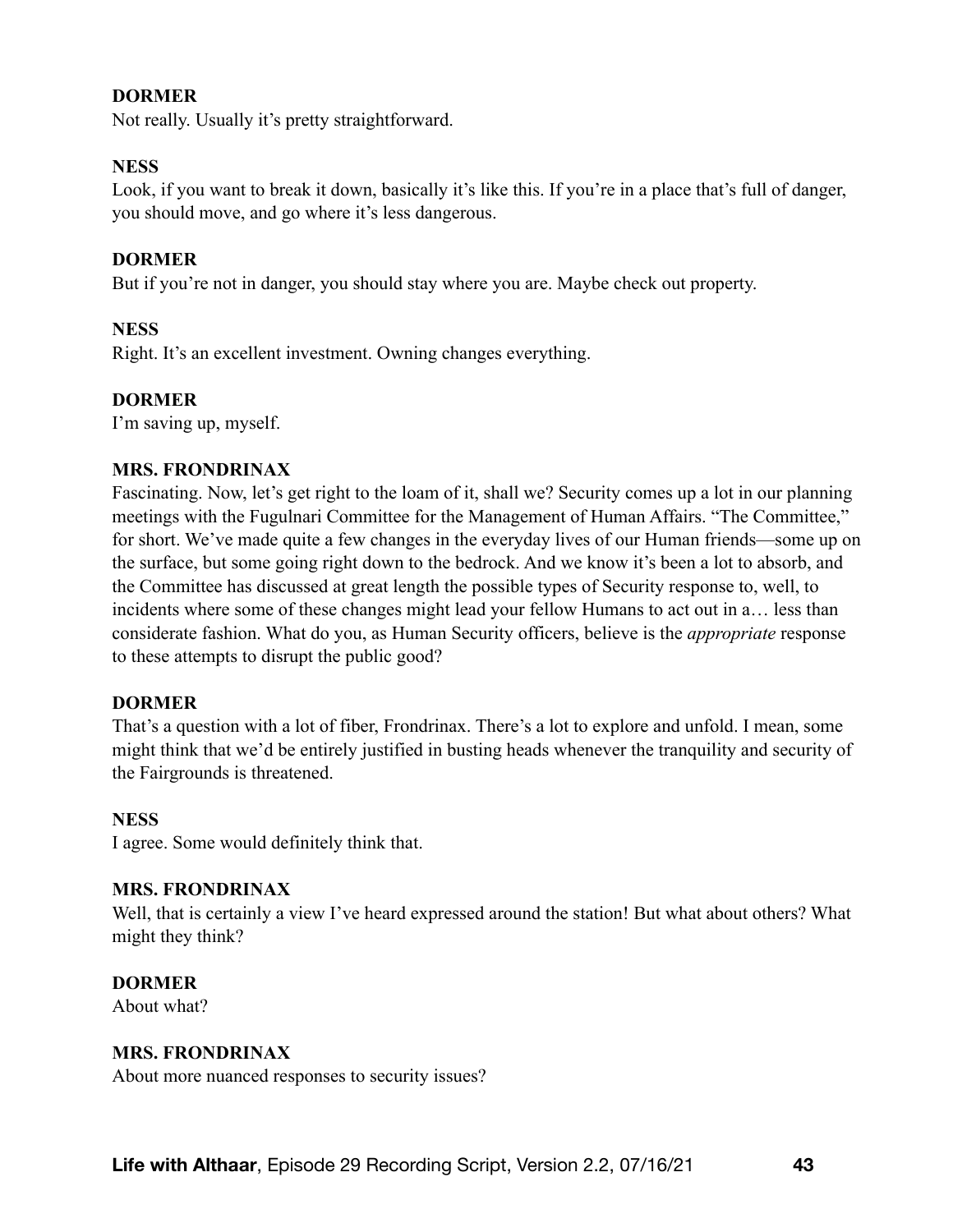**DORMER**
Not really. Usually it's pretty straightforward.

**NESS**
Look, if you want to break it down, basically it's like this. If you're in a place that's full of danger, you should move, and go where it's less dangerous.

**DORMER**
But if you're not in danger, you should stay where you are. Maybe check out property.

**NESS**
Right. It's an excellent investment. Owning changes everything.

**DORMER**
I'm saving up, myself.

**MRS. FRONDRINAX**
Fascinating. Now, let's get right to the loam of it, shall we? Security comes up a lot in our planning meetings with the Fugulnari Committee for the Management of Human Affairs. "The Committee," for short. We've made quite a few changes in the everyday lives of our Human friends—some up on the surface, but some going right down to the bedrock. And we know it's been a lot to absorb, and the Committee has discussed at great length the possible types of Security response to, well, to incidents where some of these changes might lead your fellow Humans to act out in a… less than considerate fashion. What do you, as Human Security officers, believe is the *appropriate* response to these attempts to disrupt the public good?

**DORMER**
That's a question with a lot of fiber, Frondrinax. There's a lot to explore and unfold. I mean, some might think that we'd be entirely justified in busting heads whenever the tranquility and security of the Fairgrounds is threatened.

**NESS**
I agree. Some would definitely think that.

**MRS. FRONDRINAX**
Well, that is certainly a view I've heard expressed around the station! But what about others? What might they think?

**DORMER**
About what?

**MRS. FRONDRINAX**
About more nuanced responses to security issues?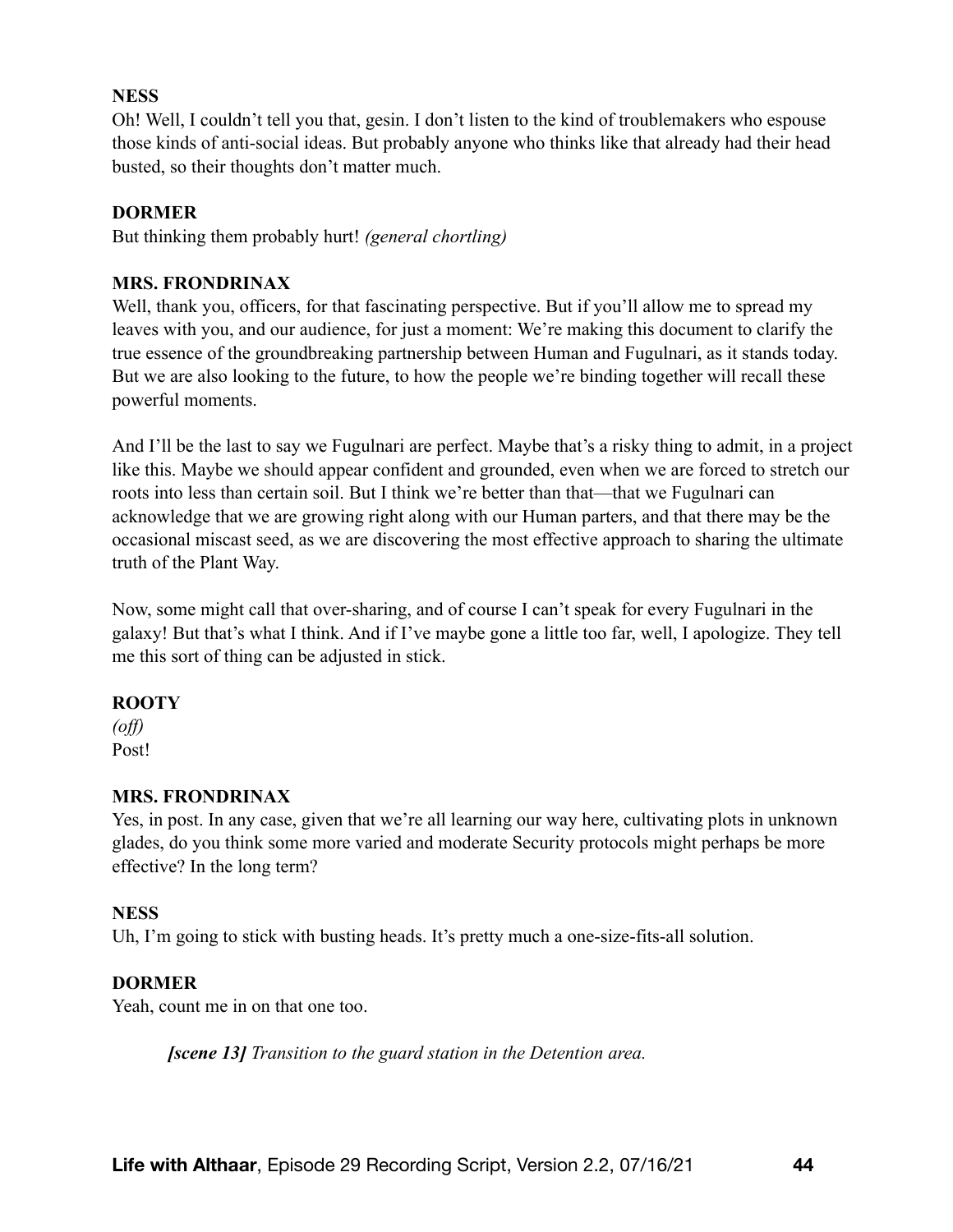**NESS**

Oh! Well, I couldn't tell you that, gesin. I don't listen to the kind of troublemakers who espouse those kinds of anti-social ideas. But probably anyone who thinks like that already had their head busted, so their thoughts don't matter much.

**DORMER**

But thinking them probably hurt! *(general chortling)*

**MRS. FRONDRINAX**

Well, thank you, officers, for that fascinating perspective. But if you'll allow me to spread my leaves with you, and our audience, for just a moment: We're making this document to clarify the true essence of the groundbreaking partnership between Human and Fugulnari, as it stands today. But we are also looking to the future, to how the people we're binding together will recall these powerful moments.

And I'll be the last to say we Fugulnari are perfect. Maybe that's a risky thing to admit, in a project like this. Maybe we should appear confident and grounded, even when we are forced to stretch our roots into less than certain soil. But I think we're better than that—that we Fugulnari can acknowledge that we are growing right along with our Human parters, and that there may be the occasional miscast seed, as we are discovering the most effective approach to sharing the ultimate truth of the Plant Way.

Now, some might call that over-sharing, and of course I can't speak for every Fugulnari in the galaxy! But that's what I think. And if I've maybe gone a little too far, well, I apologize. They tell me this sort of thing can be adjusted in stick.

**ROOTY**

*(off)*

Post!

**MRS. FRONDRINAX**

Yes, in post. In any case, given that we're all learning our way here, cultivating plots in unknown glades, do you think some more varied and moderate Security protocols might perhaps be more effective? In the long term?

**NESS**

Uh, I'm going to stick with busting heads. It's pretty much a one-size-fits-all solution.

**DORMER**

Yeah, count me in on that one too.

> ***[scene 13]*** *Transition to the guard station in the Detention area.*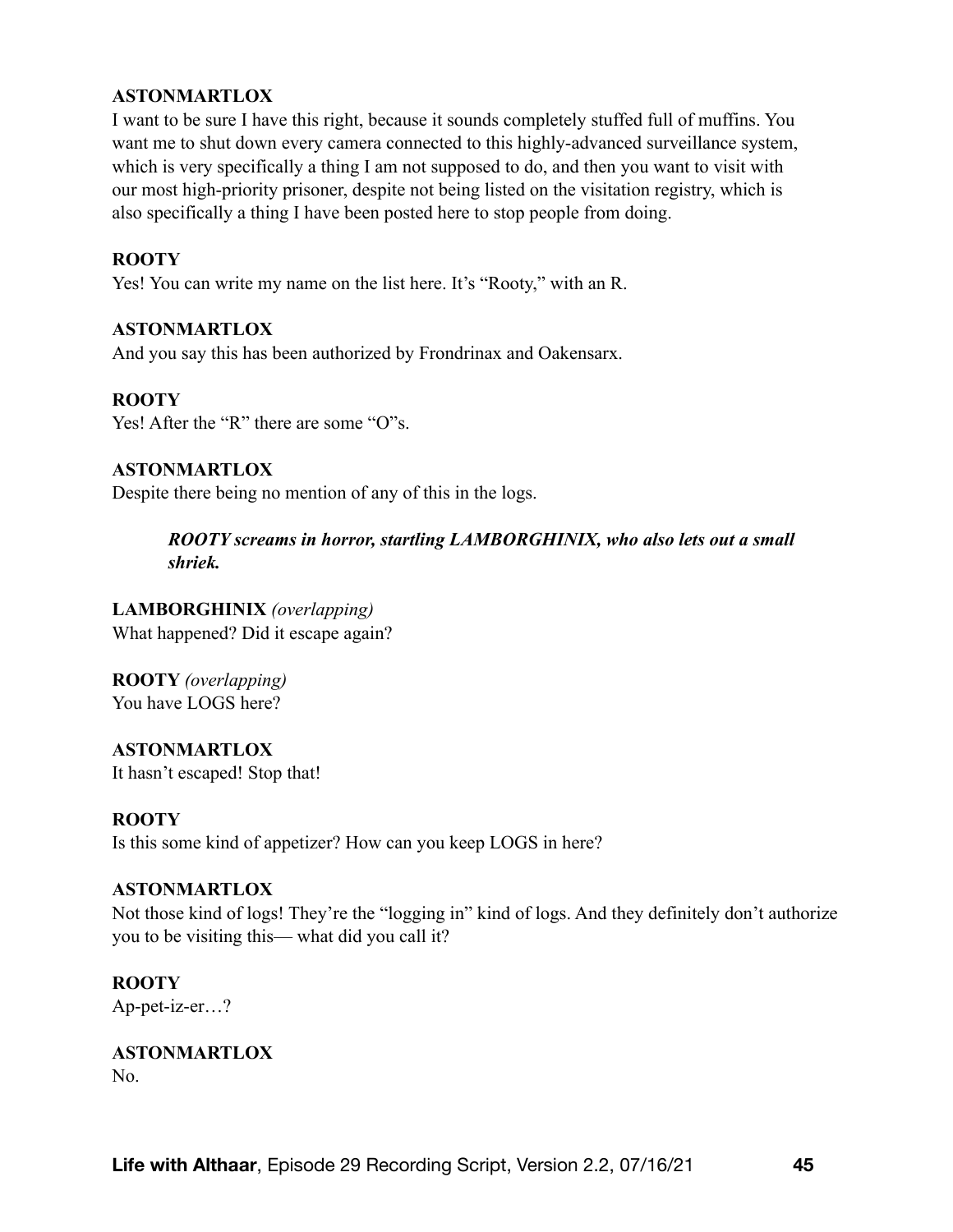**ASTONMARTLOX**
I want to be sure I have this right, because it sounds completely stuffed full of muffins. You want me to shut down every camera connected to this highly-advanced surveillance system, which is very specifically a thing I am not supposed to do, and then you want to visit with our most high-priority prisoner, despite not being listed on the visitation registry, which is also specifically a thing I have been posted here to stop people from doing.

**ROOTY**
Yes! You can write my name on the list here. It's "Rooty," with an R.

**ASTONMARTLOX**
And you say this has been authorized by Frondrinax and Oakensarx.

**ROOTY**
Yes! After the "R" there are some "O"s.

**ASTONMARTLOX**
Despite there being no mention of any of this in the logs.

> ***ROOTY screams in horror, startling LAMBORGHINIX, who also lets out a small shriek.***

**LAMBORGHINIX** *(overlapping)*
What happened? Did it escape again?

**ROOTY** *(overlapping)*
You have LOGS here?

**ASTONMARTLOX**
It hasn't escaped! Stop that!

**ROOTY**
Is this some kind of appetizer? How can you keep LOGS in here?

**ASTONMARTLOX**
Not those kind of logs! They're the "logging in" kind of logs. And they definitely don't authorize you to be visiting this— what did you call it?

**ROOTY**
Ap-pet-iz-er…?

**ASTONMARTLOX**
No.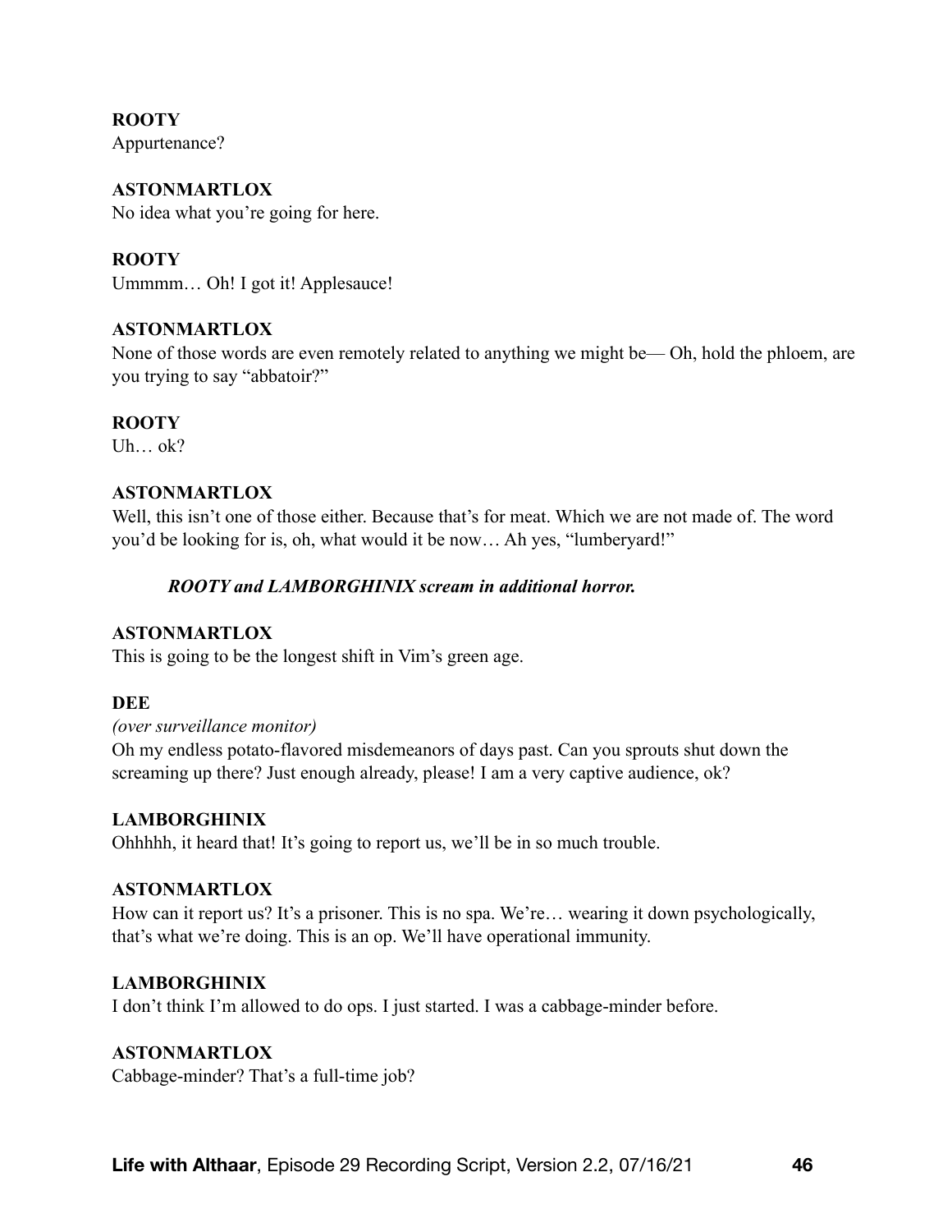**ROOTY**
Appurtenance?

**ASTONMARTLOX**
No idea what you're going for here.

**ROOTY**
Ummmm… Oh! I got it! Applesauce!

**ASTONMARTLOX**
None of those words are even remotely related to anything we might be— Oh, hold the phloem, are you trying to say "abbatoir?"

**ROOTY**
Uh… ok?

**ASTONMARTLOX**
Well, this isn't one of those either. Because that's for meat. Which we are not made of. The word you'd be looking for is, oh, what would it be now… Ah yes, "lumberyard!"

> ***ROOTY and LAMBORGHINIX scream in additional horror.***

**ASTONMARTLOX**
This is going to be the longest shift in Vim's green age.

**DEE**
*(over surveillance monitor)*
Oh my endless potato-flavored misdemeanors of days past. Can you sprouts shut down the screaming up there? Just enough already, please! I am a very captive audience, ok?

**LAMBORGHINIX**
Ohhhhh, it heard that! It's going to report us, we'll be in so much trouble.

**ASTONMARTLOX**
How can it report us? It's a prisoner. This is no spa. We're… wearing it down psychologically, that's what we're doing. This is an op. We'll have operational immunity.

**LAMBORGHINIX**
I don't think I'm allowed to do ops. I just started. I was a cabbage-minder before.

**ASTONMARTLOX**
Cabbage-minder? That's a full-time job?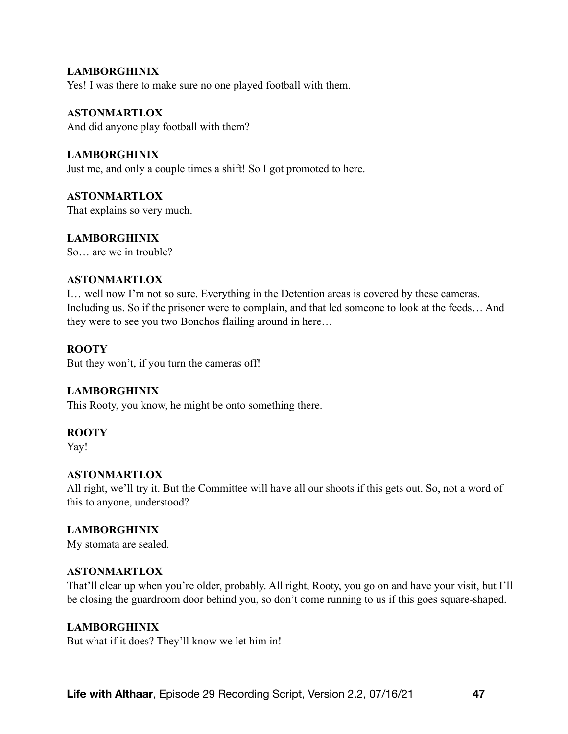**LAMBORGHINIX**
Yes! I was there to make sure no one played football with them.

**ASTONMARTLOX**
And did anyone play football with them?

**LAMBORGHINIX**
Just me, and only a couple times a shift! So I got promoted to here.

**ASTONMARTLOX**
That explains so very much.

**LAMBORGHINIX**
So… are we in trouble?

**ASTONMARTLOX**
I… well now I'm not so sure. Everything in the Detention areas is covered by these cameras. Including us. So if the prisoner were to complain, and that led someone to look at the feeds… And they were to see you two Bonchos flailing around in here…

**ROOTY**
But they won't, if you turn the cameras off!

**LAMBORGHINIX**
This Rooty, you know, he might be onto something there.

**ROOTY**
Yay!

**ASTONMARTLOX**
All right, we'll try it. But the Committee will have all our shoots if this gets out. So, not a word of this to anyone, understood?

**LAMBORGHINIX**
My stomata are sealed.

**ASTONMARTLOX**
That'll clear up when you're older, probably. All right, Rooty, you go on and have your visit, but I'll be closing the guardroom door behind you, so don't come running to us if this goes square-shaped.

**LAMBORGHINIX**
But what if it does? They'll know we let him in!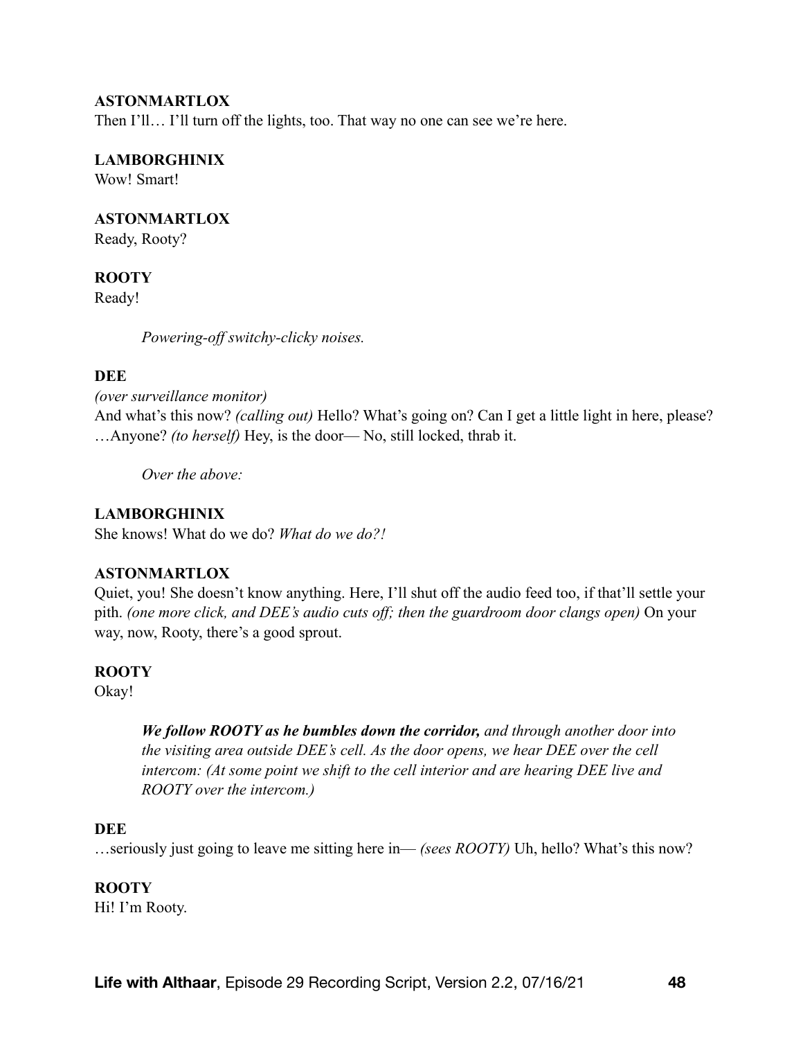**ASTONMARTLOX**
Then I'll… I'll turn off the lights, too. That way no one can see we're here.

**LAMBORGHINIX**
Wow! Smart!

**ASTONMARTLOX**
Ready, Rooty?

**ROOTY**
Ready!

> *Powering-off switchy-clicky noises.*

**DEE**
*(over surveillance monitor)*
And what's this now? *(calling out)* Hello? What's going on? Can I get a little light in here, please? …Anyone? *(to herself)* Hey, is the door— No, still locked, thrab it.

> *Over the above:*

**LAMBORGHINIX**
She knows! What do we do? *What do we do?!*

**ASTONMARTLOX**
Quiet, you! She doesn't know anything. Here, I'll shut off the audio feed too, if that'll settle your pith. *(one more click, and DEE's audio cuts off; then the guardroom door clangs open)* On your way, now, Rooty, there's a good sprout.

**ROOTY**
Okay!

> ***We follow ROOTY as he bumbles down the corridor,*** *and through another door into the visiting area outside DEE's cell. As the door opens, we hear DEE over the cell intercom: (At some point we shift to the cell interior and are hearing DEE live and ROOTY over the intercom.)*

**DEE**
…seriously just going to leave me sitting here in— *(sees ROOTY)* Uh, hello? What's this now?

**ROOTY**
Hi! I'm Rooty.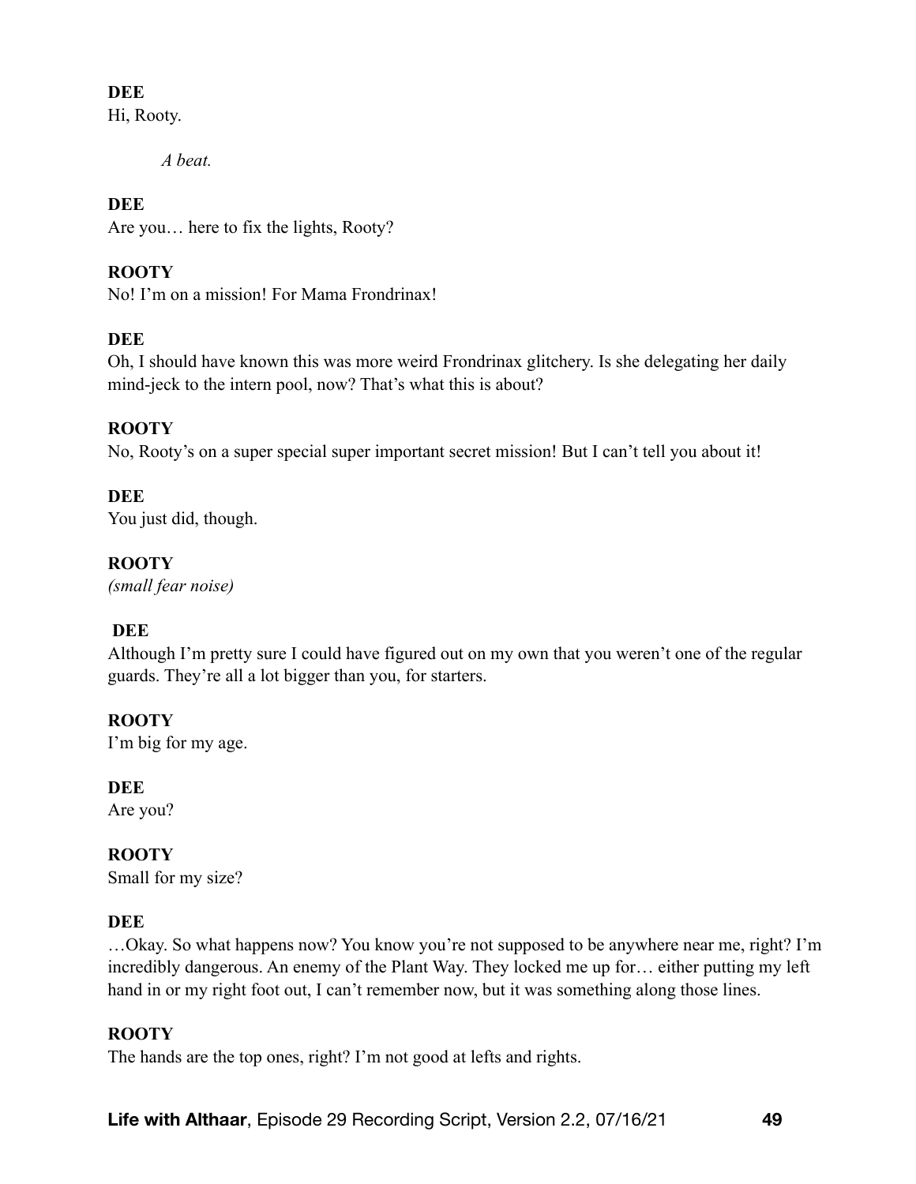**DEE**
Hi, Rooty.

*A beat.*

**DEE**
Are you… here to fix the lights, Rooty?

**ROOTY**
No! I'm on a mission! For Mama Frondrinax!

**DEE**
Oh, I should have known this was more weird Frondrinax glitchery. Is she delegating her daily mind-jeck to the intern pool, now? That's what this is about?

**ROOTY**
No, Rooty's on a super special super important secret mission! But I can't tell you about it!

**DEE**
You just did, though.

**ROOTY**
*(small fear noise)*

**DEE**
Although I'm pretty sure I could have figured out on my own that you weren't one of the regular guards. They're all a lot bigger than you, for starters.

**ROOTY**
I'm big for my age.

**DEE**
Are you?

**ROOTY**
Small for my size?

**DEE**
…Okay. So what happens now? You know you're not supposed to be anywhere near me, right? I'm incredibly dangerous. An enemy of the Plant Way. They locked me up for… either putting my left hand in or my right foot out, I can't remember now, but it was something along those lines.

**ROOTY**
The hands are the top ones, right? I'm not good at lefts and rights.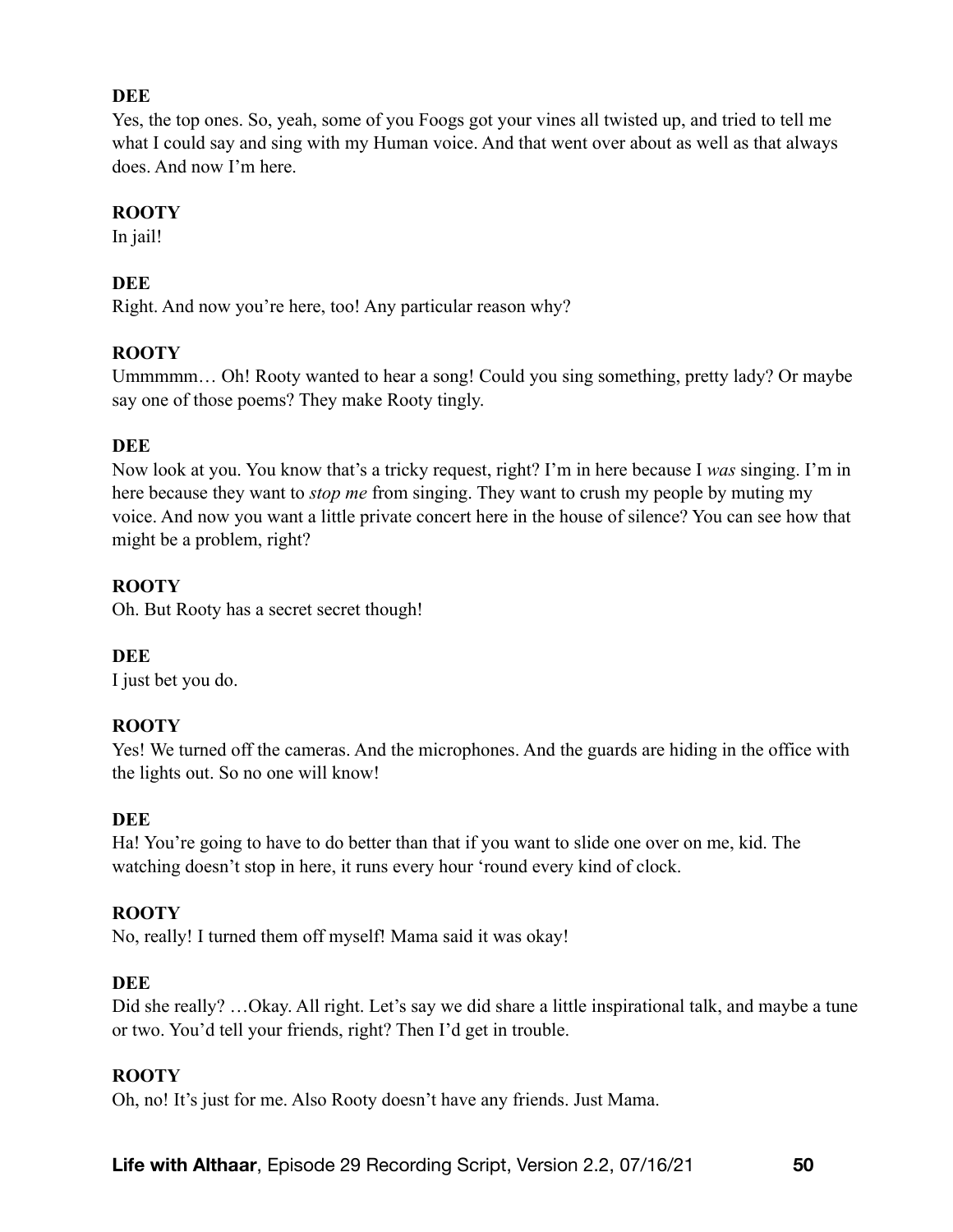**DEE**

Yes, the top ones. So, yeah, some of you Foogs got your vines all twisted up, and tried to tell me what I could say and sing with my Human voice. And that went over about as well as that always does. And now I'm here.

**ROOTY**

In jail!

**DEE**

Right. And now you're here, too! Any particular reason why?

**ROOTY**

Ummmmm… Oh! Rooty wanted to hear a song! Could you sing something, pretty lady? Or maybe say one of those poems? They make Rooty tingly.

**DEE**

Now look at you. You know that's a tricky request, right? I'm in here because I *was* singing. I'm in here because they want to *stop me* from singing. They want to crush my people by muting my voice. And now you want a little private concert here in the house of silence? You can see how that might be a problem, right?

**ROOTY**

Oh. But Rooty has a secret secret though!

**DEE**

I just bet you do.

**ROOTY**

Yes! We turned off the cameras. And the microphones. And the guards are hiding in the office with the lights out. So no one will know!

**DEE**

Ha! You're going to have to do better than that if you want to slide one over on me, kid. The watching doesn't stop in here, it runs every hour 'round every kind of clock.

**ROOTY**

No, really! I turned them off myself! Mama said it was okay!

**DEE**

Did she really? …Okay. All right. Let's say we did share a little inspirational talk, and maybe a tune or two. You'd tell your friends, right? Then I'd get in trouble.

**ROOTY**

Oh, no! It's just for me. Also Rooty doesn't have any friends. Just Mama.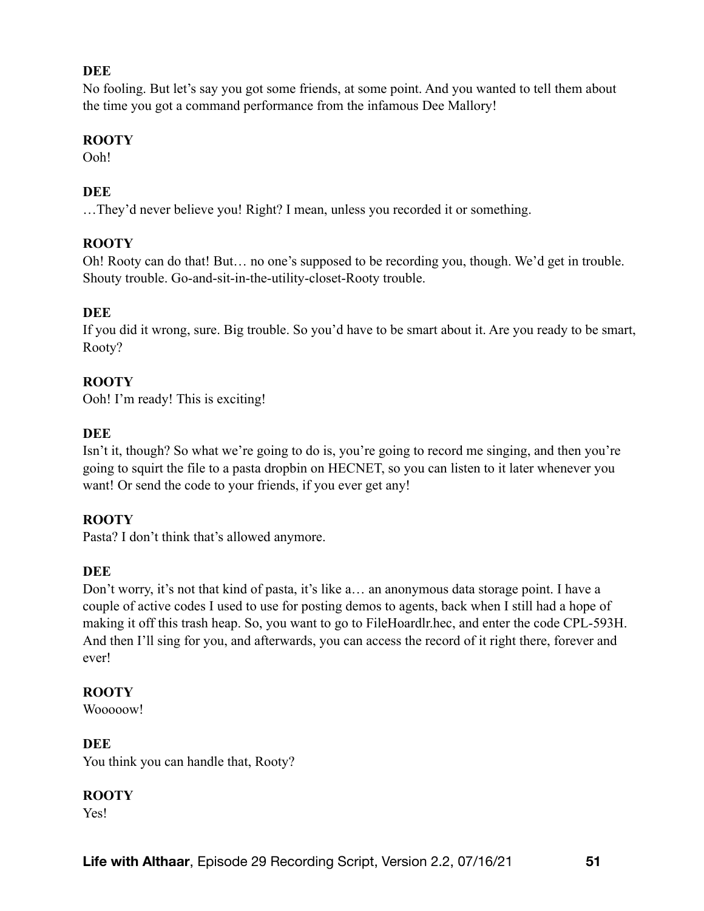**DEE**

No fooling. But let's say you got some friends, at some point. And you wanted to tell them about the time you got a command performance from the infamous Dee Mallory!

**ROOTY**

Ooh!

**DEE**

…They'd never believe you! Right? I mean, unless you recorded it or something.

**ROOTY**

Oh! Rooty can do that! But… no one's supposed to be recording you, though. We'd get in trouble. Shouty trouble. Go-and-sit-in-the-utility-closet-Rooty trouble.

**DEE**

If you did it wrong, sure. Big trouble. So you'd have to be smart about it. Are you ready to be smart, Rooty?

**ROOTY**

Ooh! I'm ready! This is exciting!

**DEE**

Isn't it, though? So what we're going to do is, you're going to record me singing, and then you're going to squirt the file to a pasta dropbin on HECNET, so you can listen to it later whenever you want! Or send the code to your friends, if you ever get any!

**ROOTY**

Pasta? I don't think that's allowed anymore.

**DEE**

Don't worry, it's not that kind of pasta, it's like a… an anonymous data storage point. I have a couple of active codes I used to use for posting demos to agents, back when I still had a hope of making it off this trash heap. So, you want to go to FileHoardlr.hec, and enter the code CPL-593H. And then I'll sing for you, and afterwards, you can access the record of it right there, forever and ever!

**ROOTY**

Wooooow!

**DEE**

You think you can handle that, Rooty?

**ROOTY**

Yes!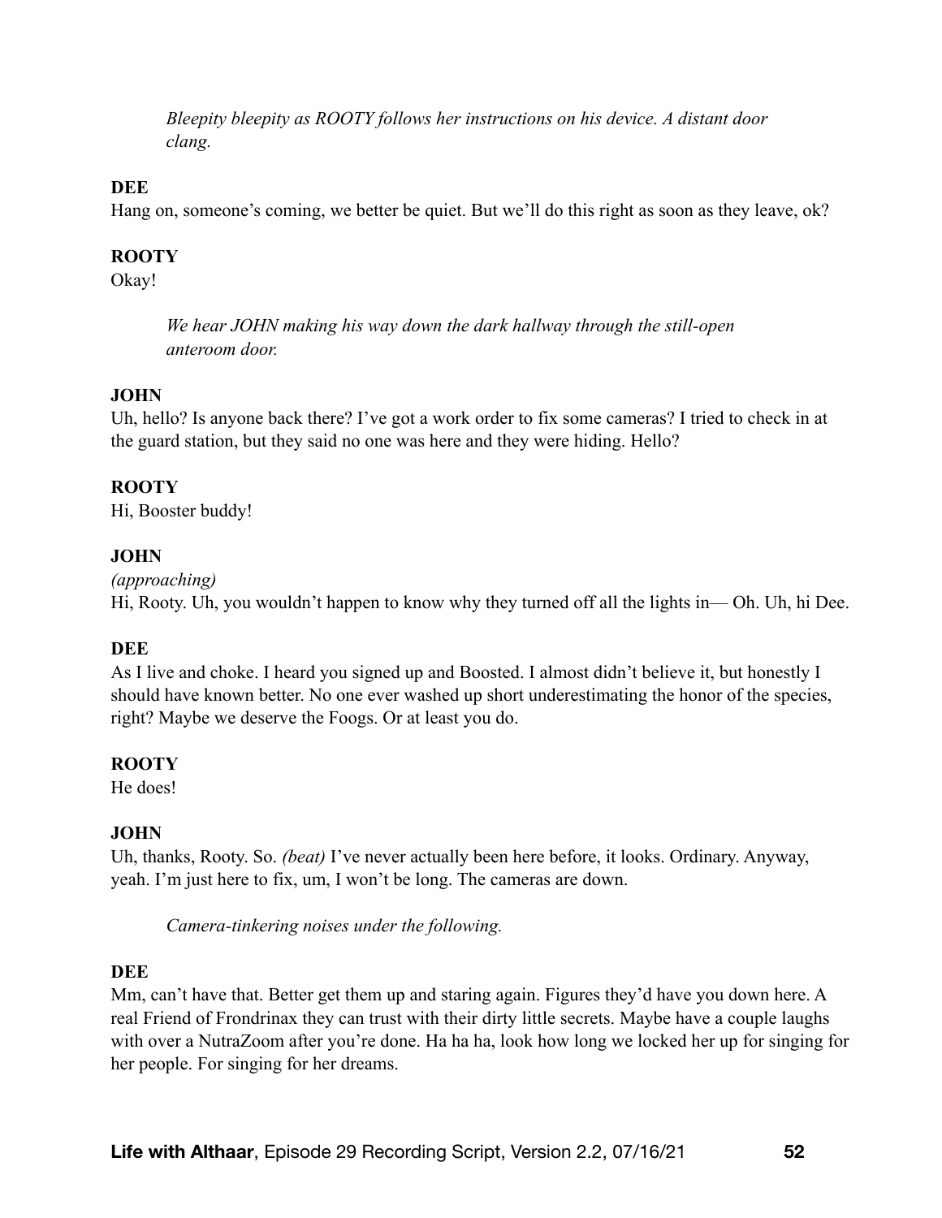*Bleepity bleepity as ROOTY follows her instructions on his device. A distant door clang.*

**DEE**
Hang on, someone's coming, we better be quiet. But we'll do this right as soon as they leave, ok?

**ROOTY**
Okay!

*We hear JOHN making his way down the dark hallway through the still-open anteroom door.*

**JOHN**
Uh, hello? Is anyone back there? I've got a work order to fix some cameras? I tried to check in at the guard station, but they said no one was here and they were hiding. Hello?

**ROOTY**
Hi, Booster buddy!

**JOHN**
*(approaching)*
Hi, Rooty. Uh, you wouldn't happen to know why they turned off all the lights in— Oh. Uh, hi Dee.

**DEE**
As I live and choke. I heard you signed up and Boosted. I almost didn't believe it, but honestly I should have known better. No one ever washed up short underestimating the honor of the species, right? Maybe we deserve the Foogs. Or at least you do.

**ROOTY**
He does!

**JOHN**
Uh, thanks, Rooty. So. *(beat)* I've never actually been here before, it looks. Ordinary. Anyway, yeah. I'm just here to fix, um, I won't be long. The cameras are down.

*Camera-tinkering noises under the following.*

**DEE**
Mm, can't have that. Better get them up and staring again. Figures they'd have you down here. A real Friend of Frondrinax they can trust with their dirty little secrets. Maybe have a couple laughs with over a NutraZoom after you're done. Ha ha ha, look how long we locked her up for singing for her people. For singing for her dreams.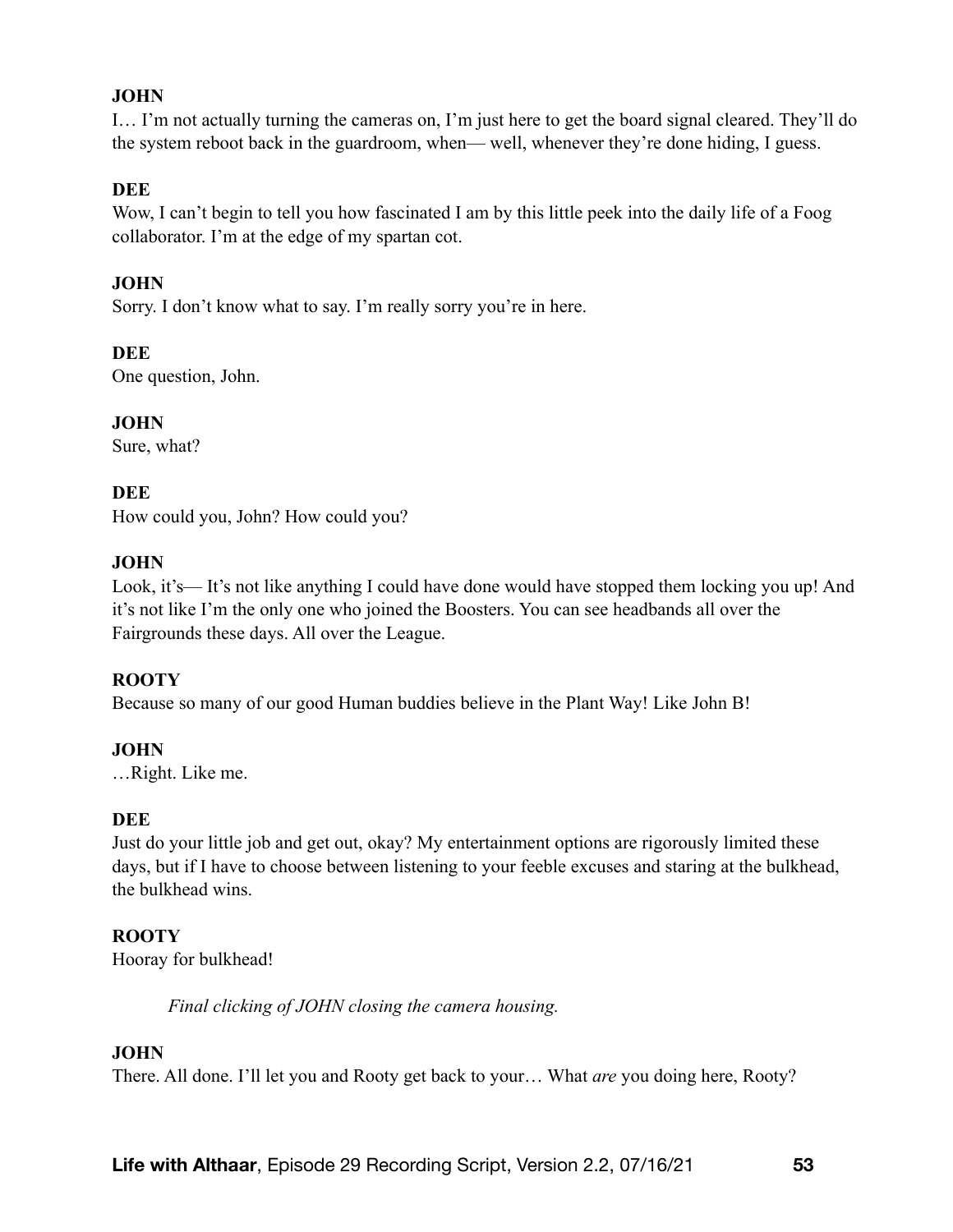**JOHN**

I… I'm not actually turning the cameras on, I'm just here to get the board signal cleared. They'll do the system reboot back in the guardroom, when— well, whenever they're done hiding, I guess.

**DEE**

Wow, I can't begin to tell you how fascinated I am by this little peek into the daily life of a Foog collaborator. I'm at the edge of my spartan cot.

**JOHN**

Sorry. I don't know what to say. I'm really sorry you're in here.

**DEE**

One question, John.

**JOHN**

Sure, what?

**DEE**

How could you, John? How could you?

**JOHN**

Look, it's— It's not like anything I could have done would have stopped them locking you up! And it's not like I'm the only one who joined the Boosters. You can see headbands all over the Fairgrounds these days. All over the League.

**ROOTY**

Because so many of our good Human buddies believe in the Plant Way! Like John B!

**JOHN**

…Right. Like me.

**DEE**

Just do your little job and get out, okay? My entertainment options are rigorously limited these days, but if I have to choose between listening to your feeble excuses and staring at the bulkhead, the bulkhead wins.

**ROOTY**

Hooray for bulkhead!

*Final clicking of JOHN closing the camera housing.*

**JOHN**

There. All done. I'll let you and Rooty get back to your… What *are* you doing here, Rooty?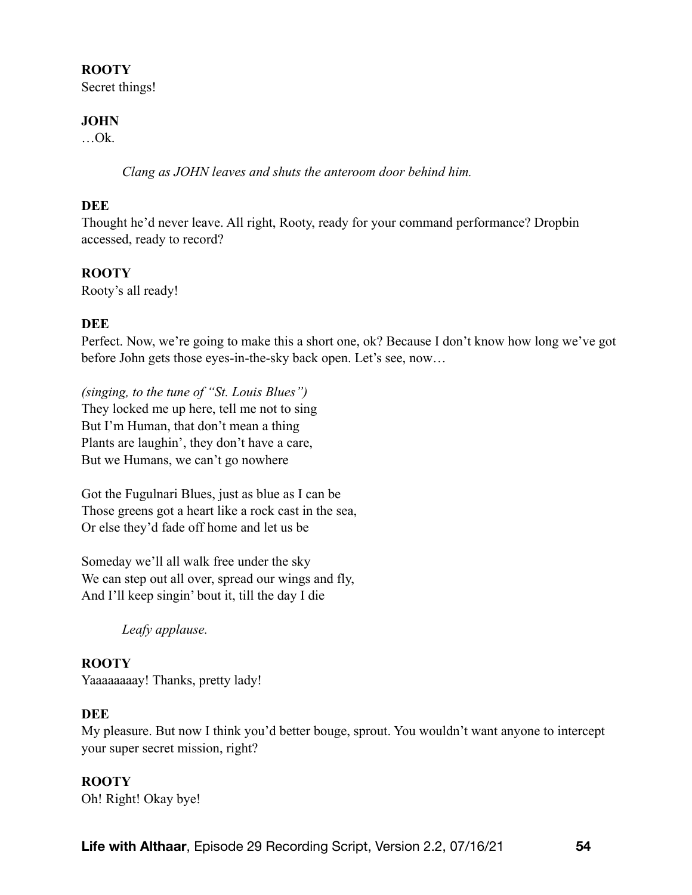**ROOTY**
Secret things!

**JOHN**
…Ok.

*Clang as JOHN leaves and shuts the anteroom door behind him.*

**DEE**
Thought he'd never leave. All right, Rooty, ready for your command performance? Dropbin accessed, ready to record?

**ROOTY**
Rooty's all ready!

**DEE**
Perfect. Now, we're going to make this a short one, ok? Because I don't know how long we've got before John gets those eyes-in-the-sky back open. Let's see, now…

*(singing, to the tune of "St. Louis Blues")*
They locked me up here, tell me not to sing
But I'm Human, that don't mean a thing
Plants are laughin', they don't have a care,
But we Humans, we can't go nowhere

Got the Fugulnari Blues, just as blue as I can be
Those greens got a heart like a rock cast in the sea,
Or else they'd fade off home and let us be

Someday we'll all walk free under the sky
We can step out all over, spread our wings and fly,
And I'll keep singin' bout it, till the day I die

*Leafy applause.*

**ROOTY**
Yaaaaaaaay! Thanks, pretty lady!

**DEE**
My pleasure. But now I think you'd better bouge, sprout. You wouldn't want anyone to intercept your super secret mission, right?

**ROOTY**
Oh! Right! Okay bye!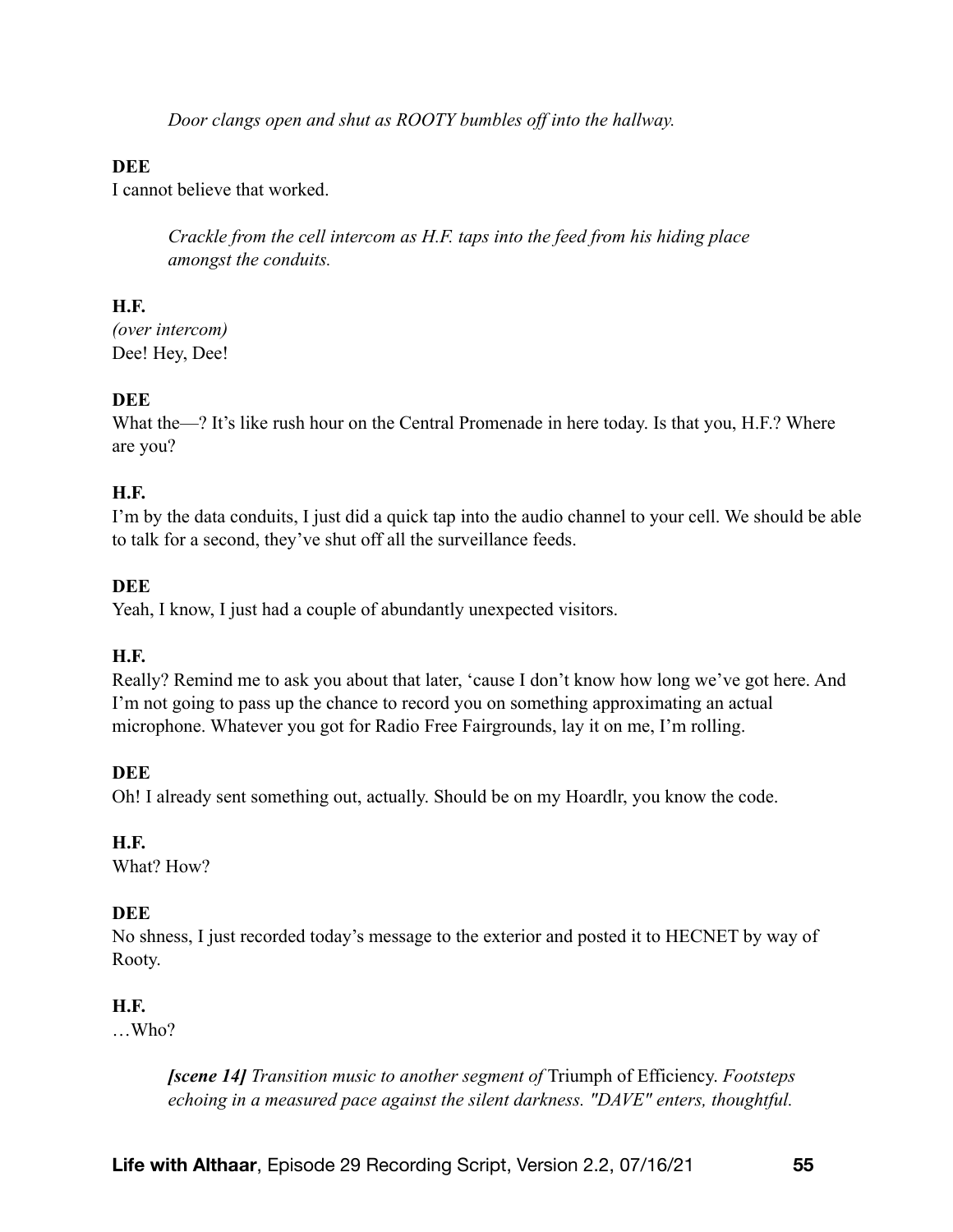*Door clangs open and shut as ROOTY bumbles off into the hallway.*

**DEE**
I cannot believe that worked.

*Crackle from the cell intercom as H.F. taps into the feed from his hiding place amongst the conduits.*

**H.F.**
*(over intercom)*
Dee! Hey, Dee!

**DEE**
What the—? It's like rush hour on the Central Promenade in here today. Is that you, H.F.? Where are you?

**H.F.**
I'm by the data conduits, I just did a quick tap into the audio channel to your cell. We should be able to talk for a second, they've shut off all the surveillance feeds.

**DEE**
Yeah, I know, I just had a couple of abundantly unexpected visitors.

**H.F.**
Really? Remind me to ask you about that later, 'cause I don't know how long we've got here. And I'm not going to pass up the chance to record you on something approximating an actual microphone. Whatever you got for Radio Free Fairgrounds, lay it on me, I'm rolling.

**DEE**
Oh! I already sent something out, actually. Should be on my Hoardlr, you know the code.

**H.F.**
What? How?

**DEE**
No shness, I just recorded today's message to the exterior and posted it to HECNET by way of Rooty.

**H.F.**
…Who?

***[scene 14]*** *Transition music to another segment of* Triumph of Efficiency. *Footsteps echoing in a measured pace against the silent darkness. "DAVE" enters, thoughtful.*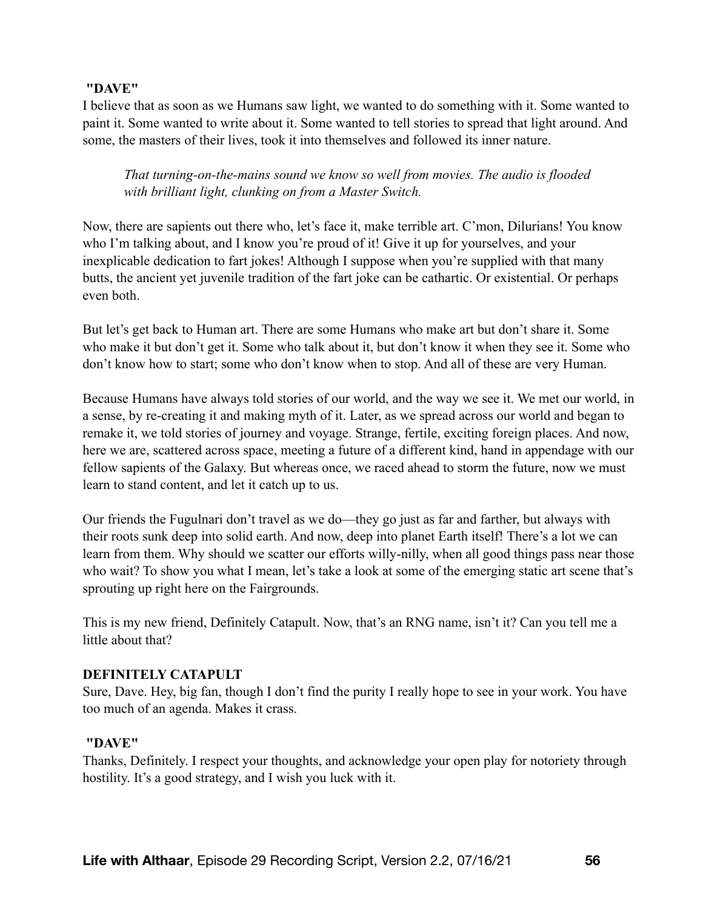**"DAVE"**
I believe that as soon as we Humans saw light, we wanted to do something with it. Some wanted to paint it. Some wanted to write about it. Some wanted to tell stories to spread that light around. And some, the masters of their lives, took it into themselves and followed its inner nature.

> *That turning-on-the-mains sound we know so well from movies. The audio is flooded with brilliant light, clunking on from a Master Switch.*

Now, there are sapients out there who, let's face it, make terrible art. C'mon, Dilurians! You know who I'm talking about, and I know you're proud of it! Give it up for yourselves, and your inexplicable dedication to fart jokes! Although I suppose when you're supplied with that many butts, the ancient yet juvenile tradition of the fart joke can be cathartic. Or existential. Or perhaps even both.

But let's get back to Human art. There are some Humans who make art but don't share it. Some who make it but don't get it. Some who talk about it, but don't know it when they see it. Some who don't know how to start; some who don't know when to stop. And all of these are very Human.

Because Humans have always told stories of our world, and the way we see it. We met our world, in a sense, by re-creating it and making myth of it. Later, as we spread across our world and began to remake it, we told stories of journey and voyage. Strange, fertile, exciting foreign places. And now, here we are, scattered across space, meeting a future of a different kind, hand in appendage with our fellow sapients of the Galaxy. But whereas once, we raced ahead to storm the future, now we must learn to stand content, and let it catch up to us.

Our friends the Fugulnari don't travel as we do—they go just as far and farther, but always with their roots sunk deep into solid earth. And now, deep into planet Earth itself! There's a lot we can learn from them. Why should we scatter our efforts willy-nilly, when all good things pass near those who wait? To show you what I mean, let's take a look at some of the emerging static art scene that's sprouting up right here on the Fairgrounds.

This is my new friend, Definitely Catapult. Now, that's an RNG name, isn't it? Can you tell me a little about that?

**DEFINITELY CATAPULT**
Sure, Dave. Hey, big fan, though I don't find the purity I really hope to see in your work. You have too much of an agenda. Makes it crass.

**"DAVE"**
Thanks, Definitely. I respect your thoughts, and acknowledge your open play for notoriety through hostility. It's a good strategy, and I wish you luck with it.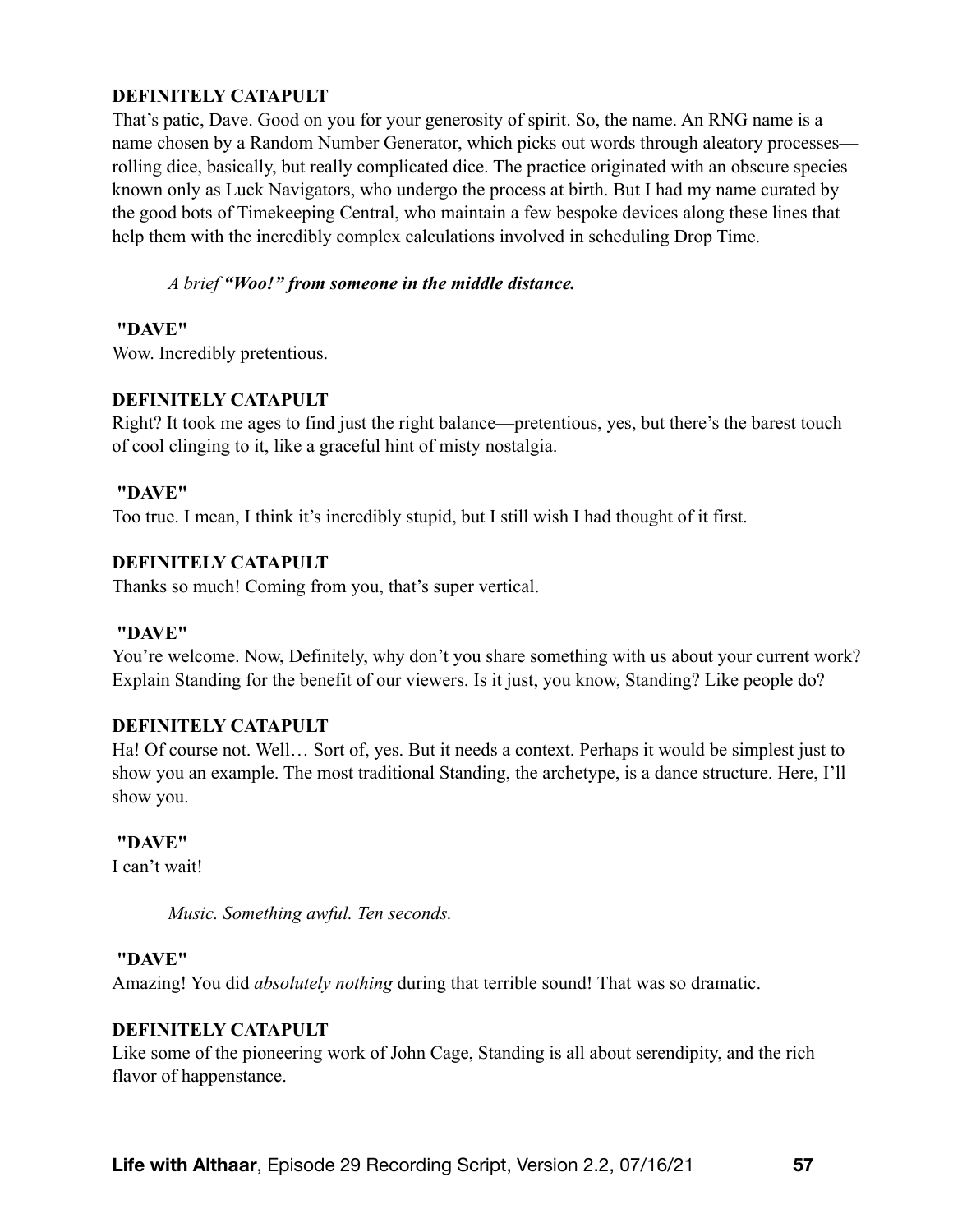**DEFINITELY CATAPULT**

That's patic, Dave. Good on you for your generosity of spirit. So, the name. An RNG name is a name chosen by a Random Number Generator, which picks out words through aleatory processes—rolling dice, basically, but really complicated dice. The practice originated with an obscure species known only as Luck Navigators, who undergo the process at birth. But I had my name curated by the good bots of Timekeeping Central, who maintain a few bespoke devices along these lines that help them with the incredibly complex calculations involved in scheduling Drop Time.

*A brief* ***"Woo!" from someone in the middle distance.***

**"DAVE"**

Wow. Incredibly pretentious.

**DEFINITELY CATAPULT**

Right? It took me ages to find just the right balance—pretentious, yes, but there's the barest touch of cool clinging to it, like a graceful hint of misty nostalgia.

**"DAVE"**

Too true. I mean, I think it's incredibly stupid, but I still wish I had thought of it first.

**DEFINITELY CATAPULT**

Thanks so much! Coming from you, that's super vertical.

**"DAVE"**

You're welcome. Now, Definitely, why don't you share something with us about your current work? Explain Standing for the benefit of our viewers. Is it just, you know, Standing? Like people do?

**DEFINITELY CATAPULT**

Ha! Of course not. Well… Sort of, yes. But it needs a context. Perhaps it would be simplest just to show you an example. The most traditional Standing, the archetype, is a dance structure. Here, I'll show you.

**"DAVE"**

I can't wait!

*Music. Something awful. Ten seconds.*

**"DAVE"**

Amazing! You did *absolutely nothing* during that terrible sound! That was so dramatic.

**DEFINITELY CATAPULT**

Like some of the pioneering work of John Cage, Standing is all about serendipity, and the rich flavor of happenstance.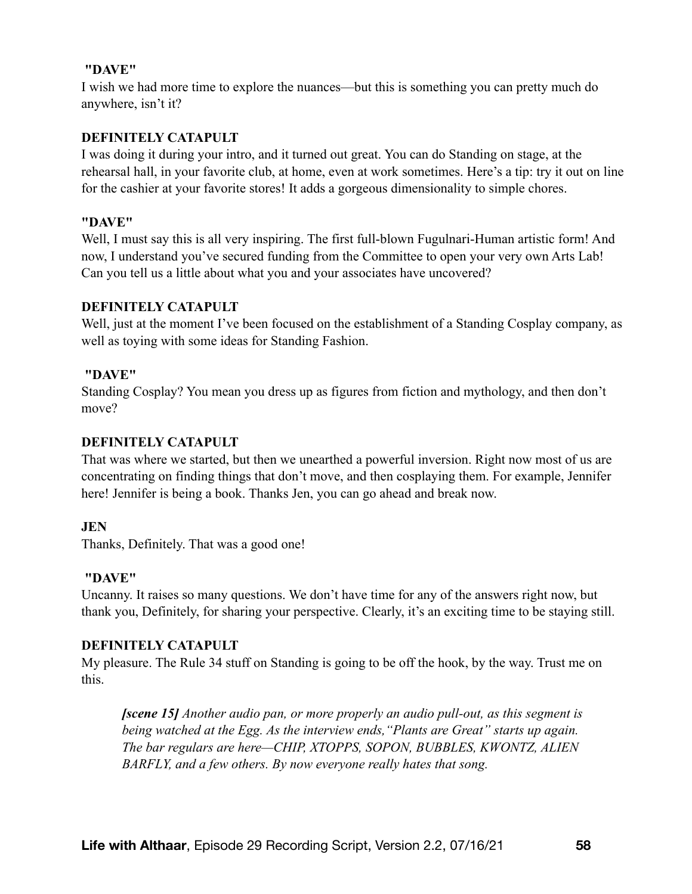**"DAVE"**
I wish we had more time to explore the nuances—but this is something you can pretty much do anywhere, isn't it?

**DEFINITELY CATAPULT**
I was doing it during your intro, and it turned out great. You can do Standing on stage, at the rehearsal hall, in your favorite club, at home, even at work sometimes. Here's a tip: try it out on line for the cashier at your favorite stores! It adds a gorgeous dimensionality to simple chores.

**"DAVE"**
Well, I must say this is all very inspiring. The first full-blown Fugulnari-Human artistic form! And now, I understand you've secured funding from the Committee to open your very own Arts Lab! Can you tell us a little about what you and your associates have uncovered?

**DEFINITELY CATAPULT**
Well, just at the moment I've been focused on the establishment of a Standing Cosplay company, as well as toying with some ideas for Standing Fashion.

**"DAVE"**
Standing Cosplay? You mean you dress up as figures from fiction and mythology, and then don't move?

**DEFINITELY CATAPULT**
That was where we started, but then we unearthed a powerful inversion. Right now most of us are concentrating on finding things that don't move, and then cosplaying them. For example, Jennifer here! Jennifer is being a book. Thanks Jen, you can go ahead and break now.

**JEN**
Thanks, Definitely. That was a good one!

**"DAVE"**
Uncanny. It raises so many questions. We don't have time for any of the answers right now, but thank you, Definitely, for sharing your perspective. Clearly, it's an exciting time to be staying still.

**DEFINITELY CATAPULT**
My pleasure. The Rule 34 stuff on Standing is going to be off the hook, by the way. Trust me on this.

> ***[scene 15]*** *Another audio pan, or more properly an audio pull-out, as this segment is being watched at the Egg. As the interview ends, "Plants are Great" starts up again. The bar regulars are here—CHIP, XTOPPS, SOPON, BUBBLES, KWONTZ, ALIEN BARFLY, and a few others. By now everyone really hates that song.*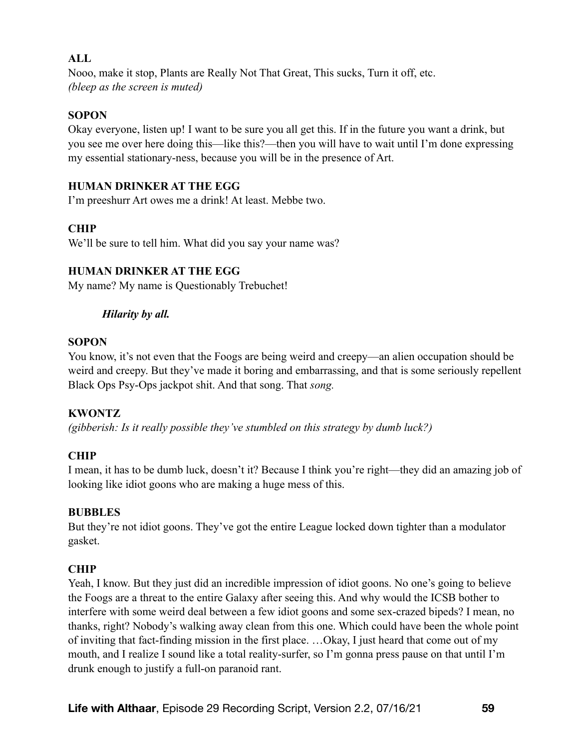**ALL**

Nooo, make it stop, Plants are Really Not That Great, This sucks, Turn it off, etc.
*(bleep as the screen is muted)*

**SOPON**

Okay everyone, listen up! I want to be sure you all get this. If in the future you want a drink, but you see me over here doing this—like this?—then you will have to wait until I'm done expressing my essential stationary-ness, because you will be in the presence of Art.

**HUMAN DRINKER AT THE EGG**

I'm preeshurr Art owes me a drink! At least. Mebbe two.

**CHIP**

We'll be sure to tell him. What did you say your name was?

**HUMAN DRINKER AT THE EGG**

My name? My name is Questionably Trebuchet!

> ***Hilarity by all.***

**SOPON**

You know, it's not even that the Foogs are being weird and creepy—an alien occupation should be weird and creepy. But they've made it boring and embarrassing, and that is some seriously repellent Black Ops Psy-Ops jackpot shit. And that song. That *song.*

**KWONTZ**

*(gibberish: Is it really possible they've stumbled on this strategy by dumb luck?)*

**CHIP**

I mean, it has to be dumb luck, doesn't it? Because I think you're right—they did an amazing job of looking like idiot goons who are making a huge mess of this.

**BUBBLES**

But they're not idiot goons. They've got the entire League locked down tighter than a modulator gasket.

**CHIP**

Yeah, I know. But they just did an incredible impression of idiot goons. No one's going to believe the Foogs are a threat to the entire Galaxy after seeing this. And why would the ICSB bother to interfere with some weird deal between a few idiot goons and some sex-crazed bipeds? I mean, no thanks, right? Nobody's walking away clean from this one. Which could have been the whole point of inviting that fact-finding mission in the first place. …Okay, I just heard that come out of my mouth, and I realize I sound like a total reality-surfer, so I'm gonna press pause on that until I'm drunk enough to justify a full-on paranoid rant.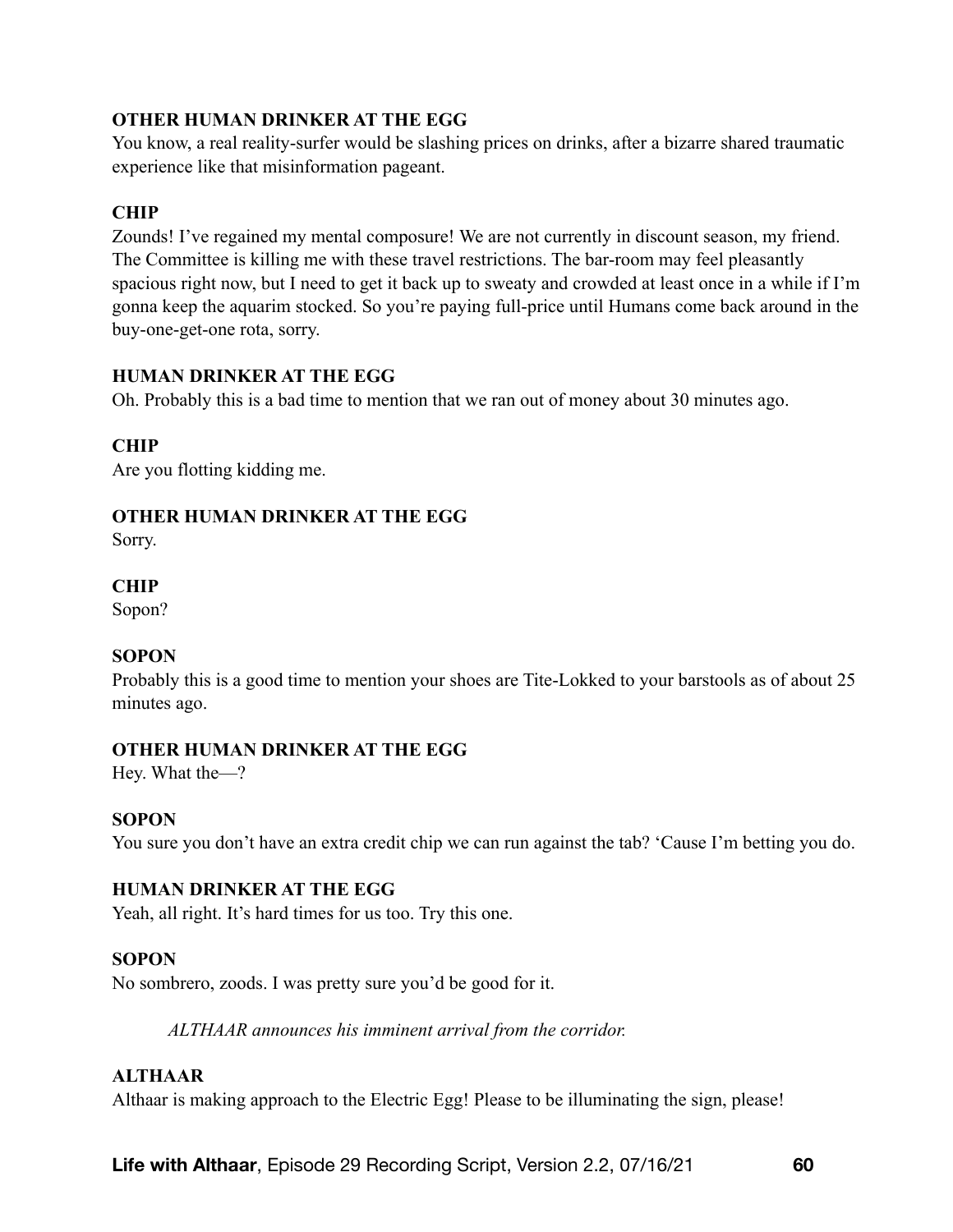**OTHER HUMAN DRINKER AT THE EGG**

You know, a real reality-surfer would be slashing prices on drinks, after a bizarre shared traumatic experience like that misinformation pageant.

**CHIP**

Zounds! I've regained my mental composure! We are not currently in discount season, my friend. The Committee is killing me with these travel restrictions. The bar-room may feel pleasantly spacious right now, but I need to get it back up to sweaty and crowded at least once in a while if I'm gonna keep the aquarim stocked. So you're paying full-price until Humans come back around in the buy-one-get-one rota, sorry.

**HUMAN DRINKER AT THE EGG**

Oh. Probably this is a bad time to mention that we ran out of money about 30 minutes ago.

**CHIP**

Are you flotting kidding me.

**OTHER HUMAN DRINKER AT THE EGG**

Sorry.

**CHIP**

Sopon?

**SOPON**

Probably this is a good time to mention your shoes are Tite-Lokked to your barstools as of about 25 minutes ago.

**OTHER HUMAN DRINKER AT THE EGG**

Hey. What the—?

**SOPON**

You sure you don't have an extra credit chip we can run against the tab? 'Cause I'm betting you do.

**HUMAN DRINKER AT THE EGG**

Yeah, all right. It's hard times for us too. Try this one.

**SOPON**

No sombrero, zoods. I was pretty sure you'd be good for it.

*ALTHAAR announces his imminent arrival from the corridor.*

**ALTHAAR**

Althaar is making approach to the Electric Egg! Please to be illuminating the sign, please!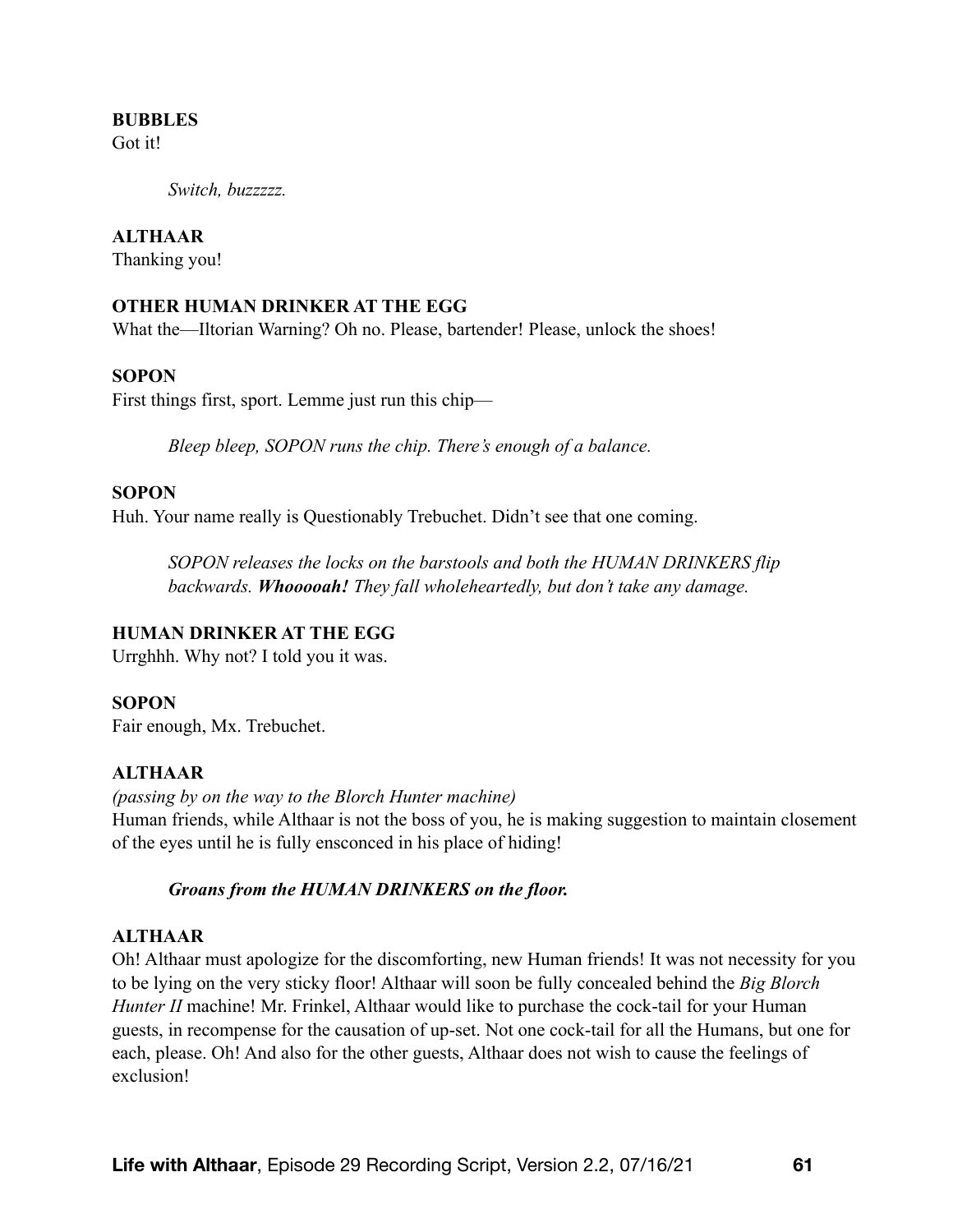**BUBBLES**
Got it!

*Switch, buzzzzz.*

**ALTHAAR**
Thanking you!

**OTHER HUMAN DRINKER AT THE EGG**
What the—Iltorian Warning? Oh no. Please, bartender! Please, unlock the shoes!

**SOPON**
First things first, sport. Lemme just run this chip—

*Bleep bleep, SOPON runs the chip. There's enough of a balance.*

**SOPON**
Huh. Your name really is Questionably Trebuchet. Didn't see that one coming.

*SOPON releases the locks on the barstools and both the HUMAN DRINKERS flip backwards.* ***Whooooah!*** *They fall wholeheartedly, but don't take any damage.*

**HUMAN DRINKER AT THE EGG**
Urrghhh. Why not? I told you it was.

**SOPON**
Fair enough, Mx. Trebuchet.

**ALTHAAR**
*(passing by on the way to the Blorch Hunter machine)*
Human friends, while Althaar is not the boss of you, he is making suggestion to maintain closement of the eyes until he is fully ensconced in his place of hiding!

***Groans from the HUMAN DRINKERS on the floor.***

**ALTHAAR**
Oh! Althaar must apologize for the discomforting, new Human friends! It was not necessity for you to be lying on the very sticky floor! Althaar will soon be fully concealed behind the *Big Blorch Hunter II* machine! Mr. Frinkel, Althaar would like to purchase the cock-tail for your Human guests, in recompense for the causation of up-set. Not one cock-tail for all the Humans, but one for each, please. Oh! And also for the other guests, Althaar does not wish to cause the feelings of exclusion!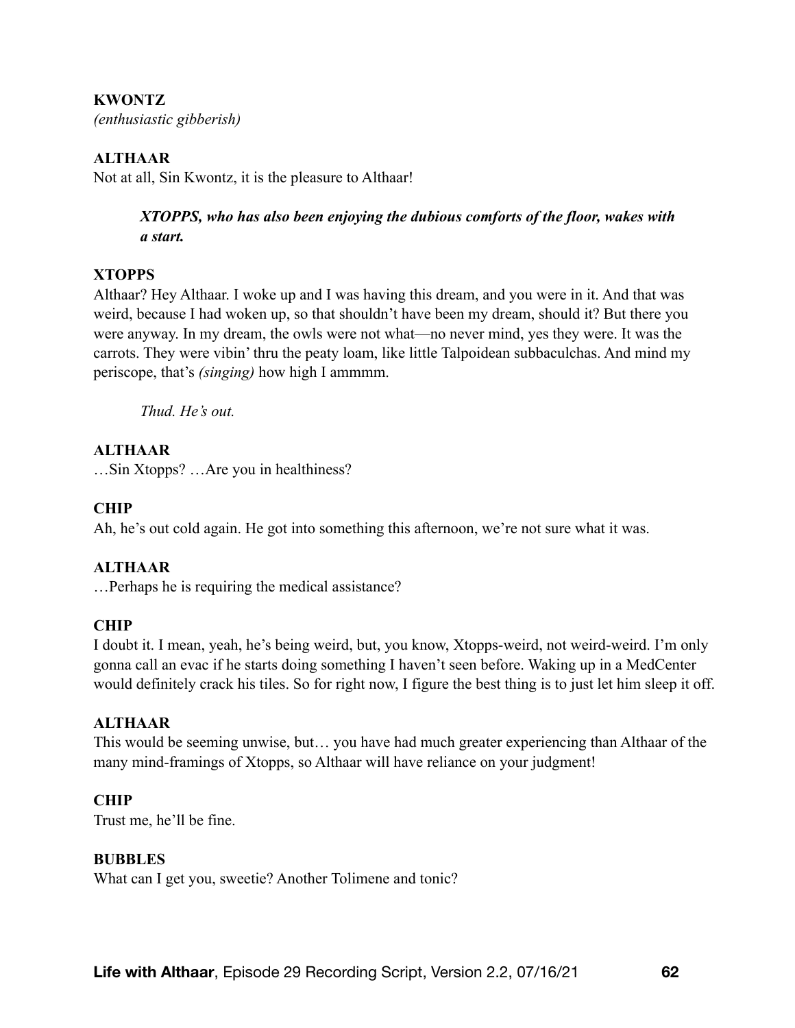**KWONTZ**
*(enthusiastic gibberish)*

**ALTHAAR**
Not at all, Sin Kwontz, it is the pleasure to Althaar!

> ***XTOPPS, who has also been enjoying the dubious comforts of the floor, wakes with a start.***

**XTOPPS**
Althaar? Hey Althaar. I woke up and I was having this dream, and you were in it. And that was weird, because I had woken up, so that shouldn't have been my dream, should it? But there you were anyway. In my dream, the owls were not what—no never mind, yes they were. It was the carrots. They were vibin' thru the peaty loam, like little Talpoidean subbaculchas. And mind my periscope, that's *(singing)* how high I ammmm.

> *Thud. He's out.*

**ALTHAAR**
…Sin Xtopps? …Are you in healthiness?

**CHIP**
Ah, he's out cold again. He got into something this afternoon, we're not sure what it was.

**ALTHAAR**
…Perhaps he is requiring the medical assistance?

**CHIP**
I doubt it. I mean, yeah, he's being weird, but, you know, Xtopps-weird, not weird-weird. I'm only gonna call an evac if he starts doing something I haven't seen before. Waking up in a MedCenter would definitely crack his tiles. So for right now, I figure the best thing is to just let him sleep it off.

**ALTHAAR**
This would be seeming unwise, but… you have had much greater experiencing than Althaar of the many mind-framings of Xtopps, so Althaar will have reliance on your judgment!

**CHIP**
Trust me, he'll be fine.

**BUBBLES**
What can I get you, sweetie? Another Tolimene and tonic?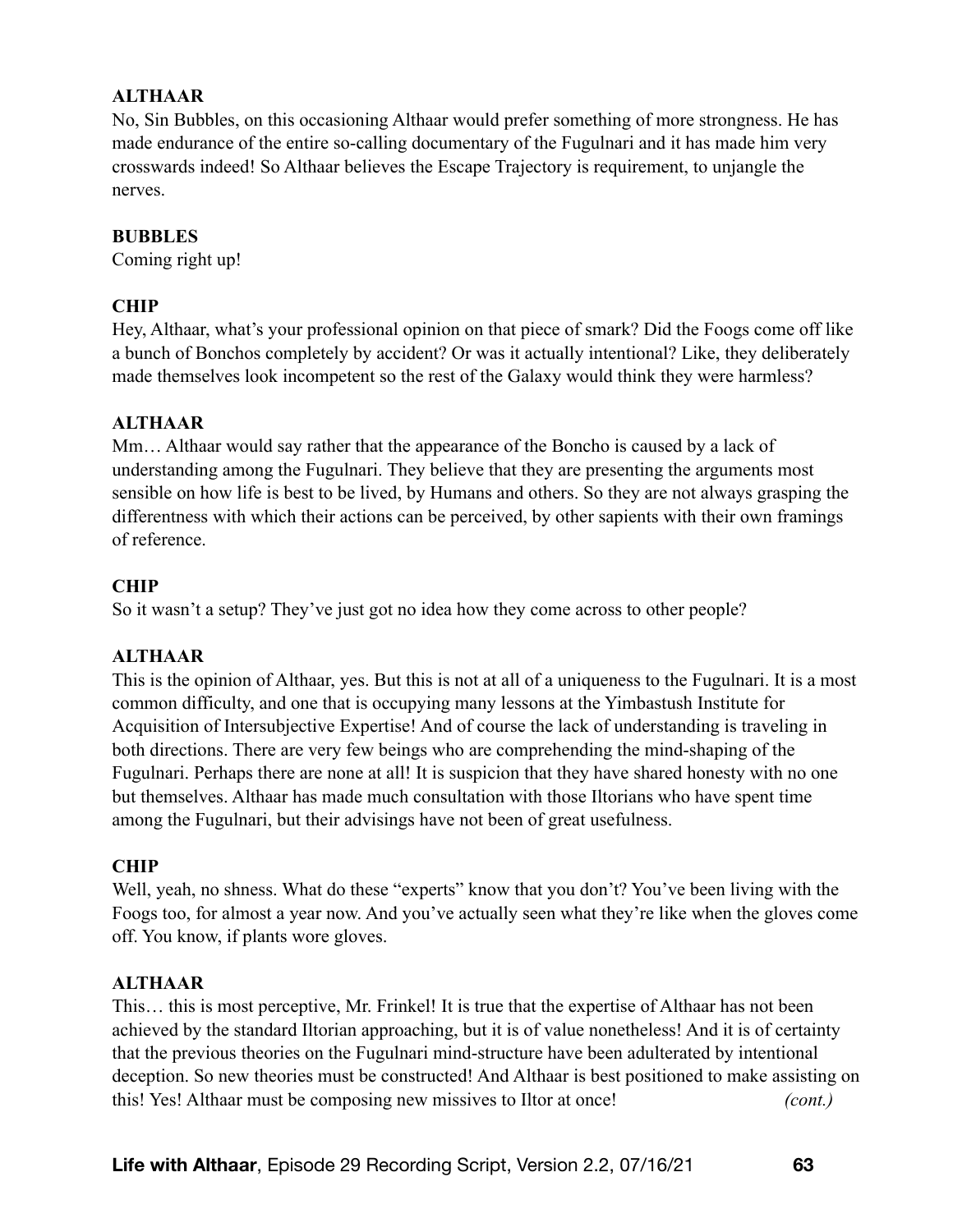**ALTHAAR**

No, Sin Bubbles, on this occasioning Althaar would prefer something of more strongness. He has made endurance of the entire so-calling documentary of the Fugulnari and it has made him very crosswards indeed! So Althaar believes the Escape Trajectory is requirement, to unjangle the nerves.

**BUBBLES**

Coming right up!

**CHIP**

Hey, Althaar, what's your professional opinion on that piece of smark? Did the Foogs come off like a bunch of Bonchos completely by accident? Or was it actually intentional? Like, they deliberately made themselves look incompetent so the rest of the Galaxy would think they were harmless?

**ALTHAAR**

Mm… Althaar would say rather that the appearance of the Boncho is caused by a lack of understanding among the Fugulnari. They believe that they are presenting the arguments most sensible on how life is best to be lived, by Humans and others. So they are not always grasping the differentness with which their actions can be perceived, by other sapients with their own framings of reference.

**CHIP**

So it wasn't a setup? They've just got no idea how they come across to other people?

**ALTHAAR**

This is the opinion of Althaar, yes. But this is not at all of a uniqueness to the Fugulnari. It is a most common difficulty, and one that is occupying many lessons at the Yimbastush Institute for Acquisition of Intersubjective Expertise! And of course the lack of understanding is traveling in both directions. There are very few beings who are comprehending the mind-shaping of the Fugulnari. Perhaps there are none at all! It is suspicion that they have shared honesty with no one but themselves. Althaar has made much consultation with those Iltorians who have spent time among the Fugulnari, but their advisings have not been of great usefulness.

**CHIP**

Well, yeah, no shness. What do these "experts" know that you don't? You've been living with the Foogs too, for almost a year now. And you've actually seen what they're like when the gloves come off. You know, if plants wore gloves.

**ALTHAAR**

This… this is most perceptive, Mr. Frinkel! It is true that the expertise of Althaar has not been achieved by the standard Iltorian approaching, but it is of value nonetheless! And it is of certainty that the previous theories on the Fugulnari mind-structure have been adulterated by intentional deception. So new theories must be constructed! And Althaar is best positioned to make assisting on this! Yes! Althaar must be composing new missives to Iltor at once! *(cont.)*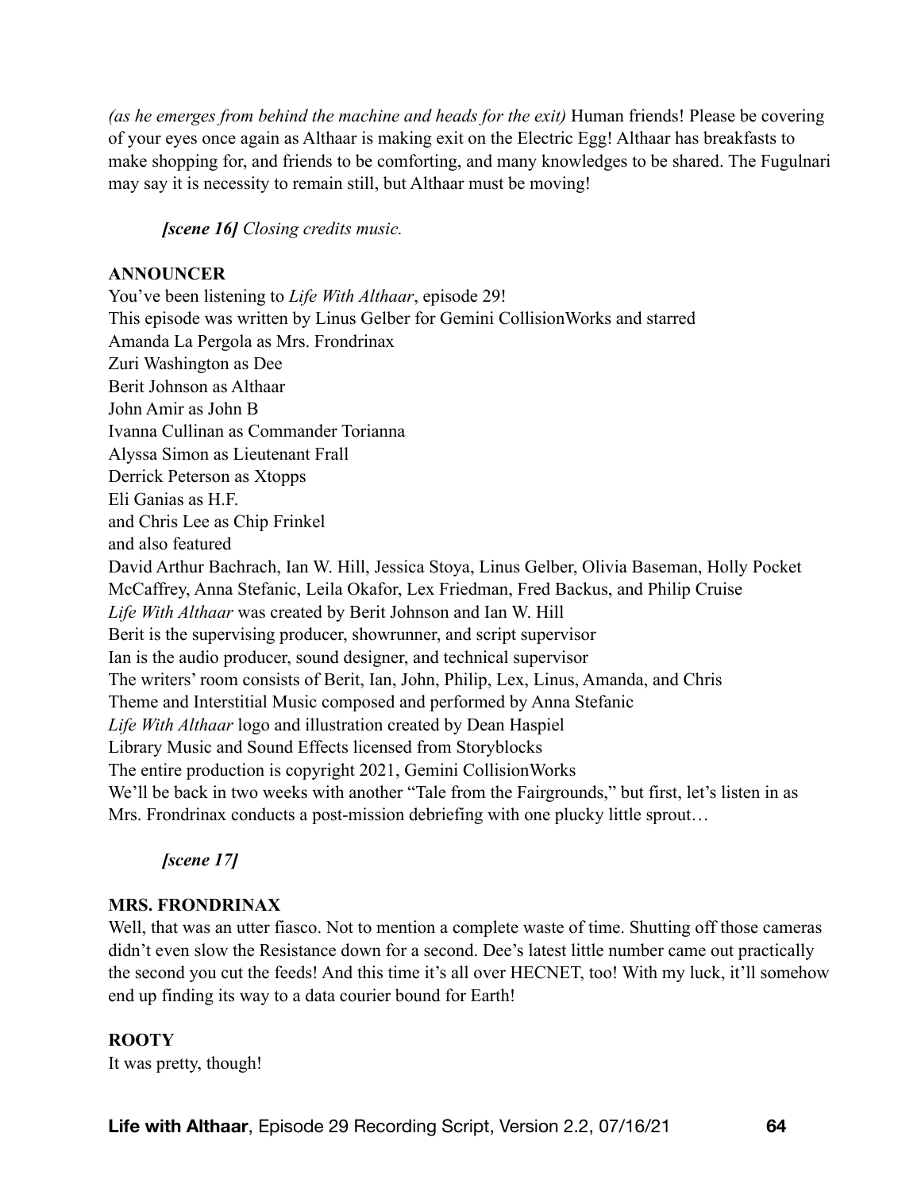*(as he emerges from behind the machine and heads for the exit)* Human friends! Please be covering of your eyes once again as Althaar is making exit on the Electric Egg! Althaar has breakfasts to make shopping for, and friends to be comforting, and many knowledges to be shared. The Fugulnari may say it is necessity to remain still, but Althaar must be moving!

***[scene 16]** Closing credits music.*

**ANNOUNCER**

You've been listening to *Life With Althaar*, episode 29!
This episode was written by Linus Gelber for Gemini CollisionWorks and starred
Amanda La Pergola as Mrs. Frondrinax
Zuri Washington as Dee
Berit Johnson as Althaar
John Amir as John B
Ivanna Cullinan as Commander Torianna
Alyssa Simon as Lieutenant Frall
Derrick Peterson as Xtopps
Eli Ganias as H.F.
and Chris Lee as Chip Frinkel
and also featured
David Arthur Bachrach, Ian W. Hill, Jessica Stoya, Linus Gelber, Olivia Baseman, Holly Pocket McCaffrey, Anna Stefanic, Leila Okafor, Lex Friedman, Fred Backus, and Philip Cruise
*Life With Althaar* was created by Berit Johnson and Ian W. Hill
Berit is the supervising producer, showrunner, and script supervisor
Ian is the audio producer, sound designer, and technical supervisor
The writers' room consists of Berit, Ian, John, Philip, Lex, Linus, Amanda, and Chris
Theme and Interstitial Music composed and performed by Anna Stefanic
*Life With Althaar* logo and illustration created by Dean Haspiel
Library Music and Sound Effects licensed from Storyblocks
The entire production is copyright 2021, Gemini CollisionWorks
We'll be back in two weeks with another "Tale from the Fairgrounds," but first, let's listen in as Mrs. Frondrinax conducts a post-mission debriefing with one plucky little sprout…

***[scene 17]***

**MRS. FRONDRINAX**

Well, that was an utter fiasco. Not to mention a complete waste of time. Shutting off those cameras didn't even slow the Resistance down for a second. Dee's latest little number came out practically the second you cut the feeds! And this time it's all over HECNET, too! With my luck, it'll somehow end up finding its way to a data courier bound for Earth!

**ROOTY**

It was pretty, though!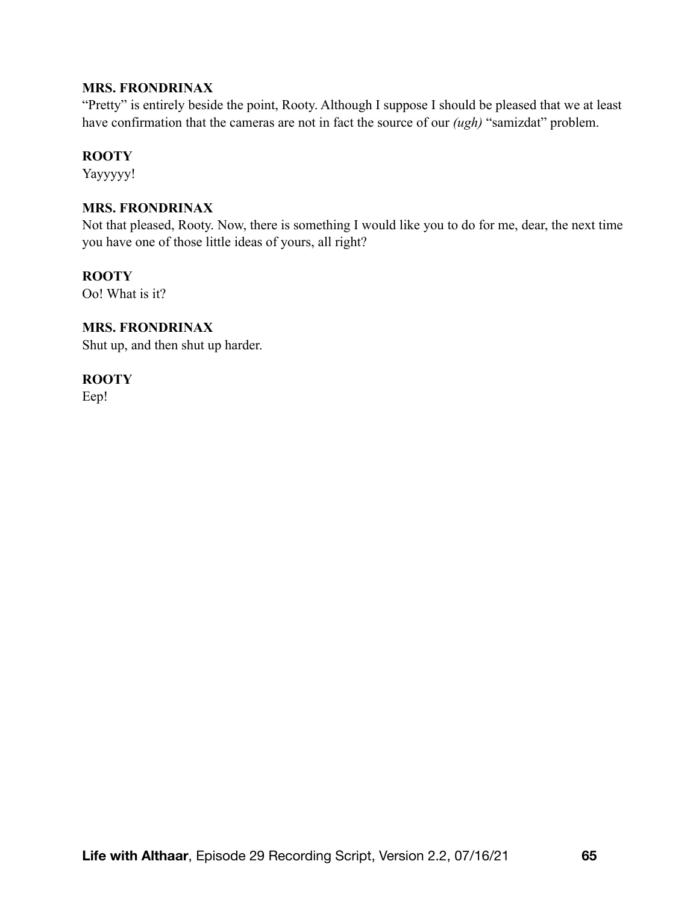**MRS. FRONDRINAX**
"Pretty" is entirely beside the point, Rooty. Although I suppose I should be pleased that we at least have confirmation that the cameras are not in fact the source of our *(ugh)* "samizdat" problem.

**ROOTY**
Yayyyyy!

**MRS. FRONDRINAX**
Not that pleased, Rooty. Now, there is something I would like you to do for me, dear, the next time you have one of those little ideas of yours, all right?

**ROOTY**
Oo! What is it?

**MRS. FRONDRINAX**
Shut up, and then shut up harder.

**ROOTY**
Eep!